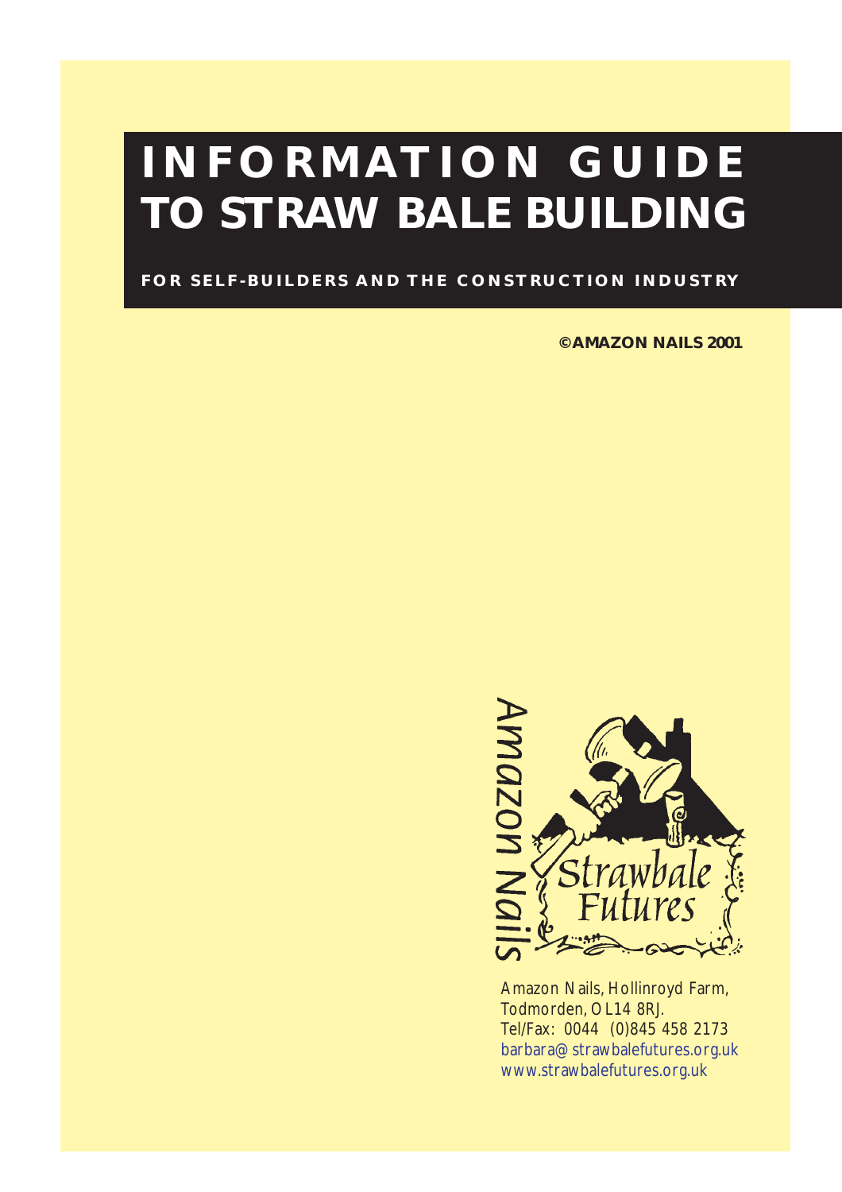# INFORMATION GUIDE TO STRAW BALE BUILDING

**FOR SELF-BUILDERS AND THE CONSTRUCTION INDUSTRY**

**©AMAZON NAILS 2001**

Amazon Nails

Strawbale Futures

Amazon Nails, Hollinroyd Farm,
Todmorden, OL14 8RJ.
Tel/Fax: 0044 (0)845 458 2173
barbara@strawbalefutures.org.uk
www.strawbalefutures.org.uk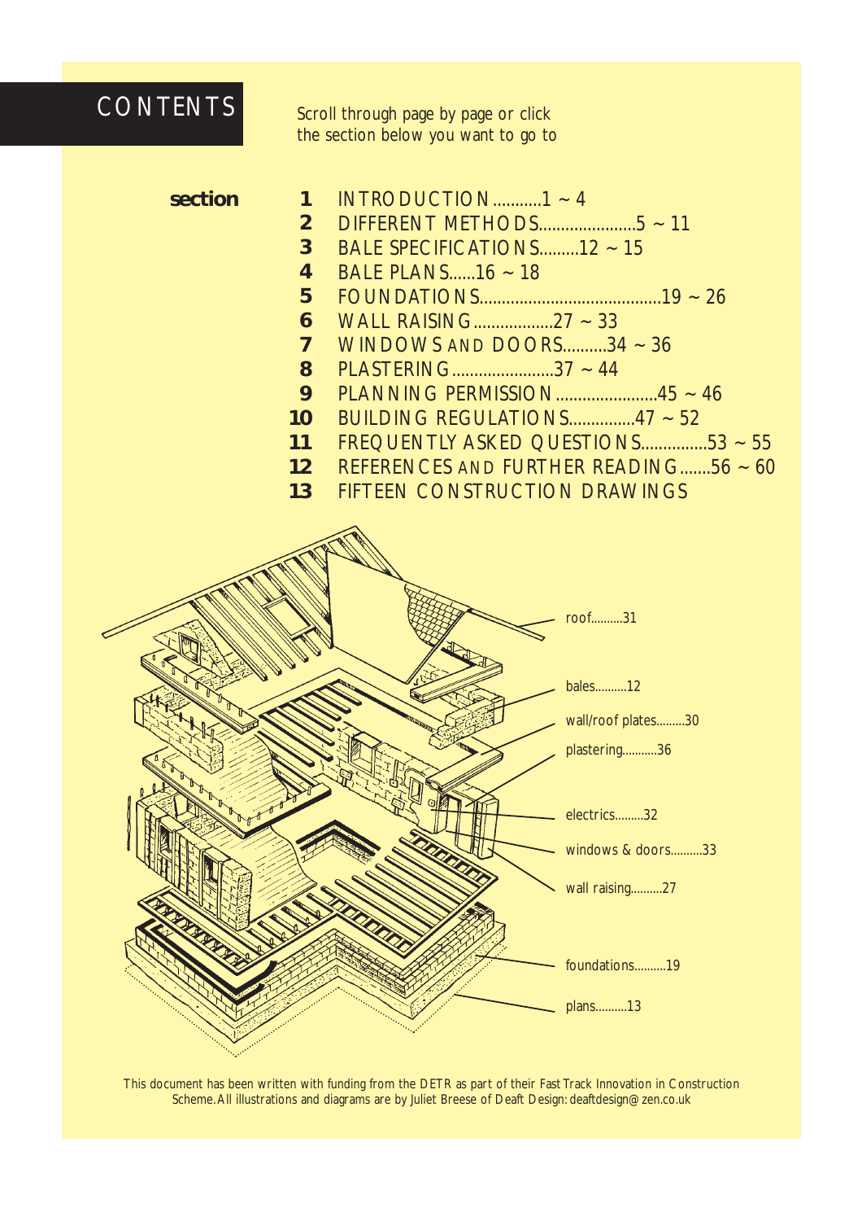# CONTENTS

Scroll through page by page or click the section below you want to go to

| section | |
|---|---|
| **1** | INTRODUCTION...........1 ~ 4 |
| **2** | DIFFERENT METHODS......................5 ~ 11 |
| **3** | BALE SPECIFICATIONS.........12 ~ 15 |
| **4** | BALE PLANS......16 ~ 18 |
| **5** | FOUNDATIONS.........................................19 ~ 26 |
| **6** | WALL RAISING..................27 ~ 33 |
| **7** | WINDOWS AND DOORS..........34 ~ 36 |
| **8** | PLASTERING.......................37 ~ 44 |
| **9** | PLANNING PERMISSION.......................45 ~ 46 |
| **10** | BUILDING REGULATIONS...............47 ~ 52 |
| **11** | FREQUENTLY ASKED QUESTIONS...............53 ~ 55 |
| **12** | REFERENCES AND FURTHER READING.......56 ~ 60 |
| **13** | FIFTEEN CONSTRUCTION DRAWINGS |

roof..........31

bales..........12

wall/roof plates.........30

plastering...........36

electrics.........32

windows & doors..........33

wall raising..........27

foundations..........19

plans..........13

This document has been written with funding from the DETR as part of their Fast Track Innovation in Construction Scheme. All illustrations and diagrams are by Juliet Breese of Deaft Design: deaftdesign@zen.co.uk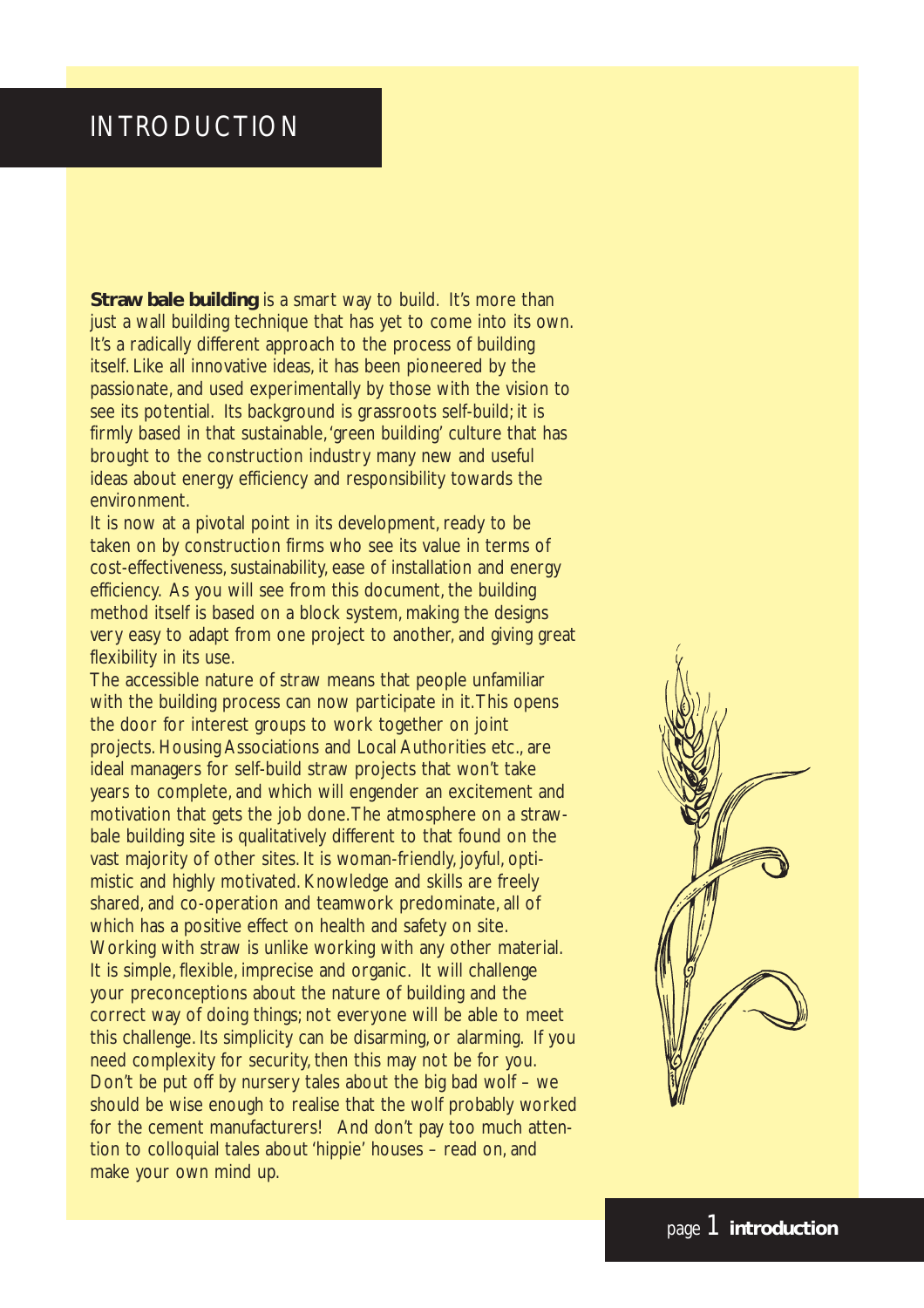# INTRODUCTION

**Straw bale building** is a smart way to build. It's more than just a wall building technique that has yet to come into its own. It's a radically different approach to the process of building itself. Like all innovative ideas, it has been pioneered by the passionate, and used experimentally by those with the vision to see its potential. Its background is grassroots self-build; it is firmly based in that sustainable, 'green building' culture that has brought to the construction industry many new and useful ideas about energy efficiency and responsibility towards the environment.

It is now at a pivotal point in its development, ready to be taken on by construction firms who see its value in terms of cost-effectiveness, sustainability, ease of installation and energy efficiency. As you will see from this document, the building method itself is based on a block system, making the designs very easy to adapt from one project to another, and giving great flexibility in its use.

The accessible nature of straw means that people unfamiliar with the building process can now participate in it. This opens the door for interest groups to work together on joint projects. Housing Associations and Local Authorities etc., are ideal managers for self-build straw projects that won't take years to complete, and which will engender an excitement and motivation that gets the job done. The atmosphere on a straw-bale building site is qualitatively different to that found on the vast majority of other sites. It is woman-friendly, joyful, optimistic and highly motivated. Knowledge and skills are freely shared, and co-operation and teamwork predominate, all of which has a positive effect on health and safety on site.

Working with straw is unlike working with any other material. It is simple, flexible, imprecise and organic. It will challenge your preconceptions about the nature of building and the correct way of doing things; not everyone will be able to meet this challenge. Its simplicity can be disarming, or alarming. If you need complexity for security, then this may not be for you.

Don't be put off by nursery tales about the big bad wolf – we should be wise enough to realise that the wolf probably worked for the cement manufacturers! And don't pay too much attention to colloquial tales about 'hippie' houses – read on, and make your own mind up.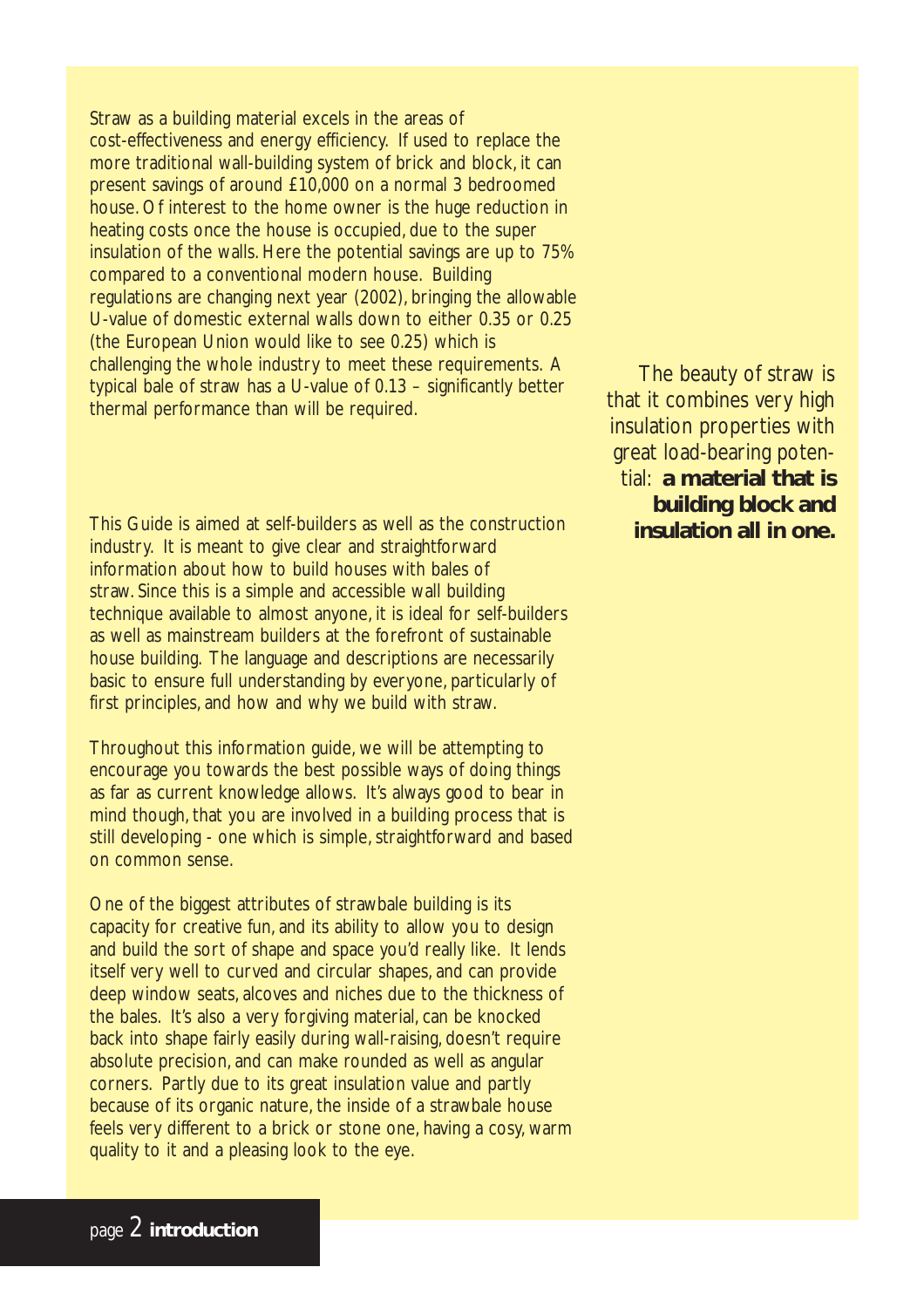Straw as a building material excels in the areas of cost-effectiveness and energy efficiency. If used to replace the more traditional wall-building system of brick and block, it can present savings of around £10,000 on a normal 3 bedroomed house. Of interest to the home owner is the huge reduction in heating costs once the house is occupied, due to the super insulation of the walls. Here the potential savings are up to 75% compared to a conventional modern house. Building regulations are changing next year (2002), bringing the allowable U-value of domestic external walls down to either 0.35 or 0.25 (the European Union would like to see 0.25) which is challenging the whole industry to meet these requirements. A typical bale of straw has a U-value of 0.13 – significantly better thermal performance than will be required.

The beauty of straw is that it combines very high insulation properties with great load-bearing potential: **a material that is building block and insulation all in one.**

This Guide is aimed at self-builders as well as the construction industry. It is meant to give clear and straightforward information about how to build houses with bales of straw. Since this is a simple and accessible wall building technique available to almost anyone, it is ideal for self-builders as well as mainstream builders at the forefront of sustainable house building. The language and descriptions are necessarily basic to ensure full understanding by everyone, particularly of first principles, and how and why we build with straw.

Throughout this information guide, we will be attempting to encourage you towards the best possible ways of doing things as far as current knowledge allows. It's always good to bear in mind though, that you are involved in a building process that is still developing - one which is simple, straightforward and based on common sense.

One of the biggest attributes of strawbale building is its capacity for creative fun, and its ability to allow you to design and build the sort of shape and space you'd really like. It lends itself very well to curved and circular shapes, and can provide deep window seats, alcoves and niches due to the thickness of the bales. It's also a very forgiving material, can be knocked back into shape fairly easily during wall-raising, doesn't require absolute precision, and can make rounded as well as angular corners. Partly due to its great insulation value and partly because of its organic nature, the inside of a strawbale house feels very different to a brick or stone one, having a cosy, warm quality to it and a pleasing look to the eye.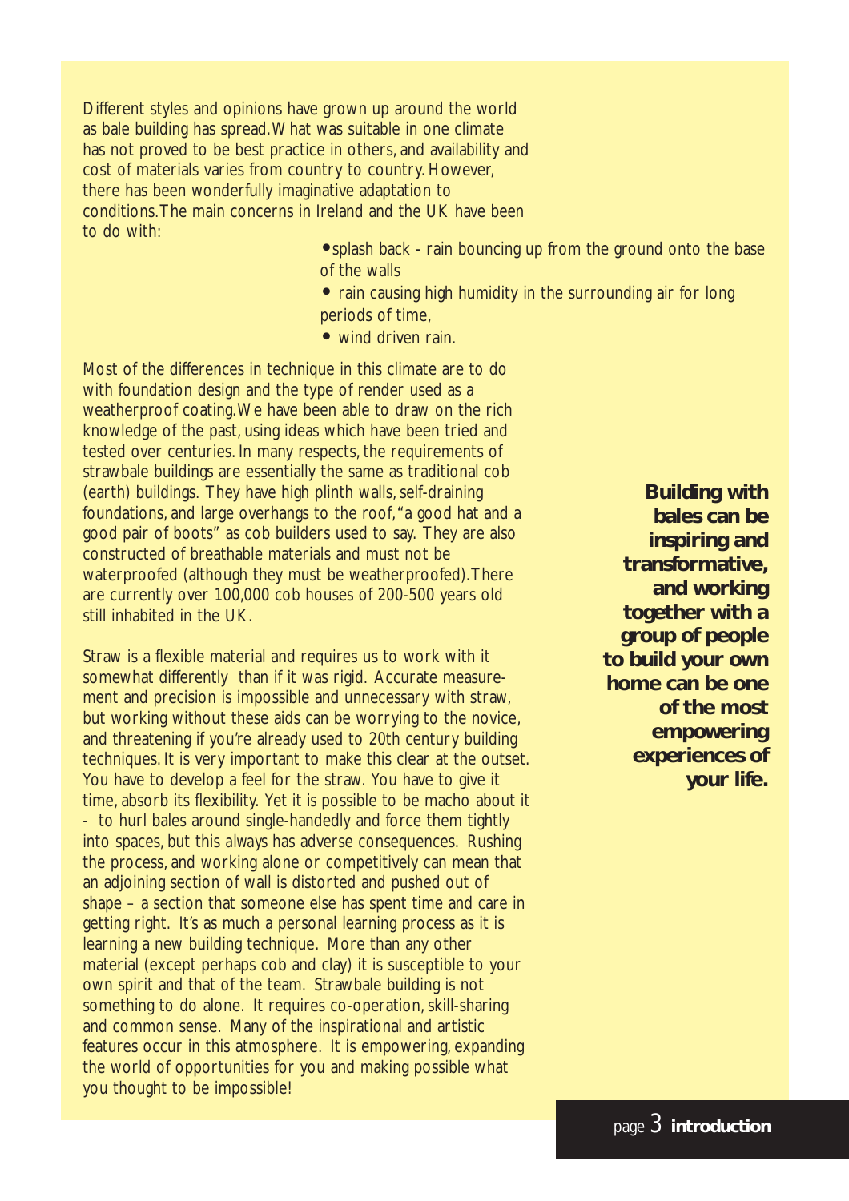Different styles and opinions have grown up around the world as bale building has spread. What was suitable in one climate has not proved to be best practice in others, and availability and cost of materials varies from country to country. However, there has been wonderfully imaginative adaptation to conditions. The main concerns in Ireland and the UK have been to do with:

- splash back - rain bouncing up from the ground onto the base of the walls
- rain causing high humidity in the surrounding air for long periods of time,
- wind driven rain.

Most of the differences in technique in this climate are to do with foundation design and the type of render used as a weatherproof coating. We have been able to draw on the rich knowledge of the past, using ideas which have been tried and tested over centuries. In many respects, the requirements of strawbale buildings are essentially the same as traditional cob (earth) buildings. They have high plinth walls, self-draining foundations, and large overhangs to the roof, "a good hat and a good pair of boots" as cob builders used to say. They are also constructed of breathable materials and must not be waterproofed (although they must be weatherproofed). There are currently over 100,000 cob houses of 200-500 years old still inhabited in the UK.

**Building with bales can be inspiring and transformative, and working together with a group of people to build your own home can be one of the most empowering experiences of your life.**

Straw is a flexible material and requires us to work with it somewhat differently than if it was rigid. Accurate measurement and precision is impossible and unnecessary with straw, but working without these aids can be worrying to the novice, and threatening if you're already used to 20th century building techniques. It is very important to make this clear at the outset. You have to develop a feel for the straw. You have to give it time, absorb its flexibility. Yet it is possible to be macho about it - to hurl bales around single-handedly and force them tightly into spaces, but this always has adverse consequences. Rushing the process, and working alone or competitively can mean that an adjoining section of wall is distorted and pushed out of shape – a section that someone else has spent time and care in getting right. It's as much a personal learning process as it is learning a new building technique. More than any other material (except perhaps cob and clay) it is susceptible to your own spirit and that of the team. Strawbale building is not something to do alone. It requires co-operation, skill-sharing and common sense. Many of the inspirational and artistic features occur in this atmosphere. It is empowering, expanding the world of opportunities for you and making possible what you thought to be impossible!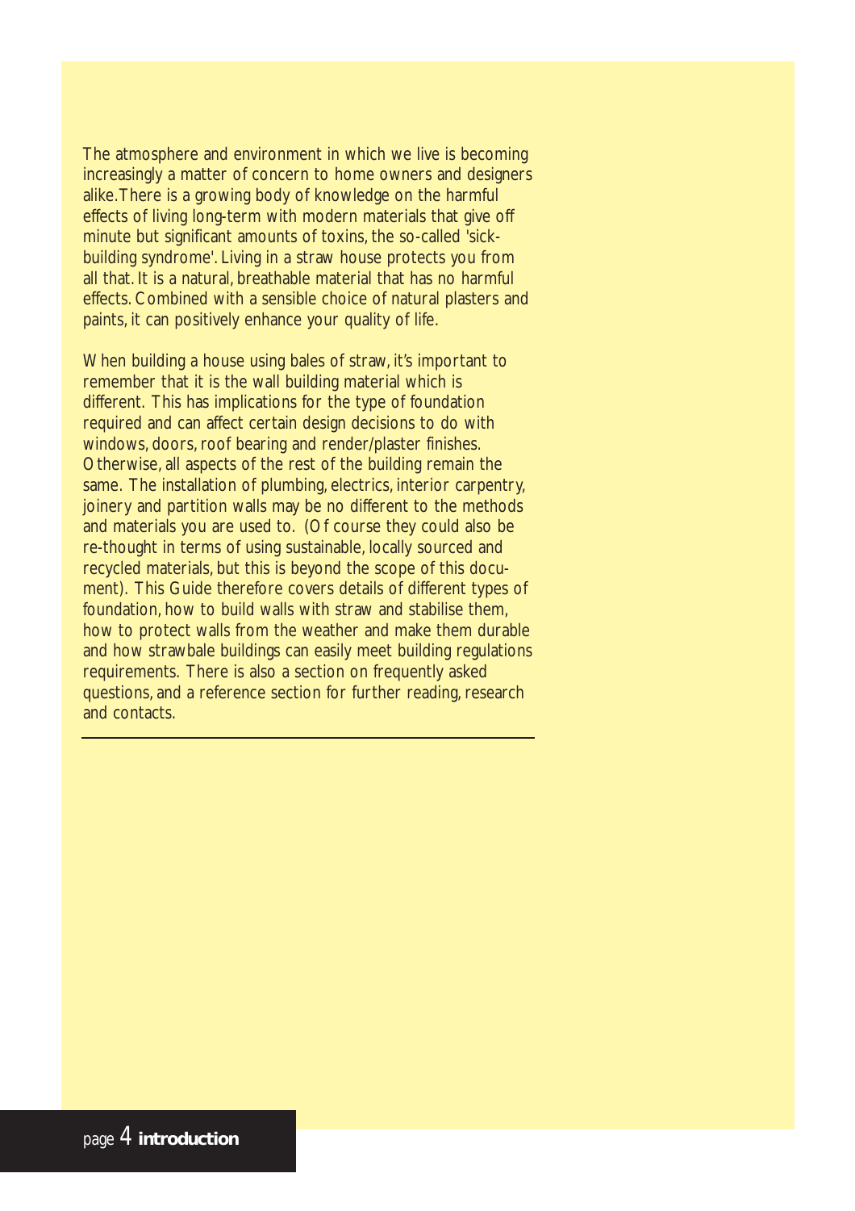The atmosphere and environment in which we live is becoming increasingly a matter of concern to home owners and designers alike. There is a growing body of knowledge on the harmful effects of living long-term with modern materials that give off minute but significant amounts of toxins, the so-called 'sick-building syndrome'. Living in a straw house protects you from all that. It is a natural, breathable material that has no harmful effects. Combined with a sensible choice of natural plasters and paints, it can positively enhance your quality of life.

When building a house using bales of straw, it's important to remember that it is the wall building material which is different. This has implications for the type of foundation required and can affect certain design decisions to do with windows, doors, roof bearing and render/plaster finishes. Otherwise, all aspects of the rest of the building remain the same. The installation of plumbing, electrics, interior carpentry, joinery and partition walls may be no different to the methods and materials you are used to. (Of course they could also be re-thought in terms of using sustainable, locally sourced and recycled materials, but this is beyond the scope of this document). This Guide therefore covers details of different types of foundation, how to build walls with straw and stabilise them, how to protect walls from the weather and make them durable and how strawbale buildings can easily meet building regulations requirements. There is also a section on frequently asked questions, and a reference section for further reading, research and contacts.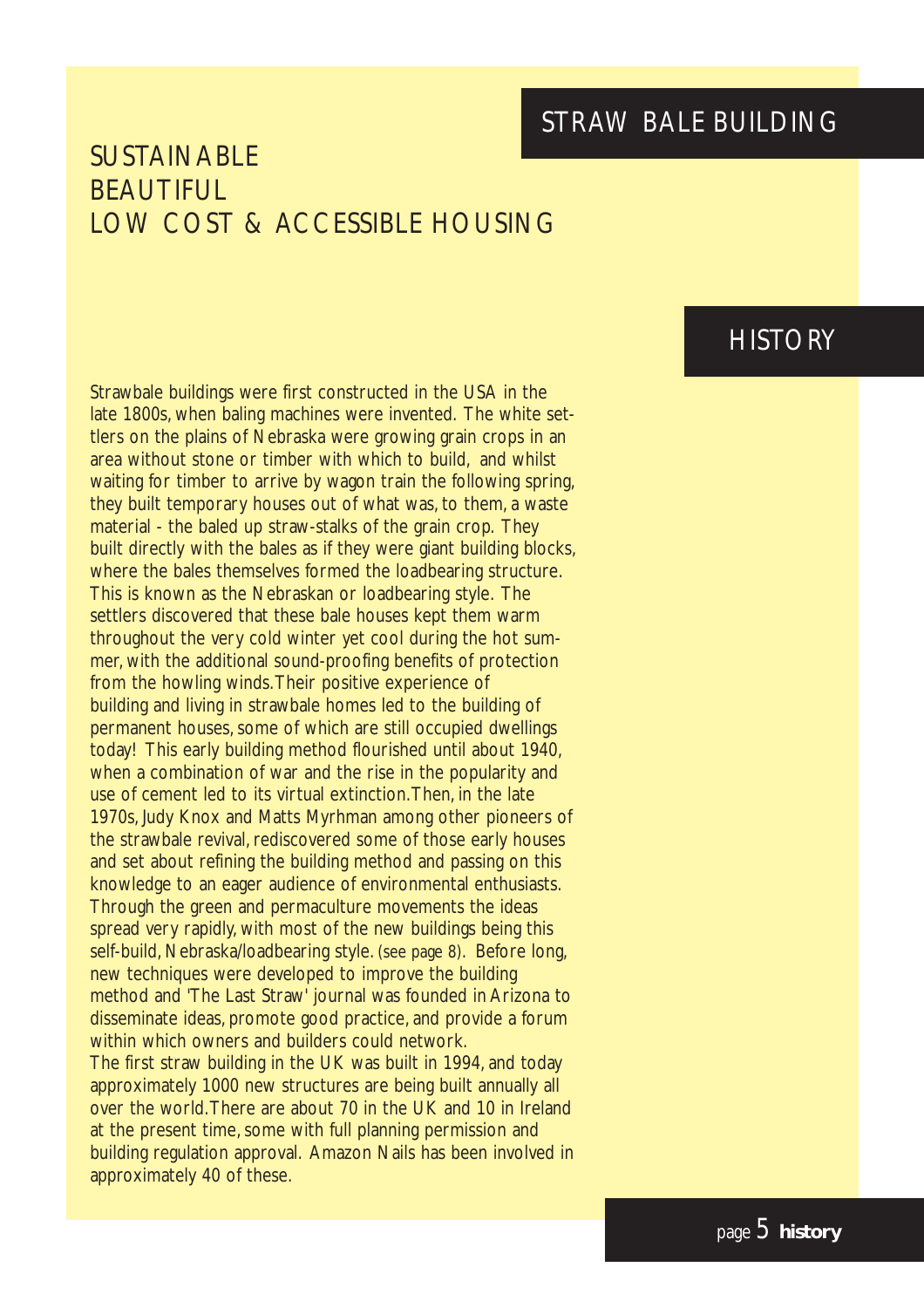# STRAW BALE BUILDING

SUSTAINABLE
BEAUTIFUL
LOW COST & ACCESSIBLE HOUSING

## HISTORY

Strawbale buildings were first constructed in the USA in the late 1800s, when baling machines were invented. The white settlers on the plains of Nebraska were growing grain crops in an area without stone or timber with which to build, and whilst waiting for timber to arrive by wagon train the following spring, they built temporary houses out of what was, to them, a waste material - the baled up straw-stalks of the grain crop. They built directly with the bales as if they were giant building blocks, where the bales themselves formed the loadbearing structure. This is known as the Nebraskan or loadbearing style. The settlers discovered that these bale houses kept them warm throughout the very cold winter yet cool during the hot summer, with the additional sound-proofing benefits of protection from the howling winds.Their positive experience of building and living in strawbale homes led to the building of permanent houses, some of which are still occupied dwellings today! This early building method flourished until about 1940, when a combination of war and the rise in the popularity and use of cement led to its virtual extinction.Then, in the late 1970s, Judy Knox and Matts Myrhman among other pioneers of the strawbale revival, rediscovered some of those early houses and set about refining the building method and passing on this knowledge to an eager audience of environmental enthusiasts. Through the green and permaculture movements the ideas spread very rapidly, with most of the new buildings being this self-build, Nebraska/loadbearing style. (see page 8). Before long, new techniques were developed to improve the building method and 'The Last Straw' journal was founded in Arizona to disseminate ideas, promote good practice, and provide a forum within which owners and builders could network.
The first straw building in the UK was built in 1994, and today approximately 1000 new structures are being built annually all over the world.There are about 70 in the UK and 10 in Ireland at the present time, some with full planning permission and building regulation approval. Amazon Nails has been involved in approximately 40 of these.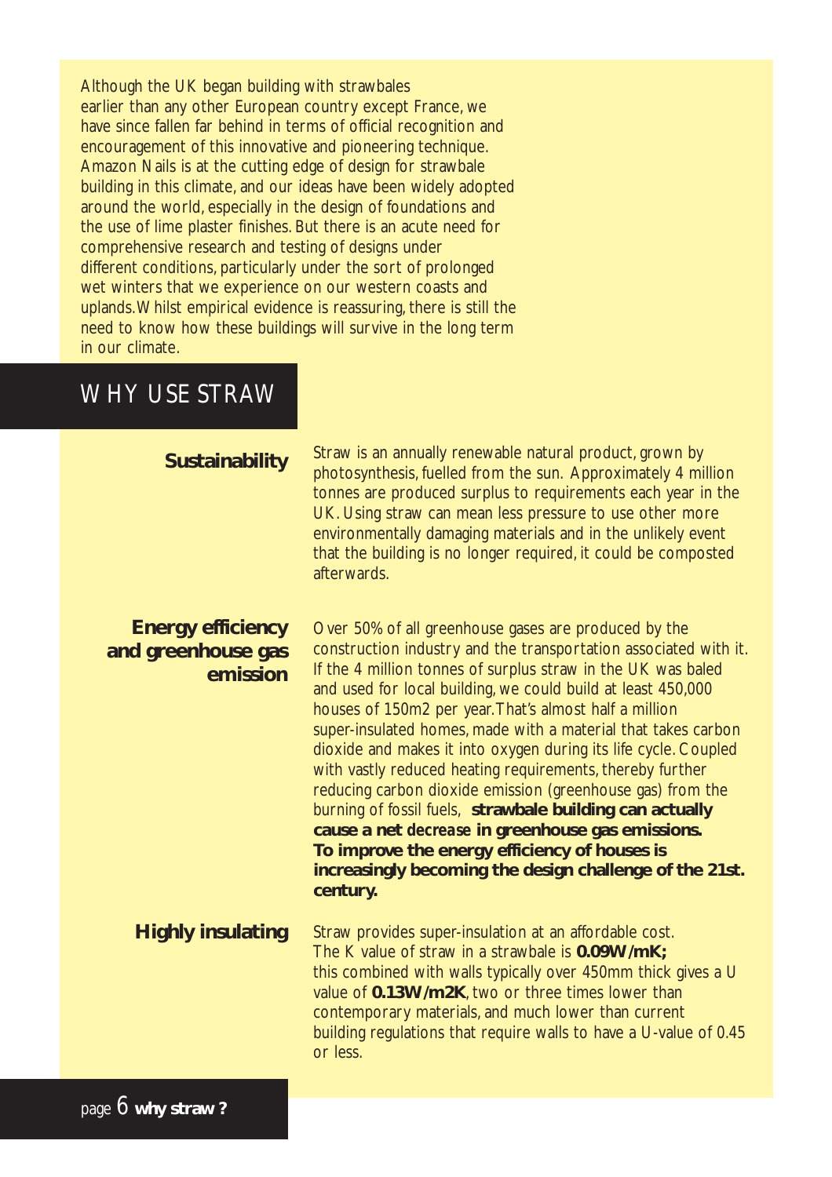Although the UK began building with strawbales earlier than any other European country except France, we have since fallen far behind in terms of official recognition and encouragement of this innovative and pioneering technique. Amazon Nails is at the cutting edge of design for strawbale building in this climate, and our ideas have been widely adopted around the world, especially in the design of foundations and the use of lime plaster finishes. But there is an acute need for comprehensive research and testing of designs under different conditions, particularly under the sort of prolonged wet winters that we experience on our western coasts and uplands. Whilst empirical evidence is reassuring, there is still the need to know how these buildings will survive in the long term in our climate.

## WHY USE STRAW

### Sustainability

Straw is an annually renewable natural product, grown by photosynthesis, fuelled from the sun. Approximately 4 million tonnes are produced surplus to requirements each year in the UK. Using straw can mean less pressure to use other more environmentally damaging materials and in the unlikely event that the building is no longer required, it could be composted afterwards.

### Energy efficiency and greenhouse gas emission

Over 50% of all greenhouse gases are produced by the construction industry and the transportation associated with it. If the 4 million tonnes of surplus straw in the UK was baled and used for local building, we could build at least 450,000 houses of 150m2 per year. That's almost half a million super-insulated homes, made with a material that takes carbon dioxide and makes it into oxygen during its life cycle. Coupled with vastly reduced heating requirements, thereby further reducing carbon dioxide emission (greenhouse gas) from the burning of fossil fuels, **strawbale building can actually cause a net *decrease* in greenhouse gas emissions. To improve the energy efficiency of houses is increasingly becoming the design challenge of the 21st. century.**

### Highly insulating

Straw provides super-insulation at an affordable cost. The K value of straw in a strawbale is **0.09W/mK;** this combined with walls typically over 450mm thick gives a U value of **0.13W/m2K**, two or three times lower than contemporary materials, and much lower than current building regulations that require walls to have a U-value of 0.45 or less.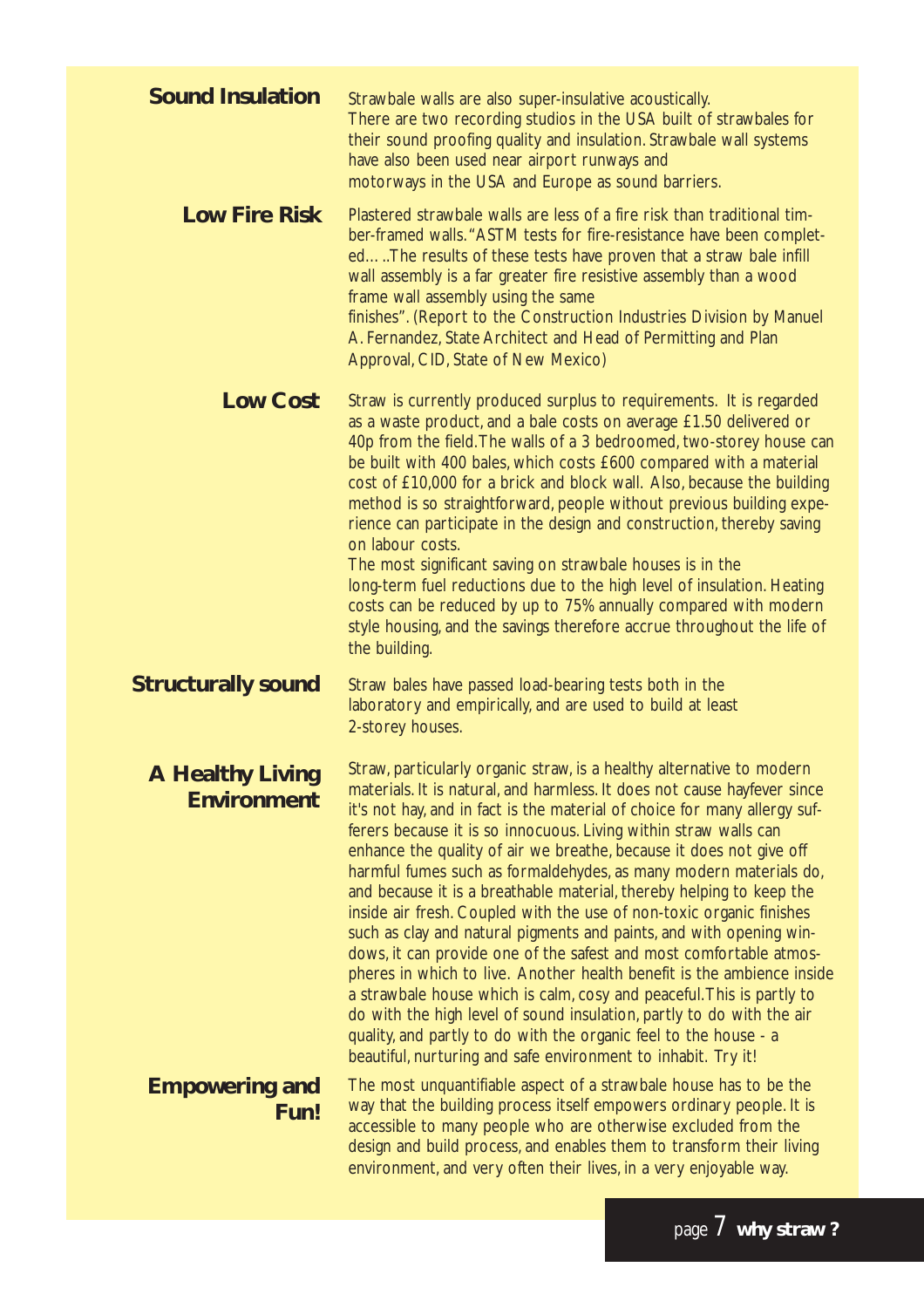## Sound Insulation

Strawbale walls are also super-insulative acoustically.
There are two recording studios in the USA built of strawbales for their sound proofing quality and insulation. Strawbale wall systems have also been used near airport runways and motorways in the USA and Europe as sound barriers.

## Low Fire Risk

Plastered strawbale walls are less of a fire risk than traditional timber-framed walls. "ASTM tests for fire-resistance have been completed…..The results of these tests have proven that a straw bale infill wall assembly is a far greater fire resistive assembly than a wood frame wall assembly using the same finishes". (Report to the Construction Industries Division by Manuel A. Fernandez, State Architect and Head of Permitting and Plan Approval, CID, State of New Mexico)

## Low Cost

Straw is currently produced surplus to requirements. It is regarded as a waste product, and a bale costs on average £1.50 delivered or 40p from the field. The walls of a 3 bedroomed, two-storey house can be built with 400 bales, which costs £600 compared with a material cost of £10,000 for a brick and block wall. Also, because the building method is so straightforward, people without previous building experience can participate in the design and construction, thereby saving on labour costs.
The most significant saving on strawbale houses is in the long-term fuel reductions due to the high level of insulation. Heating costs can be reduced by up to 75% annually compared with modern style housing, and the savings therefore accrue throughout the life of the building.

## Structurally sound

Straw bales have passed load-bearing tests both in the laboratory and empirically, and are used to build at least 2-storey houses.

## A Healthy Living Environment

Straw, particularly organic straw, is a healthy alternative to modern materials. It is natural, and harmless. It does not cause hayfever since it's not hay, and in fact is the material of choice for many allergy sufferers because it is so innocuous. Living within straw walls can enhance the quality of air we breathe, because it does not give off harmful fumes such as formaldehydes, as many modern materials do, and because it is a breathable material, thereby helping to keep the inside air fresh. Coupled with the use of non-toxic organic finishes such as clay and natural pigments and paints, and with opening windows, it can provide one of the safest and most comfortable atmospheres in which to live. Another health benefit is the ambience inside a strawbale house which is calm, cosy and peaceful. This is partly to do with the high level of sound insulation, partly to do with the air quality, and partly to do with the organic feel to the house - a beautiful, nurturing and safe environment to inhabit. Try it!

## Empowering and Fun!

The most unquantifiable aspect of a strawbale house has to be the way that the building process itself empowers ordinary people. It is accessible to many people who are otherwise excluded from the design and build process, and enables them to transform their living environment, and very often their lives, in a very enjoyable way.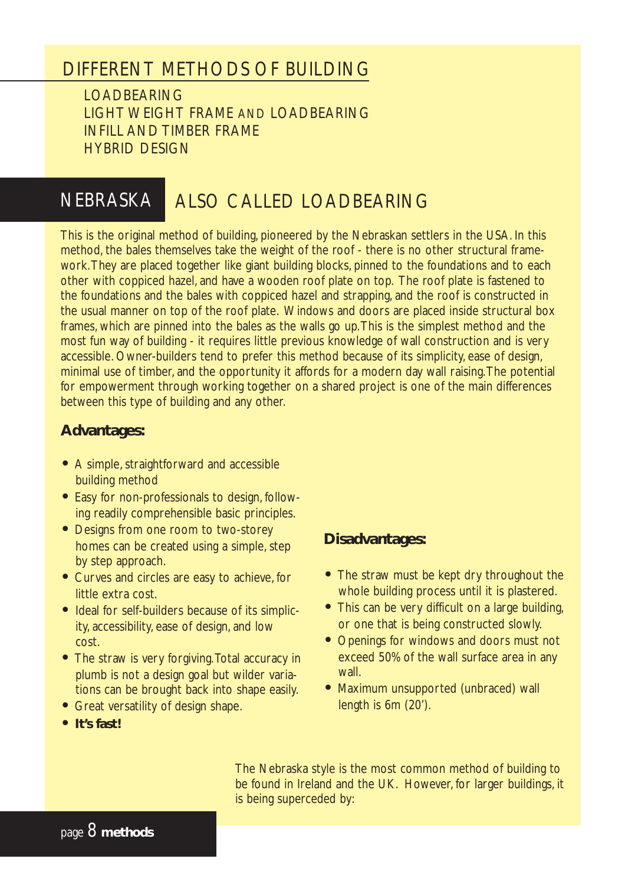## DIFFERENT METHODS OF BUILDING

LOADBEARING
LIGHT WEIGHT FRAME AND LOADBEARING
INFILL AND TIMBER FRAME
HYBRID DESIGN

## NEBRASKA ALSO CALLED LOADBEARING

This is the original method of building, pioneered by the Nebraskan settlers in the USA. In this method, the bales themselves take the weight of the roof - there is no other structural framework. They are placed together like giant building blocks, pinned to the foundations and to each other with coppiced hazel, and have a wooden roof plate on top. The roof plate is fastened to the foundations and the bales with coppiced hazel and strapping, and the roof is constructed in the usual manner on top of the roof plate. Windows and doors are placed inside structural box frames, which are pinned into the bales as the walls go up. This is the simplest method and the most fun way of building - it requires little previous knowledge of wall construction and is very accessible. Owner-builders tend to prefer this method because of its simplicity, ease of design, minimal use of timber, and the opportunity it affords for a modern day wall raising. The potential for empowerment through working together on a shared project is one of the main differences between this type of building and any other.

**Advantages:**

- A simple, straightforward and accessible building method
- Easy for non-professionals to design, following readily comprehensible basic principles.
- Designs from one room to two-storey homes can be created using a simple, step by step approach.
- Curves and circles are easy to achieve, for little extra cost.
- Ideal for self-builders because of its simplicity, accessibility, ease of design, and low cost.
- The straw is very forgiving. Total accuracy in plumb is not a design goal but wilder variations can be brought back into shape easily.
- Great versatility of design shape.
- **It's fast!**

**Disadvantages:**

- The straw must be kept dry throughout the whole building process until it is plastered.
- This can be very difficult on a large building, or one that is being constructed slowly.
- Openings for windows and doors must not exceed 50% of the wall surface area in any wall.
- Maximum unsupported (unbraced) wall length is 6m (20').

The Nebraska style is the most common method of building to be found in Ireland and the UK. However, for larger buildings, it is being superceded by: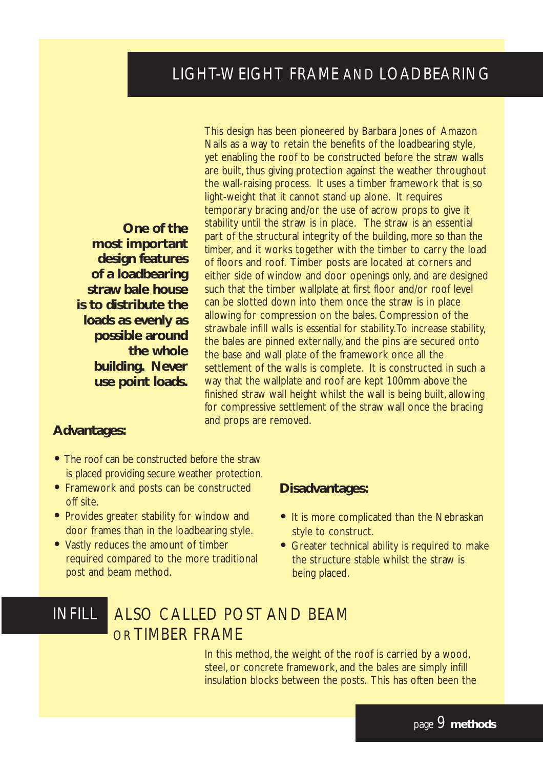## LIGHT-WEIGHT FRAME AND LOADBEARING

**One of the most important design features of a loadbearing straw bale house is to distribute the loads as evenly as possible around the whole building. Never use point loads.**

This design has been pioneered by Barbara Jones of Amazon Nails as a way to retain the benefits of the loadbearing style, yet enabling the roof to be constructed before the straw walls are built, thus giving protection against the weather throughout the wall-raising process. It uses a timber framework that is so light-weight that it cannot stand up alone. It requires temporary bracing and/or the use of acrow props to give it stability until the straw is in place. The straw is an essential part of the structural integrity of the building, more so than the timber, and it works together with the timber to carry the load of floors and roof. Timber posts are located at corners and either side of window and door openings only, and are designed such that the timber wallplate at first floor and/or roof level can be slotted down into them once the straw is in place allowing for compression on the bales. Compression of the strawbale infill walls is essential for stability.To increase stability, the bales are pinned externally, and the pins are secured onto the base and wall plate of the framework once all the settlement of the walls is complete. It is constructed in such a way that the wallplate and roof are kept 100mm above the finished straw wall height whilst the wall is being built, allowing for compressive settlement of the straw wall once the bracing and props are removed.

**Advantages:**

- The roof can be constructed before the straw is placed providing secure weather protection.
- Framework and posts can be constructed off site.
- Provides greater stability for window and door frames than in the loadbearing style.
- Vastly reduces the amount of timber required compared to the more traditional post and beam method.

**Disadvantages:**

- It is more complicated than the Nebraskan style to construct.
- Greater technical ability is required to make the structure stable whilst the straw is being placed.

## INFILL ALSO CALLED POST AND BEAM OR TIMBER FRAME

In this method, the weight of the roof is carried by a wood, steel, or concrete framework, and the bales are simply infill insulation blocks between the posts. This has often been the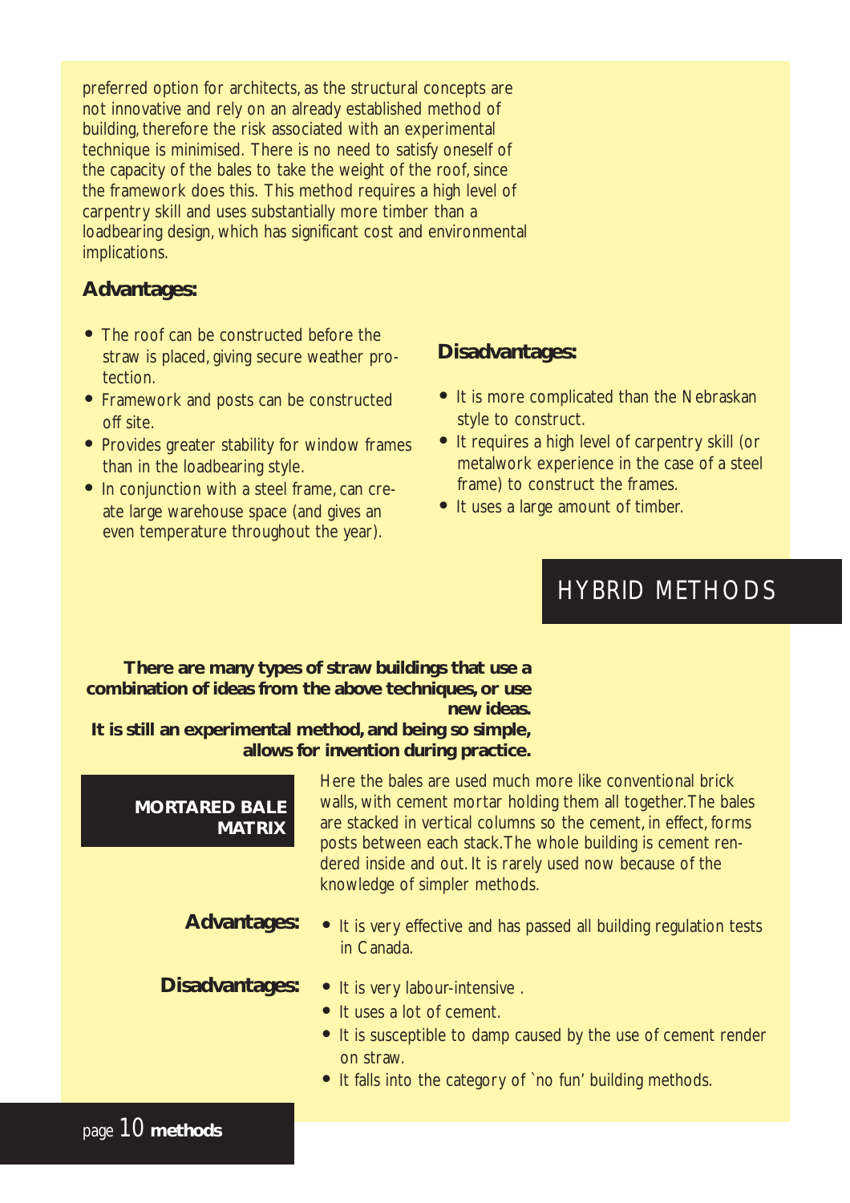preferred option for architects, as the structural concepts are not innovative and rely on an already established method of building, therefore the risk associated with an experimental technique is minimised. There is no need to satisfy oneself of the capacity of the bales to take the weight of the roof, since the framework does this. This method requires a high level of carpentry skill and uses substantially more timber than a loadbearing design, which has significant cost and environmental implications.

**Advantages:**

- The roof can be constructed before the straw is placed, giving secure weather protection.
- Framework and posts can be constructed off site.
- Provides greater stability for window frames than in the loadbearing style.
- In conjunction with a steel frame, can create large warehouse space (and gives an even temperature throughout the year).

**Disadvantages:**

- It is more complicated than the Nebraskan style to construct.
- It requires a high level of carpentry skill (or metalwork experience in the case of a steel frame) to construct the frames.
- It uses a large amount of timber.

## HYBRID METHODS

**There are many types of straw buildings that use a combination of ideas from the above techniques, or use new ideas.**
**It is still an experimental method, and being so simple, allows for invention during practice.**

### MORTARED BALE MATRIX

Here the bales are used much more like conventional brick walls, with cement mortar holding them all together. The bales are stacked in vertical columns so the cement, in effect, forms posts between each stack. The whole building is cement rendered inside and out. It is rarely used now because of the knowledge of simpler methods.

**Advantages:**

- It is very effective and has passed all building regulation tests in Canada.

**Disadvantages:**

- It is very labour-intensive .
- It uses a lot of cement.
- It is susceptible to damp caused by the use of cement render on straw.
- It falls into the category of `no fun' building methods.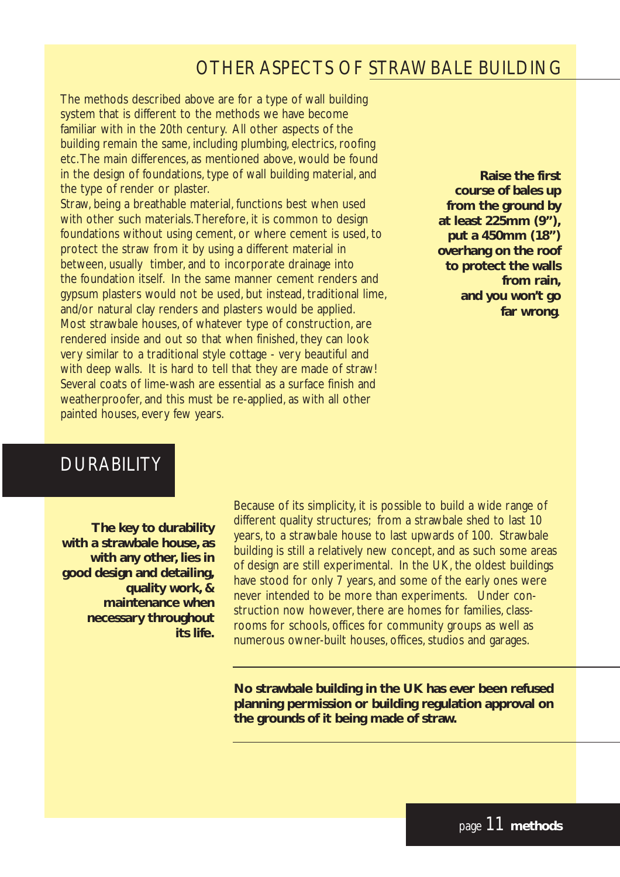## OTHER ASPECTS OF STRAWBALE BUILDING

The methods described above are for a type of wall building system that is different to the methods we have become familiar with in the 20th century. All other aspects of the building remain the same, including plumbing, electrics, roofing etc.The main differences, as mentioned above, would be found in the design of foundations, type of wall building material, and the type of render or plaster.

Straw, being a breathable material, functions best when used with other such materials.Therefore, it is common to design foundations without using cement, or where cement is used, to protect the straw from it by using a different material in between, usually timber, and to incorporate drainage into the foundation itself. In the same manner cement renders and gypsum plasters would not be used, but instead, traditional lime, and/or natural clay renders and plasters would be applied.

Most strawbale houses, of whatever type of construction, are rendered inside and out so that when finished, they can look very similar to a traditional style cottage - very beautiful and with deep walls. It is hard to tell that they are made of straw! Several coats of lime-wash are essential as a surface finish and weatherproofer, and this must be re-applied, as with all other painted houses, every few years.

**Raise the first course of bales up from the ground by at least 225mm (9"), put a 450mm (18") overhang on the roof to protect the walls from rain, and you won't go far wrong**.

## DURABILITY

**The key to durability with a strawbale house, as with any other, lies in good design and detailing, quality work, & maintenance when necessary throughout its life.**

Because of its simplicity, it is possible to build a wide range of different quality structures; from a strawbale shed to last 10 years, to a strawbale house to last upwards of 100. Strawbale building is still a relatively new concept, and as such some areas of design are still experimental. In the UK, the oldest buildings have stood for only 7 years, and some of the early ones were never intended to be more than experiments. Under construction now however, there are homes for families, classrooms for schools, offices for community groups as well as numerous owner-built houses, offices, studios and garages.

---

**No strawbale building in the UK has ever been refused planning permission or building regulation approval on the grounds of it being made of straw.**

---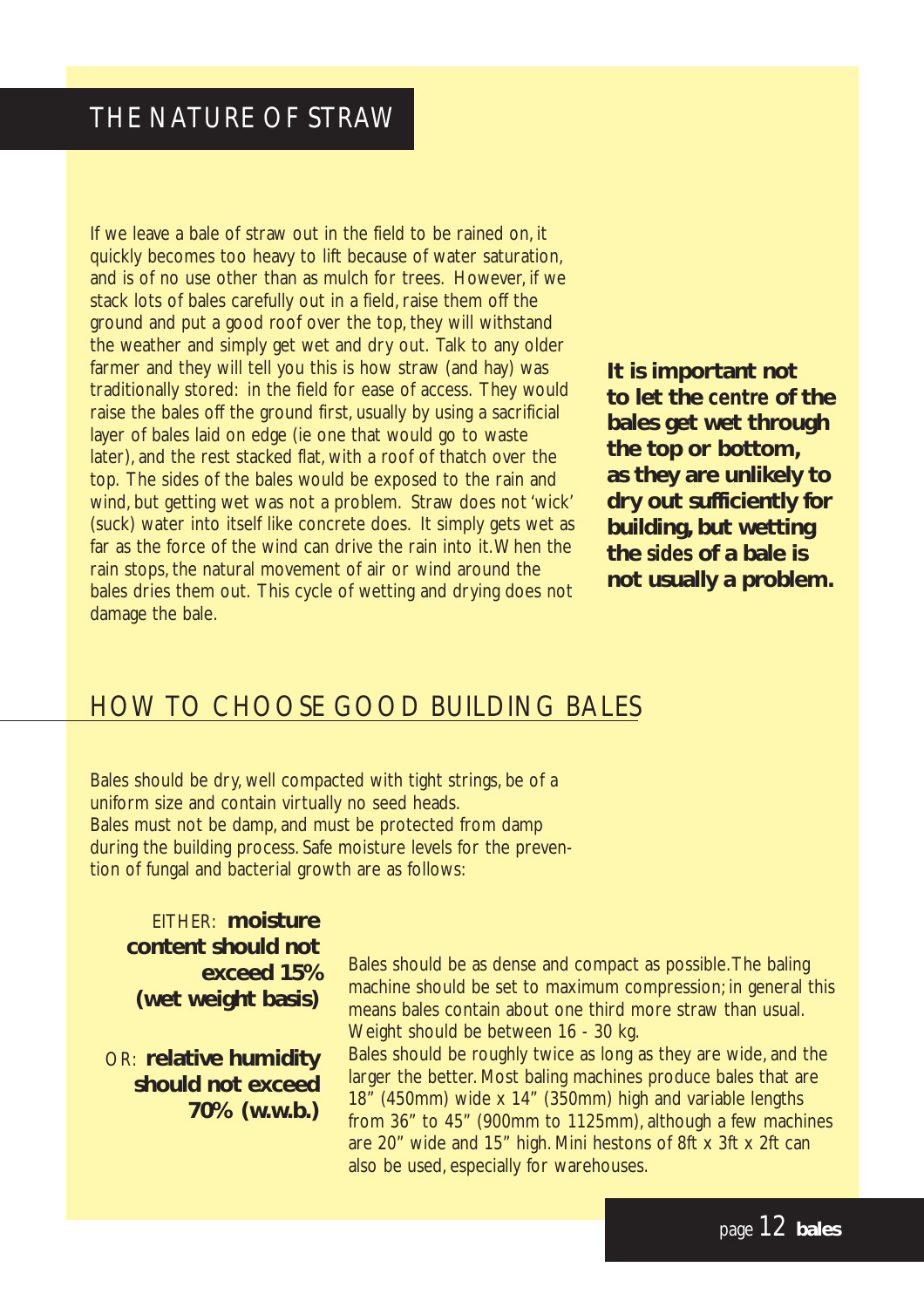## THE NATURE OF STRAW

If we leave a bale of straw out in the field to be rained on, it quickly becomes too heavy to lift because of water saturation, and is of no use other than as mulch for trees. However, if we stack lots of bales carefully out in a field, raise them off the ground and put a good roof over the top, they will withstand the weather and simply get wet and dry out. Talk to any older farmer and they will tell you this is how straw (and hay) was traditionally stored: in the field for ease of access. They would raise the bales off the ground first, usually by using a sacrificial layer of bales laid on edge (ie one that would go to waste later), and the rest stacked flat, with a roof of thatch over the top. The sides of the bales would be exposed to the rain and wind, but getting wet was not a problem. Straw does not 'wick' (suck) water into itself like concrete does. It simply gets wet as far as the force of the wind can drive the rain into it. When the rain stops, the natural movement of air or wind around the bales dries them out. This cycle of wetting and drying does not damage the bale.

**It is important not to let the centre of the bales get wet through the top or bottom, as they are unlikely to dry out sufficiently for building, but wetting the sides of a bale is not usually a problem.**

## HOW TO CHOOSE GOOD BUILDING BALES

Bales should be dry, well compacted with tight strings, be of a uniform size and contain virtually no seed heads.
Bales must not be damp, and must be protected from damp during the building process. Safe moisture levels for the prevention of fungal and bacterial growth are as follows:

EITHER: **moisture content should not exceed 15% (wet weight basis)**

OR: **relative humidity should not exceed 70% (w.w.b.)**

Bales should be as dense and compact as possible. The baling machine should be set to maximum compression; in general this means bales contain about one third more straw than usual. Weight should be between 16 - 30 kg.
Bales should be roughly twice as long as they are wide, and the larger the better. Most baling machines produce bales that are 18" (450mm) wide x 14" (350mm) high and variable lengths from 36" to 45" (900mm to 1125mm), although a few machines are 20" wide and 15" high. Mini hestons of 8ft x 3ft x 2ft can also be used, especially for warehouses.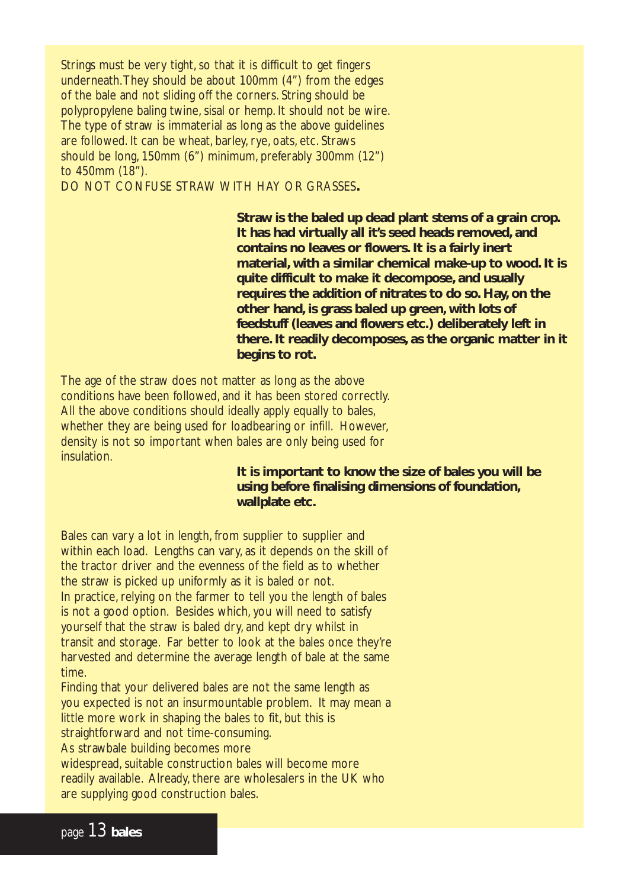Strings must be very tight, so that it is difficult to get fingers underneath. They should be about 100mm (4") from the edges of the bale and not sliding off the corners. String should be polypropylene baling twine, sisal or hemp. It should not be wire. The type of straw is immaterial as long as the above guidelines are followed. It can be wheat, barley, rye, oats, etc. Straws should be long, 150mm (6") minimum, preferably 300mm (12") to 450mm (18").

DO NOT CONFUSE STRAW WITH HAY OR GRASSES**.**

**Straw is the baled up dead plant stems of a grain crop. It has had virtually all it's seed heads removed, and contains no leaves or flowers. It is a fairly inert material, with a similar chemical make-up to wood. It is quite difficult to make it decompose, and usually requires the addition of nitrates to do so. Hay, on the other hand, is grass baled up green, with lots of feedstuff (leaves and flowers etc.) deliberately left in there. It readily decomposes, as the organic matter in it begins to rot.**

The age of the straw does not matter as long as the above conditions have been followed, and it has been stored correctly. All the above conditions should ideally apply equally to bales, whether they are being used for loadbearing or infill. However, density is not so important when bales are only being used for insulation.

**It is important to know the size of bales you will be using before finalising dimensions of foundation, wallplate etc.**

Bales can vary a lot in length, from supplier to supplier and within each load. Lengths can vary, as it depends on the skill of the tractor driver and the evenness of the field as to whether the straw is picked up uniformly as it is baled or not.

In practice, relying on the farmer to tell you the length of bales is not a good option. Besides which, you will need to satisfy yourself that the straw is baled dry, and kept dry whilst in transit and storage. Far better to look at the bales once they're harvested and determine the average length of bale at the same time.

Finding that your delivered bales are not the same length as you expected is not an insurmountable problem. It may mean a little more work in shaping the bales to fit, but this is straightforward and not time-consuming.

As strawbale building becomes more widespread, suitable construction bales will become more readily available. Already, there are wholesalers in the UK who are supplying good construction bales.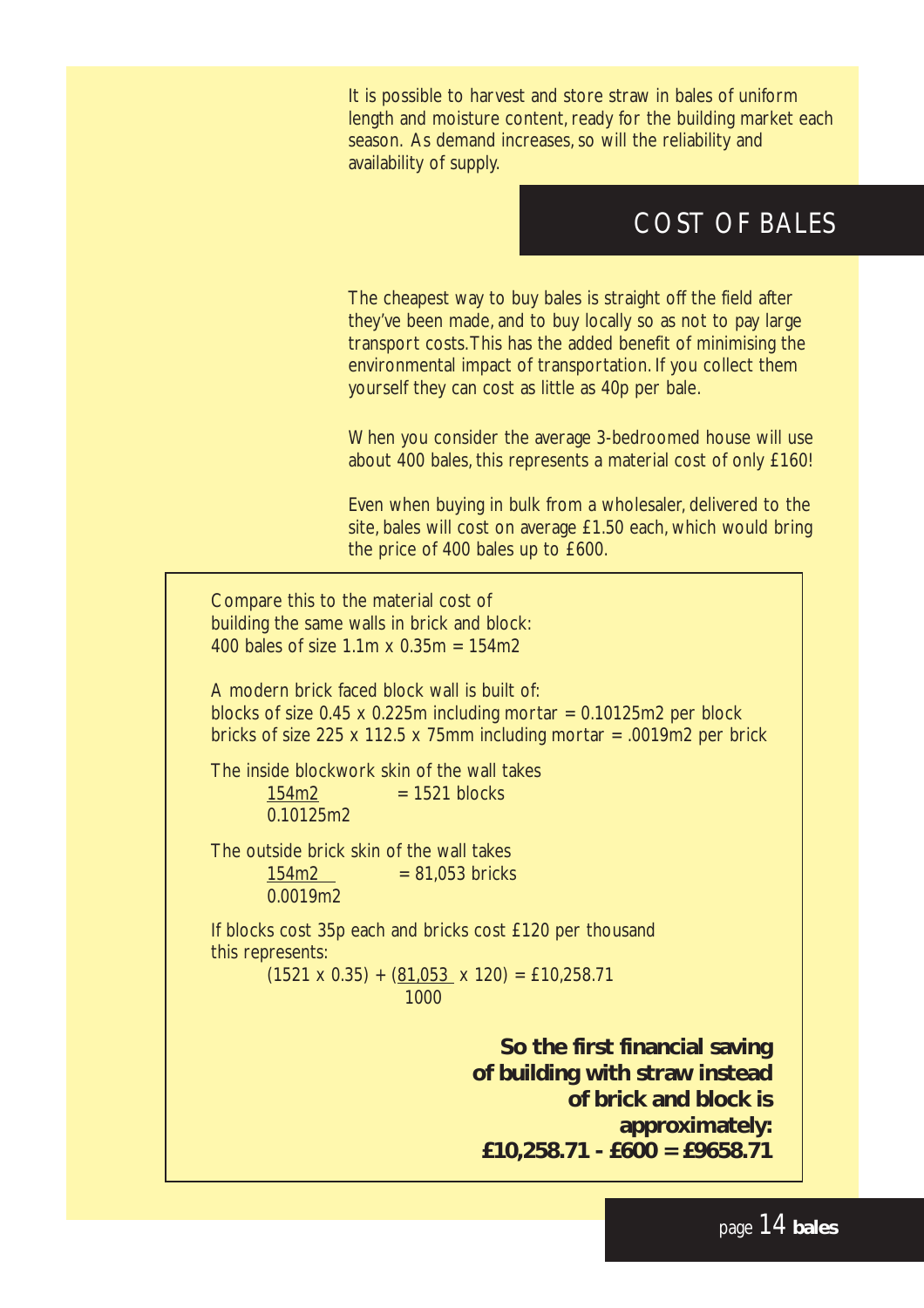It is possible to harvest and store straw in bales of uniform length and moisture content, ready for the building market each season. As demand increases, so will the reliability and availability of supply.

## COST OF BALES

The cheapest way to buy bales is straight off the field after they've been made, and to buy locally so as not to pay large transport costs. This has the added benefit of minimising the environmental impact of transportation. If you collect them yourself they can cost as little as 40p per bale.

When you consider the average 3-bedroomed house will use about 400 bales, this represents a material cost of only £160!

Even when buying in bulk from a wholesaler, delivered to the site, bales will cost on average £1.50 each, which would bring the price of 400 bales up to £600.

Compare this to the material cost of building the same walls in brick and block:
400 bales of size 1.1m x 0.35m = 154m2

A modern brick faced block wall is built of:
blocks of size 0.45 x 0.225m including mortar = 0.10125m2 per block
bricks of size 225 x 112.5 x 75mm including mortar = .0019m2 per brick

The inside blockwork skin of the wall takes

$$\frac{154\text{m2}}{0.10125\text{m2}} = 1521 \text{ blocks}$$

The outside brick skin of the wall takes

$$\frac{154\text{m2}}{0.0019\text{m2}} = 81{,}053 \text{ bricks}$$

If blocks cost 35p each and bricks cost £120 per thousand this represents:

$$(1521 \times 0.35) + \left(\frac{81{,}053}{1000} \times 120\right) = £10{,}258.71$$

**So the first financial saving of building with straw instead of brick and block is approximately:
£10,258.71 - £600 = £9658.71**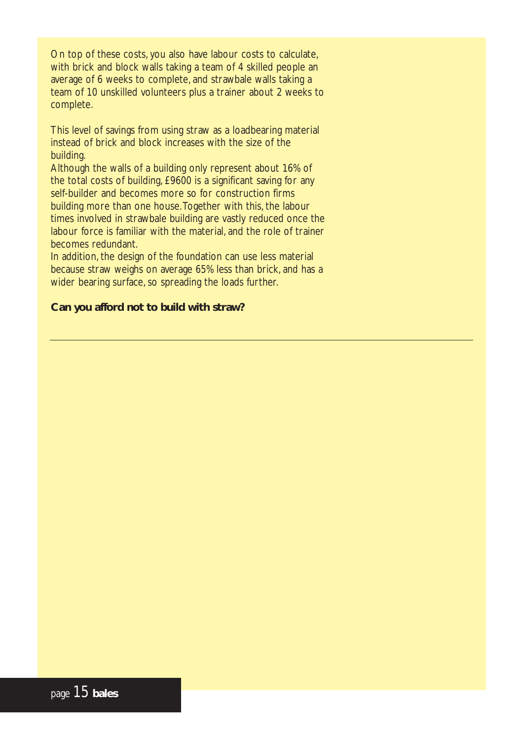On top of these costs, you also have labour costs to calculate, with brick and block walls taking a team of 4 skilled people an average of 6 weeks to complete, and strawbale walls taking a team of 10 unskilled volunteers plus a trainer about 2 weeks to complete.

This level of savings from using straw as a loadbearing material instead of brick and block increases with the size of the building.

Although the walls of a building only represent about 16% of the total costs of building, £9600 is a significant saving for any self-builder and becomes more so for construction firms building more than one house. Together with this, the labour times involved in strawbale building are vastly reduced once the labour force is familiar with the material, and the role of trainer becomes redundant.

In addition, the design of the foundation can use less material because straw weighs on average 65% less than brick, and has a wider bearing surface, so spreading the loads further.

**Can you afford not to build with straw?**

---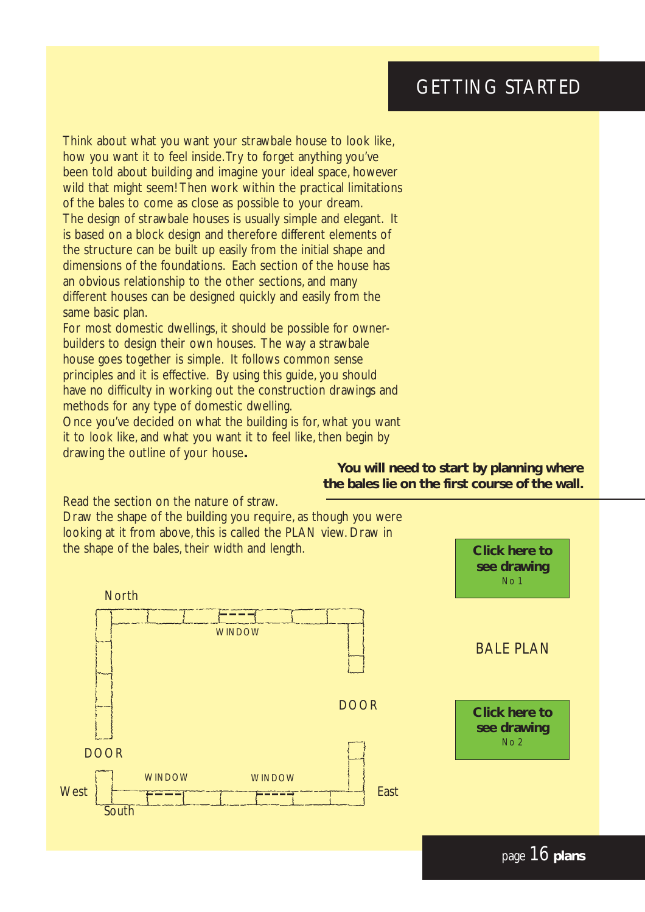# GETTING STARTED

Think about what you want your strawbale house to look like, how you want it to feel inside. Try to forget anything you've been told about building and imagine your ideal space, however wild that might seem! Then work within the practical limitations of the bales to come as close as possible to your dream.

The design of strawbale houses is usually simple and elegant. It is based on a block design and therefore different elements of the structure can be built up easily from the initial shape and dimensions of the foundations. Each section of the house has an obvious relationship to the other sections, and many different houses can be designed quickly and easily from the same basic plan.

For most domestic dwellings, it should be possible for owner-builders to design their own houses. The way a strawbale house goes together is simple. It follows common sense principles and it is effective. By using this guide, you should have no difficulty in working out the construction drawings and methods for any type of domestic dwelling.

Once you've decided on what the building is for, what you want it to look like, and what you want it to feel like, then begin by drawing the outline of your house**.**

**You will need to start by planning where the bales lie on the first course of the wall.**

Read the section on the nature of straw.

Draw the shape of the building you require, as though you were looking at it from above, this is called the PLAN view. Draw in the shape of the bales, their width and length.

**Click here to see drawing** No 1

BALE PLAN

**Click here to see drawing** No 2

North

WINDOW

DOOR

DOOR

WINDOW WINDOW

West East

South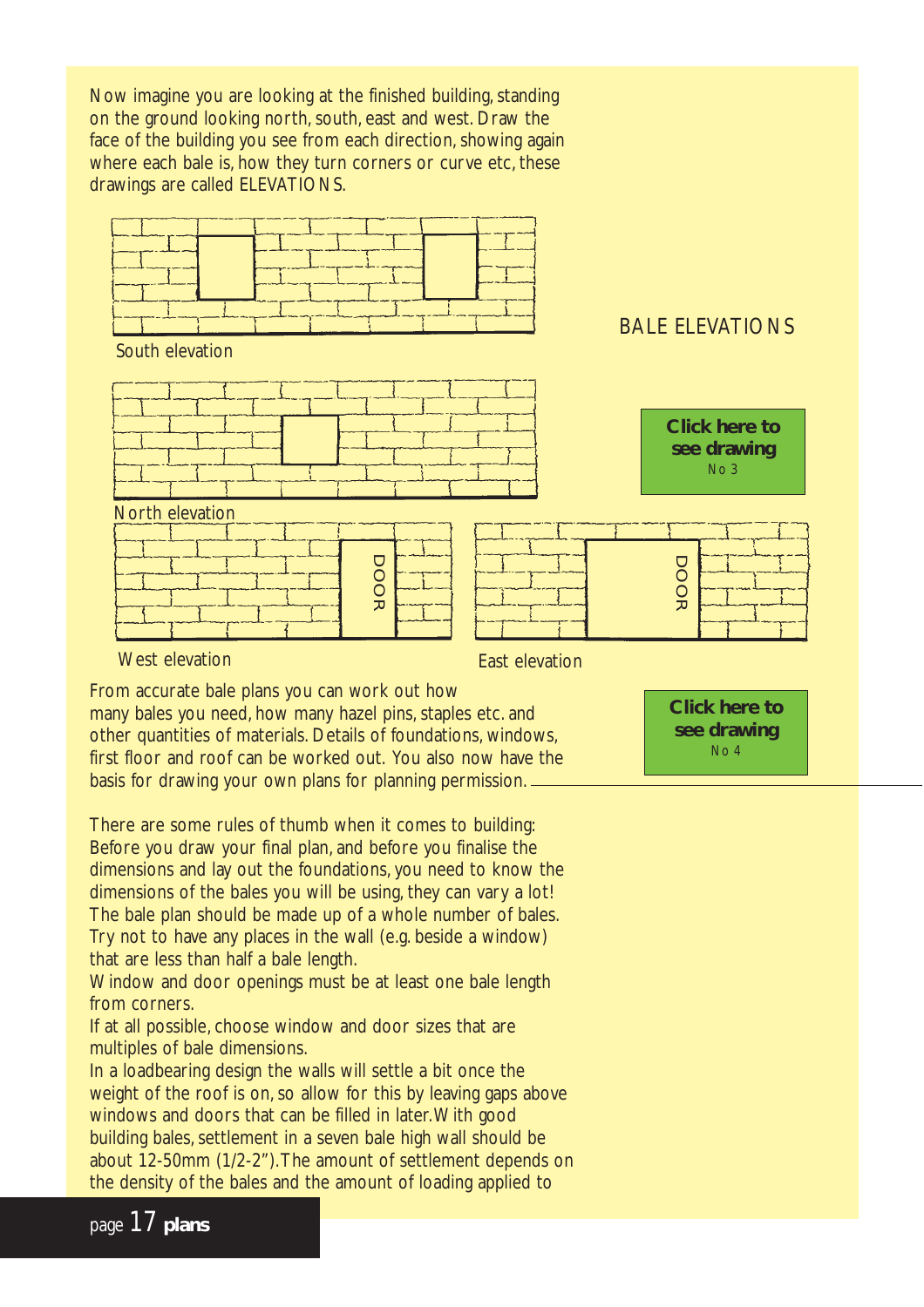Now imagine you are looking at the finished building, standing on the ground looking north, south, east and west. Draw the face of the building you see from each direction, showing again where each bale is, how they turn corners or curve etc, these drawings are called ELEVATIONS.

BALE ELEVATIONS

South elevation

North elevation

DOOR

West elevation

DOOR

East elevation

**Click here to see drawing**
No 3

From accurate bale plans you can work out how many bales you need, how many hazel pins, staples etc. and other quantities of materials. Details of foundations, windows, first floor and roof can be worked out. You also now have the basis for drawing your own plans for planning permission.

**Click here to see drawing**
No 4

There are some rules of thumb when it comes to building: Before you draw your final plan, and before you finalise the dimensions and lay out the foundations, you need to know the dimensions of the bales you will be using, they can vary a lot! The bale plan should be made up of a whole number of bales. Try not to have any places in the wall (e.g. beside a window) that are less than half a bale length.
Window and door openings must be at least one bale length from corners.
If at all possible, choose window and door sizes that are multiples of bale dimensions.
In a loadbearing design the walls will settle a bit once the weight of the roof is on, so allow for this by leaving gaps above windows and doors that can be filled in later. With good building bales, settlement in a seven bale high wall should be about 12-50mm (1/2-2"). The amount of settlement depends on the density of the bales and the amount of loading applied to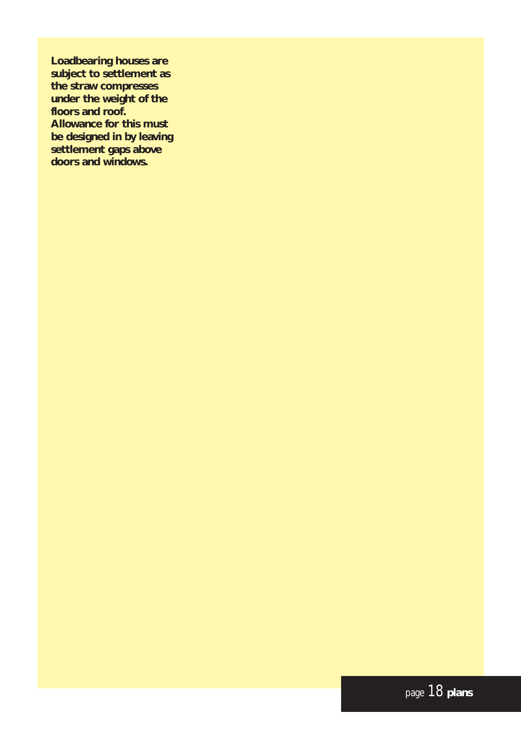**Loadbearing houses are subject to settlement as the straw compresses under the weight of the floors and roof. Allowance for this must be designed in by leaving settlement gaps above doors and windows.**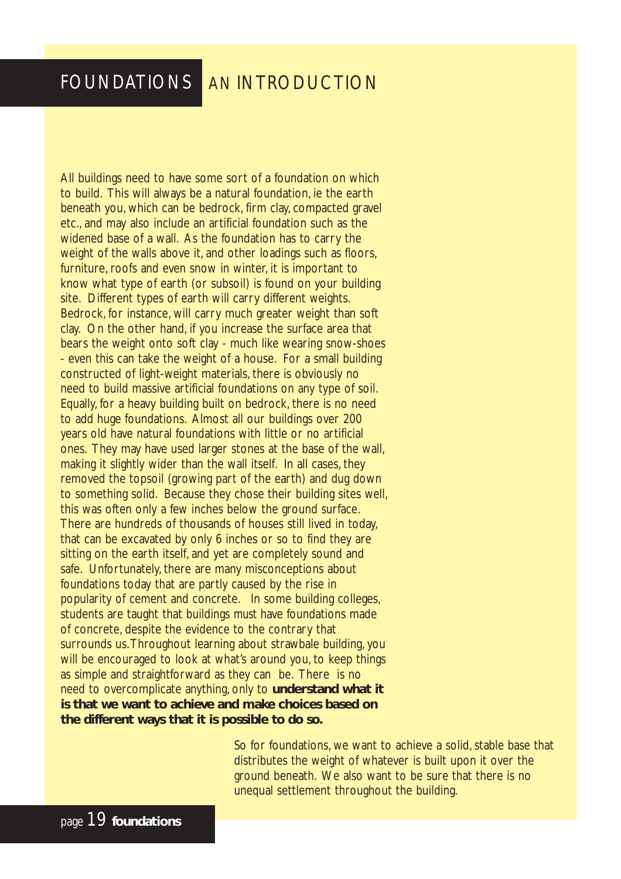# FOUNDATIONS AN INTRODUCTION

All buildings need to have some sort of a foundation on which to build. This will always be a natural foundation, ie the earth beneath you, which can be bedrock, firm clay, compacted gravel etc., and may also include an artificial foundation such as the widened base of a wall. As the foundation has to carry the weight of the walls above it, and other loadings such as floors, furniture, roofs and even snow in winter, it is important to know what type of earth (or subsoil) is found on your building site. Different types of earth will carry different weights. Bedrock, for instance, will carry much greater weight than soft clay. On the other hand, if you increase the surface area that bears the weight onto soft clay - much like wearing snow-shoes - even this can take the weight of a house. For a small building constructed of light-weight materials, there is obviously no need to build massive artificial foundations on any type of soil. Equally, for a heavy building built on bedrock, there is no need to add huge foundations. Almost all our buildings over 200 years old have natural foundations with little or no artificial ones. They may have used larger stones at the base of the wall, making it slightly wider than the wall itself. In all cases, they removed the topsoil (growing part of the earth) and dug down to something solid. Because they chose their building sites well, this was often only a few inches below the ground surface. There are hundreds of thousands of houses still lived in today, that can be excavated by only 6 inches or so to find they are sitting on the earth itself, and yet are completely sound and safe. Unfortunately, there are many misconceptions about foundations today that are partly caused by the rise in popularity of cement and concrete. In some building colleges, students are taught that buildings must have foundations made of concrete, despite the evidence to the contrary that surrounds us. Throughout learning about strawbale building, you will be encouraged to look at what's around you, to keep things as simple and straightforward as they can be. There is no need to overcomplicate anything, only to **understand what it is that we want to achieve and make choices based on the different ways that it is possible to do so.**

So for foundations, we want to achieve a solid, stable base that distributes the weight of whatever is built upon it over the ground beneath. We also want to be sure that there is no unequal settlement throughout the building.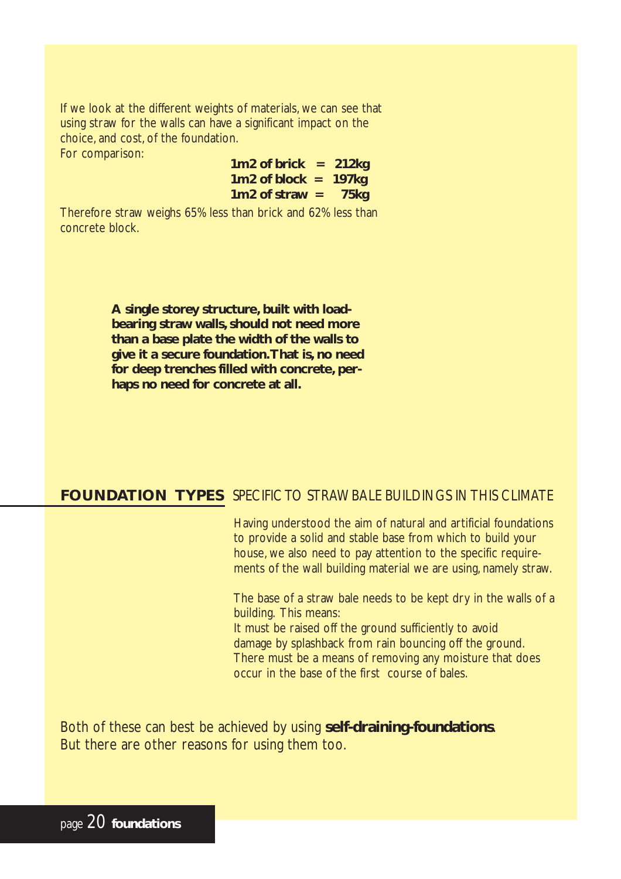If we look at the different weights of materials, we can see that using straw for the walls can have a significant impact on the choice, and cost, of the foundation.
For comparison:

**1m2 of brick = 212kg**
**1m2 of block = 197kg**
**1m2 of straw = 75kg**

Therefore straw weighs 65% less than brick and 62% less than concrete block.

**A single storey structure, built with load-bearing straw walls, should not need more than a base plate the width of the walls to give it a secure foundation. That is, no need for deep trenches filled with concrete, perhaps no need for concrete at all.**

## FOUNDATION TYPES SPECIFIC TO STRAW BALE BUILDINGS IN THIS CLIMATE

Having understood the aim of natural and artificial foundations to provide a solid and stable base from which to build your house, we also need to pay attention to the specific requirements of the wall building material we are using, namely straw.

The base of a straw bale needs to be kept dry in the walls of a building. This means:
It must be raised off the ground sufficiently to avoid damage by splashback from rain bouncing off the ground.
There must be a means of removing any moisture that does occur in the base of the first course of bales.

Both of these can best be achieved by using **self-draining-foundations**.
But there are other reasons for using them too.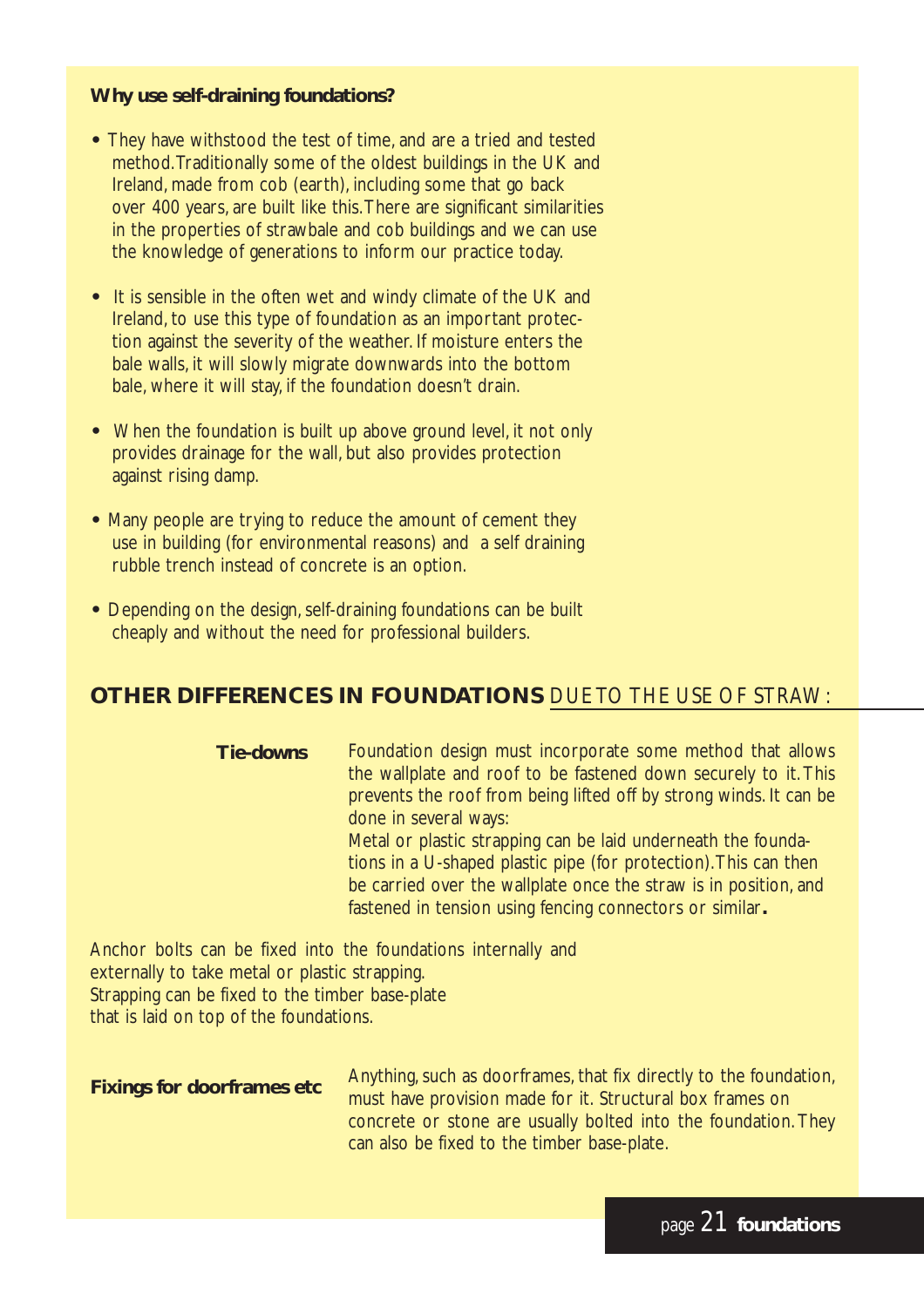### Why use self-draining foundations?

- They have withstood the test of time, and are a tried and tested method. Traditionally some of the oldest buildings in the UK and Ireland, made from cob (earth), including some that go back over 400 years, are built like this. There are significant similarities in the properties of strawbale and cob buildings and we can use the knowledge of generations to inform our practice today.
- It is sensible in the often wet and windy climate of the UK and Ireland, to use this type of foundation as an important protection against the severity of the weather. If moisture enters the bale walls, it will slowly migrate downwards into the bottom bale, where it will stay, if the foundation doesn't drain.
- When the foundation is built up above ground level, it not only provides drainage for the wall, but also provides protection against rising damp.
- Many people are trying to reduce the amount of cement they use in building (for environmental reasons) and a self draining rubble trench instead of concrete is an option.
- Depending on the design, self-draining foundations can be built cheaply and without the need for professional builders.

## OTHER DIFFERENCES IN FOUNDATIONS DUE TO THE USE OF STRAW:

**Tie-downs**

Foundation design must incorporate some method that allows the wallplate and roof to be fastened down securely to it. This prevents the roof from being lifted off by strong winds. It can be done in several ways:

Metal or plastic strapping can be laid underneath the foundations in a U-shaped plastic pipe (for protection). This can then be carried over the wallplate once the straw is in position, and fastened in tension using fencing connectors or similar**.**

Anchor bolts can be fixed into the foundations internally and externally to take metal or plastic strapping.
Strapping can be fixed to the timber base-plate that is laid on top of the foundations.

**Fixings for doorframes etc**

Anything, such as doorframes, that fix directly to the foundation, must have provision made for it. Structural box frames on concrete or stone are usually bolted into the foundation. They can also be fixed to the timber base-plate.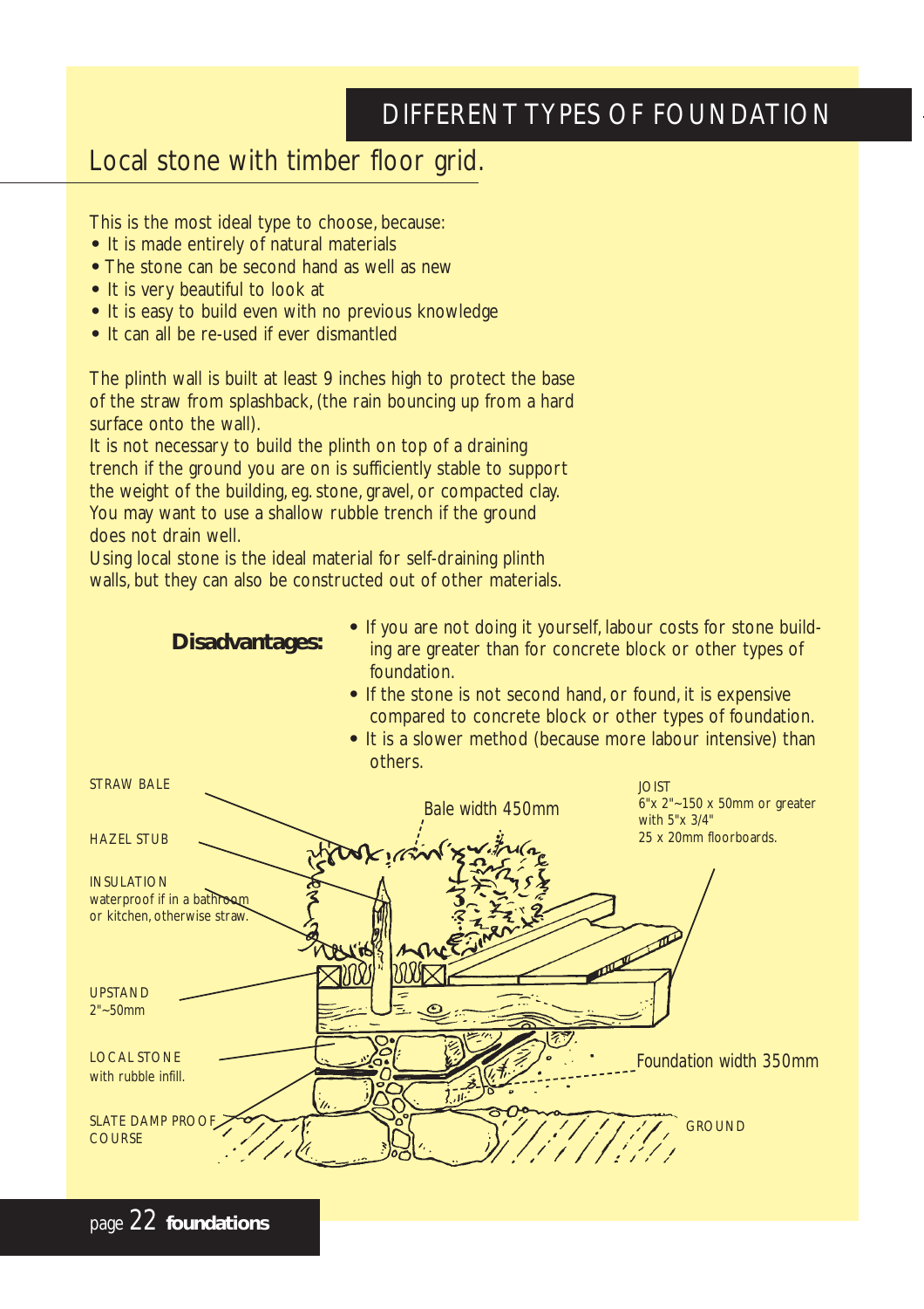# DIFFERENT TYPES OF FOUNDATION

## Local stone with timber floor grid.

This is the most ideal type to choose, because:

- It is made entirely of natural materials
- The stone can be second hand as well as new
- It is very beautiful to look at
- It is easy to build even with no previous knowledge
- It can all be re-used if ever dismantled

The plinth wall is built at least 9 inches high to protect the base of the straw from splashback, (the rain bouncing up from a hard surface onto the wall).

It is not necessary to build the plinth on top of a draining trench if the ground you are on is sufficiently stable to support the weight of the building, eg. stone, gravel, or compacted clay. You may want to use a shallow rubble trench if the ground does not drain well.

Using local stone is the ideal material for self-draining plinth walls, but they can also be constructed out of other materials.

**Disadvantages:**

- If you are not doing it yourself, labour costs for stone building are greater than for concrete block or other types of foundation.
- If the stone is not second hand, or found, it is expensive compared to concrete block or other types of foundation.
- It is a slower method (because more labour intensive) than others.

STRAW BALE

HAZEL STUB

INSULATION
waterproof if in a bathroom or kitchen, otherwise straw.

UPSTAND
2"~50mm

LOCAL STONE
with rubble infill.

SLATE DAMP PROOF COURSE

Bale width 450mm

JOIST
6"x 2"~150 x 50mm or greater with 5"x 3/4" 25 x 20mm floorboards.

Foundation width 350mm

GROUND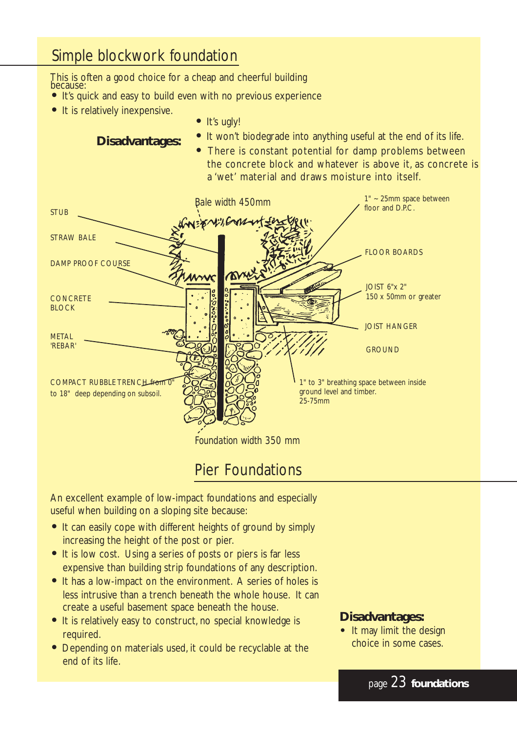## Simple blockwork foundation

This is often a good choice for a cheap and cheerful building because:

- It's quick and easy to build even with no previous experience
- It is relatively inexpensive.

**Disadvantages:**

- It's ugly!
- It won't biodegrade into anything useful at the end of its life.
- There is constant potential for damp problems between the concrete block and whatever is above it, as concrete is a 'wet' material and draws moisture into itself.

STUB

STRAW BALE

DAMP PROOF COURSE

CONCRETE BLOCK

METAL 'REBAR'

COMPACT RUBBLE TRENCH from 0" to 18" deep depending on subsoil.

Bale width 450mm

1" ~ 25mm space between floor and D.P.C.

FLOOR BOARDS

JOIST 6"x 2" 150 x 50mm or greater

JOIST HANGER

GROUND

1" to 3" breathing space between inside ground level and timber. 25-75mm

Foundation width 350 mm

## Pier Foundations

An excellent example of low-impact foundations and especially useful when building on a sloping site because:

- It can easily cope with different heights of ground by simply increasing the height of the post or pier.
- It is low cost. Using a series of posts or piers is far less expensive than building strip foundations of any description.
- It has a low-impact on the environment. A series of holes is less intrusive than a trench beneath the whole house. It can create a useful basement space beneath the house.
- It is relatively easy to construct, no special knowledge is required.
- Depending on materials used, it could be recyclable at the end of its life.

**Disadvantages:**

- It may limit the design choice in some cases.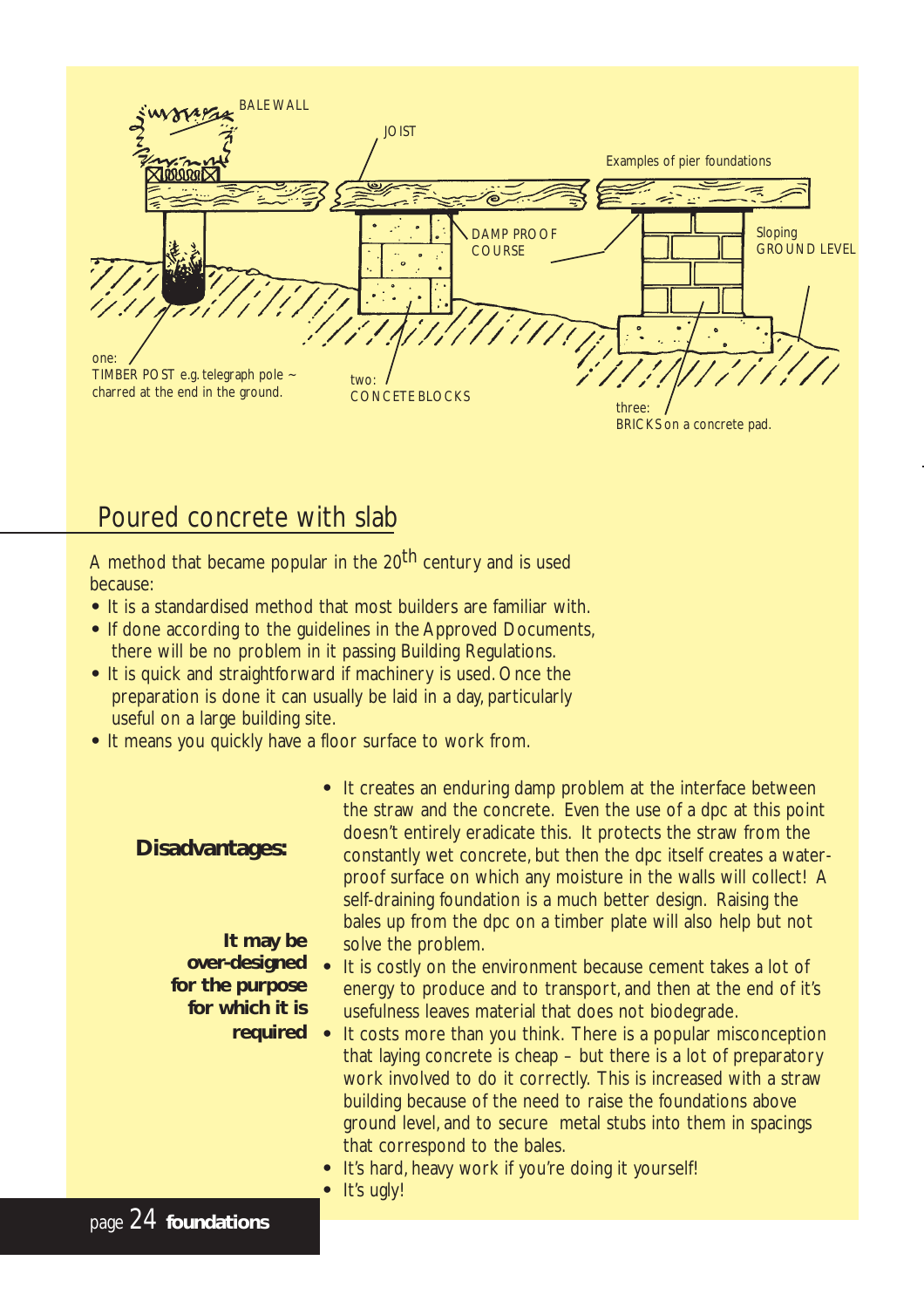BALE WALL

JOIST

Examples of pier foundations

DAMP PROOF COURSE

Sloping GROUND LEVEL

one:
TIMBER POST e.g. telegraph pole ~ charred at the end in the ground.

two:
CONCETE BLOCKS

three:
BRICKS on a concrete pad.

## Poured concrete with slab

A method that became popular in the 20th century and is used because:

- It is a standardised method that most builders are familiar with.
- If done according to the guidelines in the Approved Documents, there will be no problem in it passing Building Regulations.
- It is quick and straightforward if machinery is used. Once the preparation is done it can usually be laid in a day, particularly useful on a large building site.
- It means you quickly have a floor surface to work from.

**Disadvantages:**

**It may be over-designed for the purpose for which it is required**

- It creates an enduring damp problem at the interface between the straw and the concrete. Even the use of a dpc at this point doesn't entirely eradicate this. It protects the straw from the constantly wet concrete, but then the dpc itself creates a waterproof surface on which any moisture in the walls will collect! A self-draining foundation is a much better design. Raising the bales up from the dpc on a timber plate will also help but not solve the problem.
- It is costly on the environment because cement takes a lot of energy to produce and to transport, and then at the end of it's usefulness leaves material that does not biodegrade.
- It costs more than you think. There is a popular misconception that laying concrete is cheap – but there is a lot of preparatory work involved to do it correctly. This is increased with a straw building because of the need to raise the foundations above ground level, and to secure metal stubs into them in spacings that correspond to the bales.
- It's hard, heavy work if you're doing it yourself!
- It's ugly!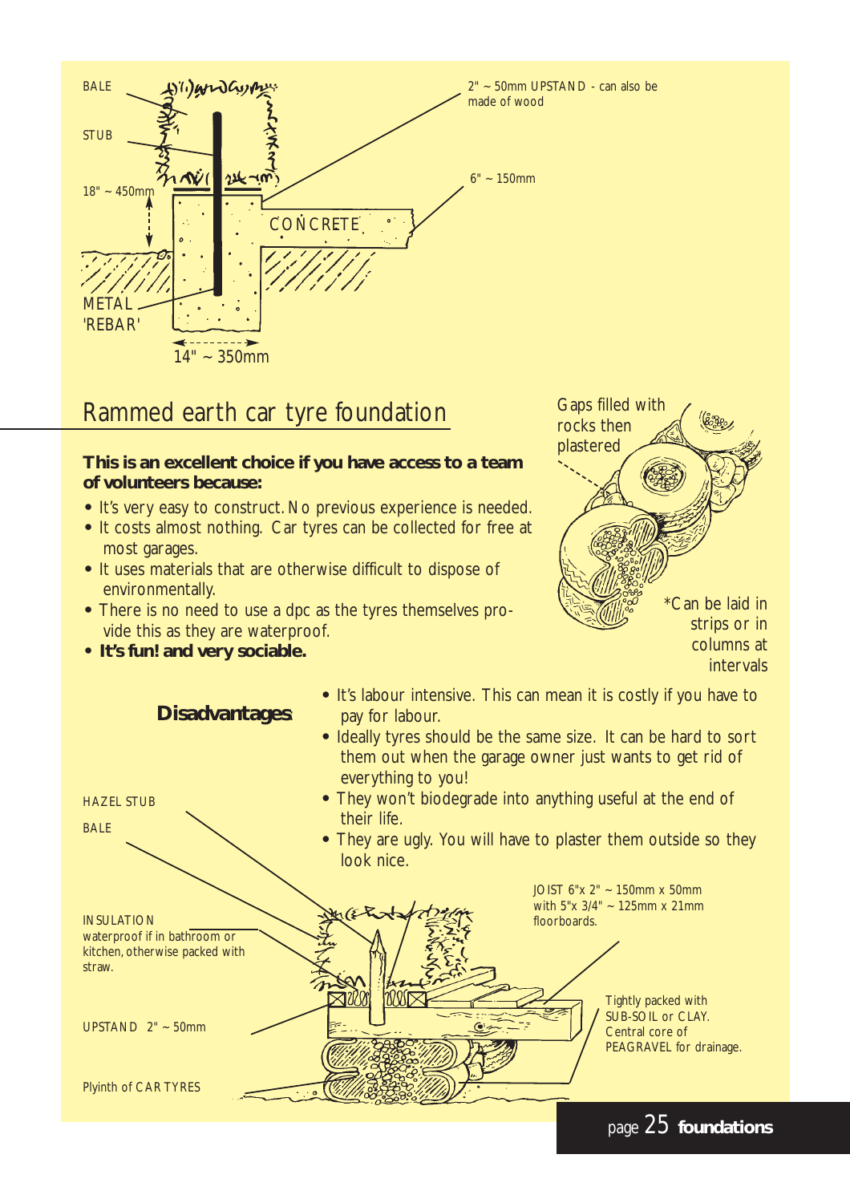BALE

STUB

18" ~ 450mm

METAL 'REBAR'

14" ~ 350mm

CONCRETE

2" ~ 50mm UPSTAND - can also be made of wood

6" ~ 150mm

## Rammed earth car tyre foundation

**This is an excellent choice if you have access to a team of volunteers because:**

- It's very easy to construct. No previous experience is needed.
- It costs almost nothing. Car tyres can be collected for free at most garages.
- It uses materials that are otherwise difficult to dispose of environmentally.
- There is no need to use a dpc as the tyres themselves provide this as they are waterproof.
- **It's fun! and very sociable.**

Gaps filled with rocks then plastered

*Can be laid in strips or in columns at intervals

**Disadvantages:**

- It's labour intensive. This can mean it is costly if you have to pay for labour.
- Ideally tyres should be the same size. It can be hard to sort them out when the garage owner just wants to get rid of everything to you!
- They won't biodegrade into anything useful at the end of their life.
- They are ugly. You will have to plaster them outside so they look nice.

HAZEL STUB

BALE

INSULATION waterproof if in bathroom or kitchen, otherwise packed with straw.

UPSTAND 2" ~ 50mm

Plyinth of CAR TYRES

JOIST 6"x 2" ~ 150mm x 50mm with 5"x 3/4" ~ 125mm x 21mm floorboards.

Tightly packed with SUB-SOIL or CLAY. Central core of PEAGRAVEL for drainage.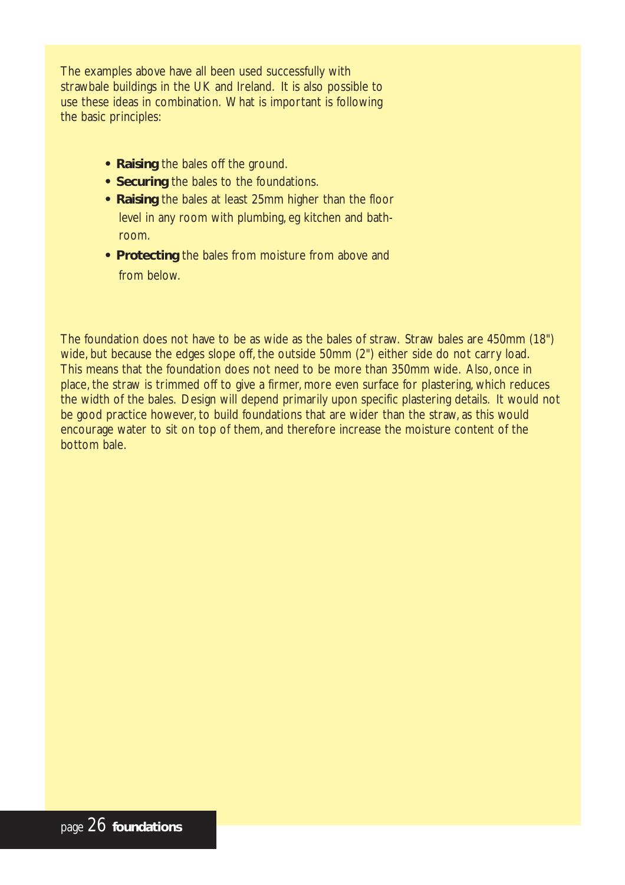The examples above have all been used successfully with strawbale buildings in the UK and Ireland. It is also possible to use these ideas in combination. What is important is following the basic principles:

- **Raising** the bales off the ground.
- **Securing** the bales to the foundations.
- **Raising** the bales at least 25mm higher than the floor level in any room with plumbing, eg kitchen and bathroom.
- **Protecting** the bales from moisture from above and from below.

The foundation does not have to be as wide as the bales of straw. Straw bales are 450mm (18") wide, but because the edges slope off, the outside 50mm (2") either side do not carry load. This means that the foundation does not need to be more than 350mm wide. Also, once in place, the straw is trimmed off to give a firmer, more even surface for plastering, which reduces the width of the bales. Design will depend primarily upon specific plastering details. It would not be good practice however, to build foundations that are wider than the straw, as this would encourage water to sit on top of them, and therefore increase the moisture content of the bottom bale.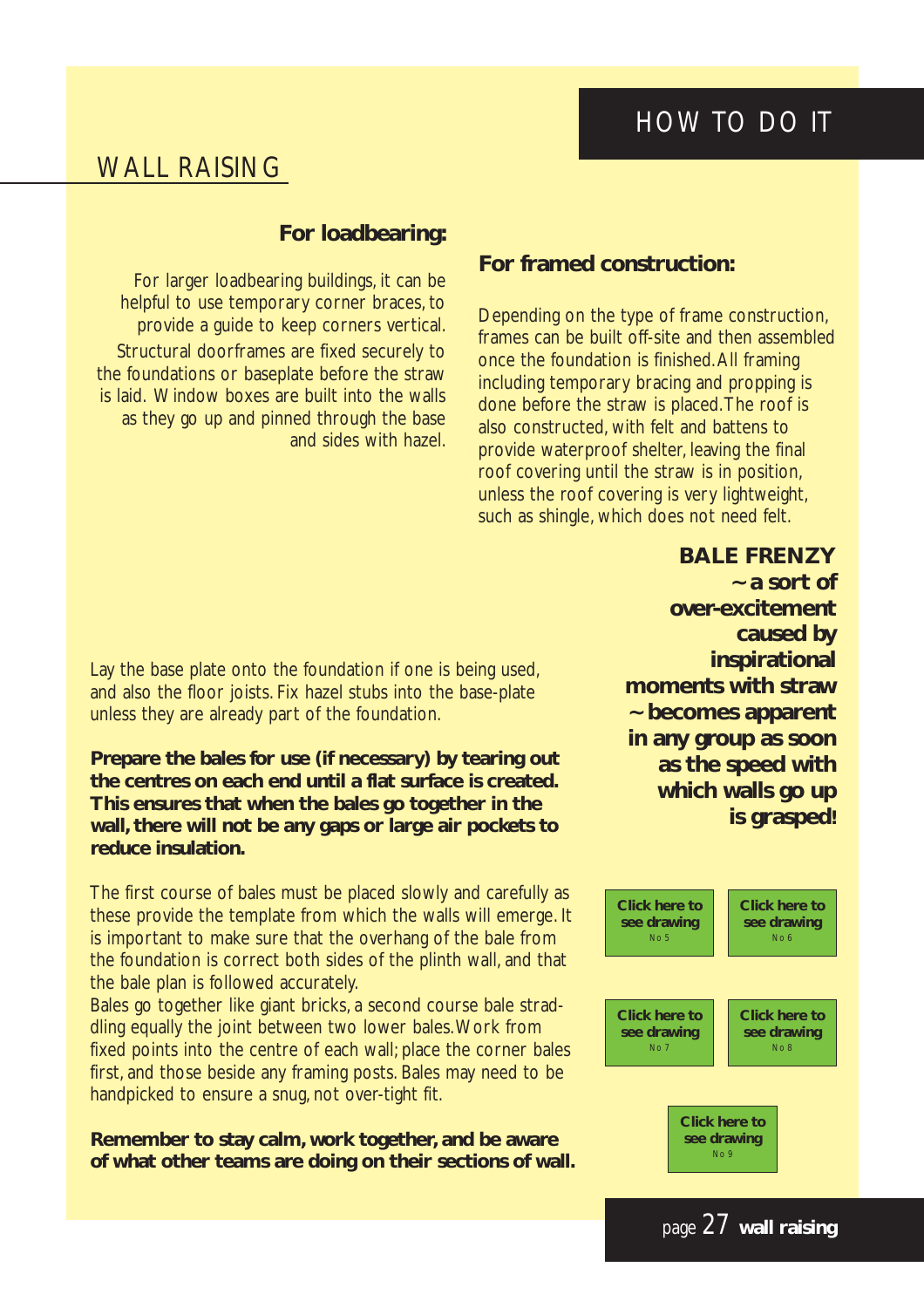# HOW TO DO IT

## WALL RAISING

### For loadbearing:

For larger loadbearing buildings, it can be helpful to use temporary corner braces, to provide a guide to keep corners vertical. Structural doorframes are fixed securely to the foundations or baseplate before the straw is laid. Window boxes are built into the walls as they go up and pinned through the base and sides with hazel.

### For framed construction:

Depending on the type of frame construction, frames can be built off-site and then assembled once the foundation is finished. All framing including temporary bracing and propping is done before the straw is placed. The roof is also constructed, with felt and battens to provide waterproof shelter, leaving the final roof covering until the straw is in position, unless the roof covering is very lightweight, such as shingle, which does not need felt.

**BALE FRENZY ~ a sort of over-excitement caused by inspirational moments with straw ~ becomes apparent in any group as soon as the speed with which walls go up is grasped!**

Lay the base plate onto the foundation if one is being used, and also the floor joists. Fix hazel stubs into the base-plate unless they are already part of the foundation.

**Prepare the bales for use (if necessary) by tearing out the centres on each end until a flat surface is created. This ensures that when the bales go together in the wall, there will not be any gaps or large air pockets to reduce insulation.**

The first course of bales must be placed slowly and carefully as these provide the template from which the walls will emerge. It is important to make sure that the overhang of the bale from the foundation is correct both sides of the plinth wall, and that the bale plan is followed accurately.

Bales go together like giant bricks, a second course bale straddling equally the joint between two lower bales. Work from fixed points into the centre of each wall; place the corner bales first, and those beside any framing posts. Bales may need to be handpicked to ensure a snug, not over-tight fit.

**Remember to stay calm, work together, and be aware of what other teams are doing on their sections of wall.**

Click here to see drawing No 5

Click here to see drawing No 6

Click here to see drawing No 7

Click here to see drawing No 8

Click here to see drawing No 9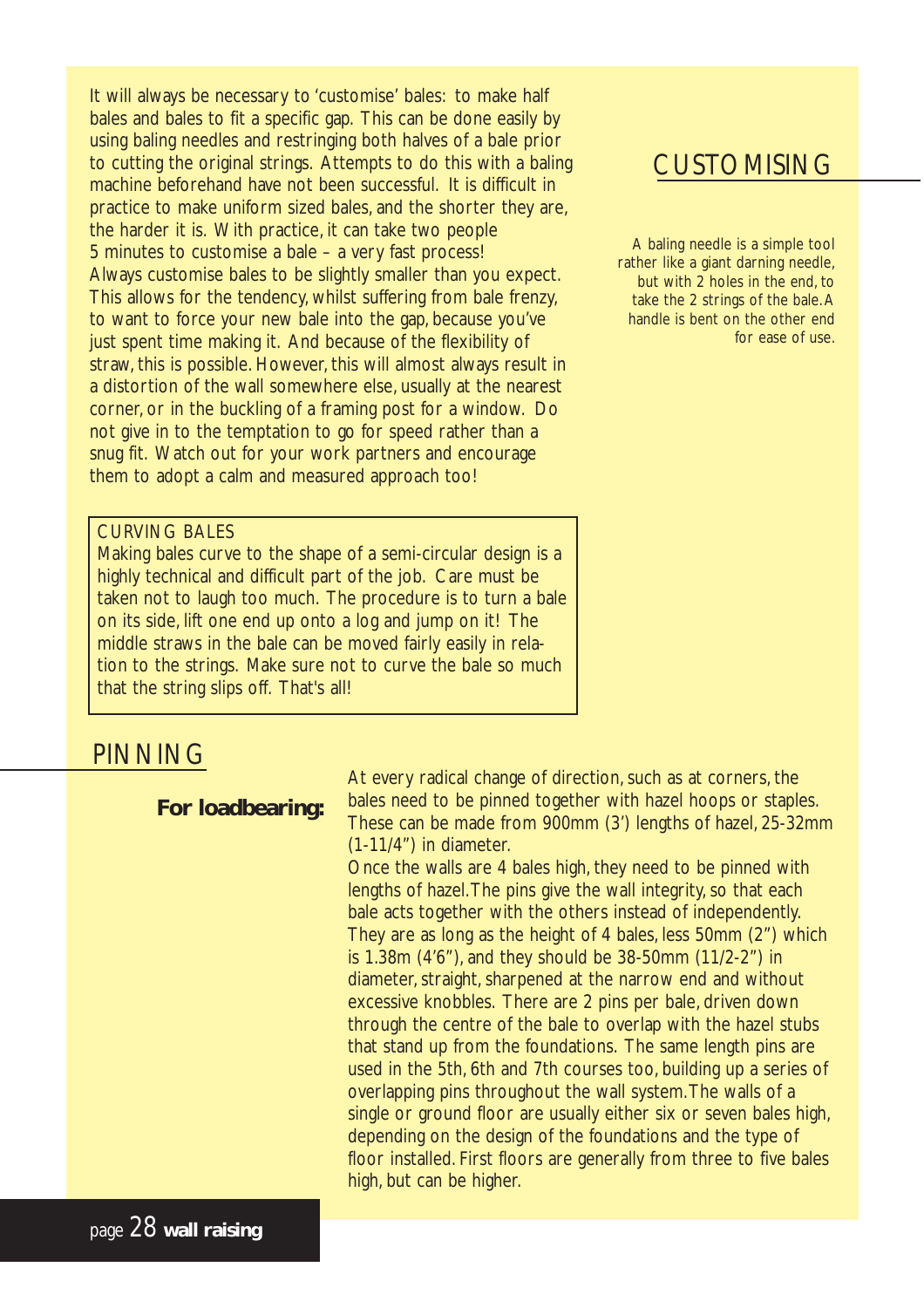## CUSTOMISING

It will always be necessary to 'customise' bales: to make half bales and bales to fit a specific gap. This can be done easily by using baling needles and restringing both halves of a bale prior to cutting the original strings. Attempts to do this with a baling machine beforehand have not been successful. It is difficult in practice to make uniform sized bales, and the shorter they are, the harder it is. With practice, it can take two people 5 minutes to customise a bale – a very fast process! Always customise bales to be slightly smaller than you expect. This allows for the tendency, whilst suffering from bale frenzy, to want to force your new bale into the gap, because you've just spent time making it. And because of the flexibility of straw, this is possible. However, this will almost always result in a distortion of the wall somewhere else, usually at the nearest corner, or in the buckling of a framing post for a window. Do not give in to the temptation to go for speed rather than a snug fit. Watch out for your work partners and encourage them to adopt a calm and measured approach too!

A baling needle is a simple tool rather like a giant darning needle, but with 2 holes in the end, to take the 2 strings of the bale. A handle is bent on the other end for ease of use.

CURVING BALES

Making bales curve to the shape of a semi-circular design is a highly technical and difficult part of the job. Care must be taken not to laugh too much. The procedure is to turn a bale on its side, lift one end up onto a log and jump on it! The middle straws in the bale can be moved fairly easily in relation to the strings. Make sure not to curve the bale so much that the string slips off. That's all!

## PINNING

**For loadbearing:**

At every radical change of direction, such as at corners, the bales need to be pinned together with hazel hoops or staples. These can be made from 900mm (3') lengths of hazel, 25-32mm (1-11/4") in diameter.

Once the walls are 4 bales high, they need to be pinned with lengths of hazel. The pins give the wall integrity, so that each bale acts together with the others instead of independently. They are as long as the height of 4 bales, less 50mm (2") which is 1.38m (4'6"), and they should be 38-50mm (11/2-2") in diameter, straight, sharpened at the narrow end and without excessive knobbles. There are 2 pins per bale, driven down through the centre of the bale to overlap with the hazel stubs that stand up from the foundations. The same length pins are used in the 5th, 6th and 7th courses too, building up a series of overlapping pins throughout the wall system. The walls of a single or ground floor are usually either six or seven bales high, depending on the design of the foundations and the type of floor installed. First floors are generally from three to five bales high, but can be higher.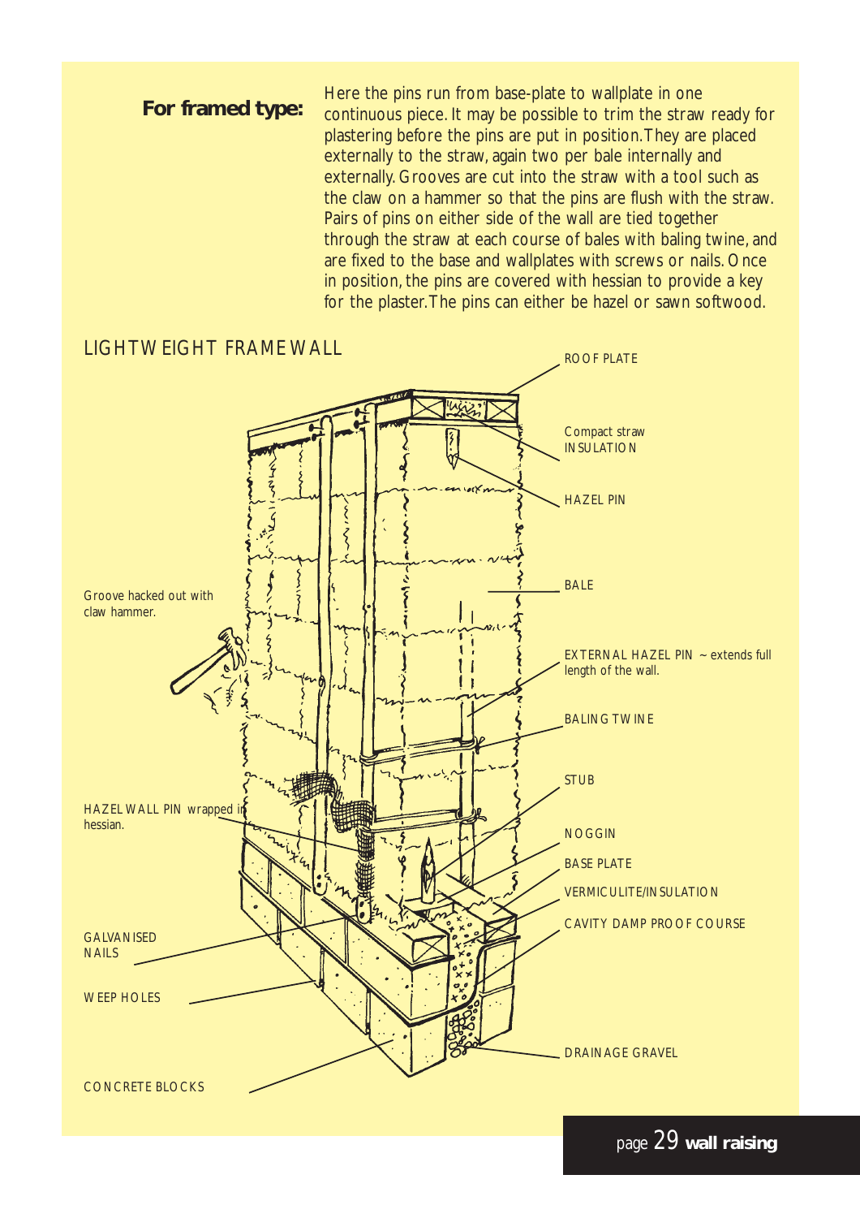**For framed type:**

Here the pins run from base-plate to wallplate in one continuous piece. It may be possible to trim the straw ready for plastering before the pins are put in position. They are placed externally to the straw, again two per bale internally and externally. Grooves are cut into the straw with a tool such as the claw on a hammer so that the pins are flush with the straw. Pairs of pins on either side of the wall are tied together through the straw at each course of bales with baling twine, and are fixed to the base and wallplates with screws or nails. Once in position, the pins are covered with hessian to provide a key for the plaster. The pins can either be hazel or sawn softwood.

LIGHTWEIGHT FRAME WALL

ROOF PLATE

Compact straw INSULATION

HAZEL PIN

BALE

Groove hacked out with claw hammer.

EXTERNAL HAZEL PIN ~ extends full length of the wall.

BALING TWINE

STUB

HAZEL WALL PIN wrapped in hessian.

NOGGIN

BASE PLATE

VERMICULITE/INSULATION

CAVITY DAMP PROOF COURSE

GALVANISED NAILS

WEEP HOLES

DRAINAGE GRAVEL

CONCRETE BLOCKS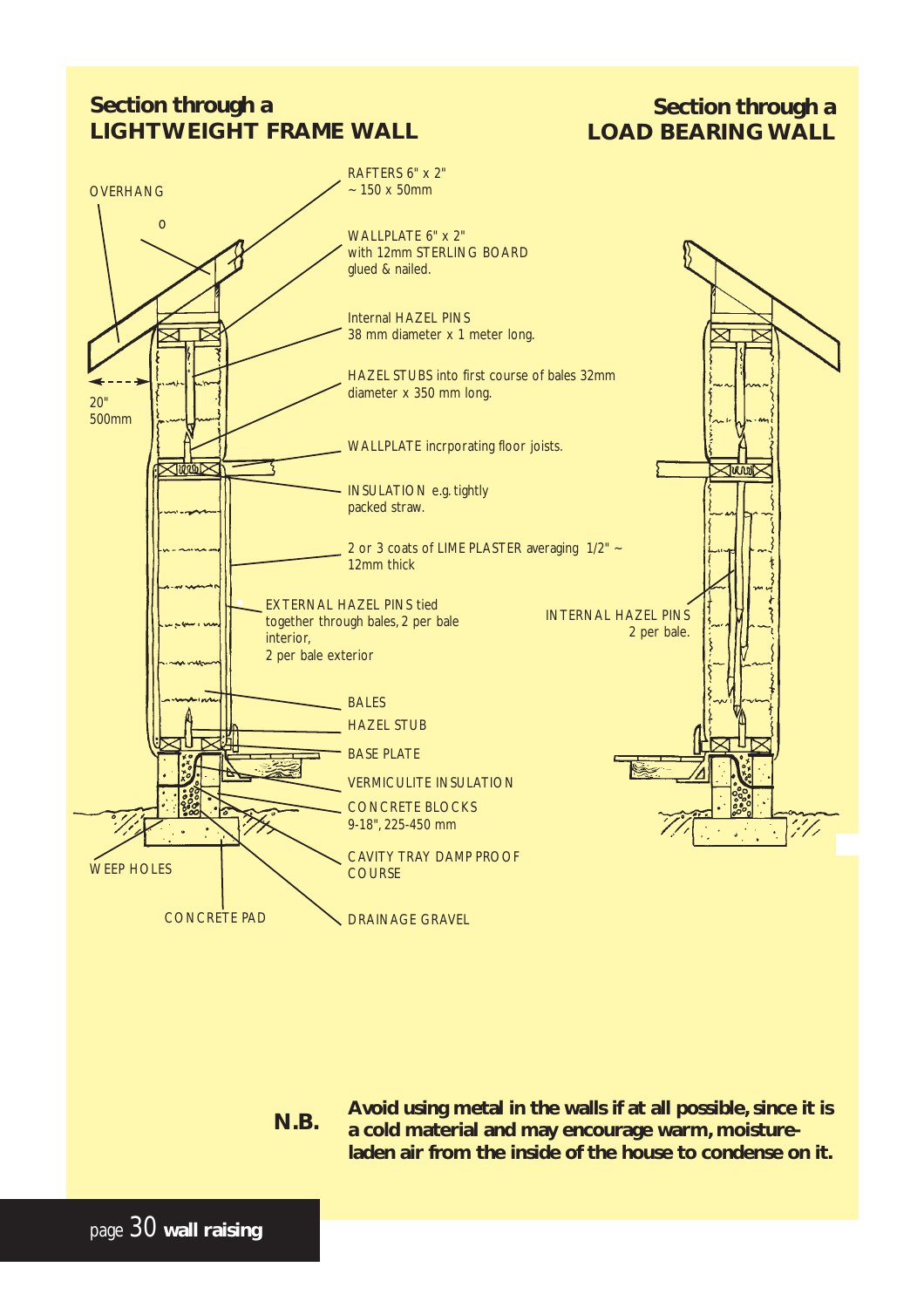## Section through a LIGHTWEIGHT FRAME WALL

## Section through a LOAD BEARING WALL

OVERHANG

20"
500mm

RAFTERS 6" x 2"
~ 150 x 50mm

WALLPLATE 6" x 2"
with 12mm STERLING BOARD
glued & nailed.

Internal HAZEL PINS
38 mm diameter x 1 meter long.

HAZEL STUBS into first course of bales 32mm
diameter x 350 mm long.

WALLPLATE incrporating floor joists.

INSULATION e.g. tightly
packed straw.

2 or 3 coats of LIME PLASTER averaging 1/2" ~
12mm thick

EXTERNAL HAZEL PINS tied
together through bales, 2 per bale
interior,
2 per bale exterior

INTERNAL HAZEL PINS
2 per bale.

BALES

HAZEL STUB

BASE PLATE

VERMICULITE INSULATION

CONCRETE BLOCKS
9-18", 225-450 mm

CAVITY TRAY DAMP PROOF
COURSE

WEEP HOLES

CONCRETE PAD

DRAINAGE GRAVEL

**N.B.** **Avoid using metal in the walls if at all possible, since it is a cold material and may encourage warm, moisture-laden air from the inside of the house to condense on it.**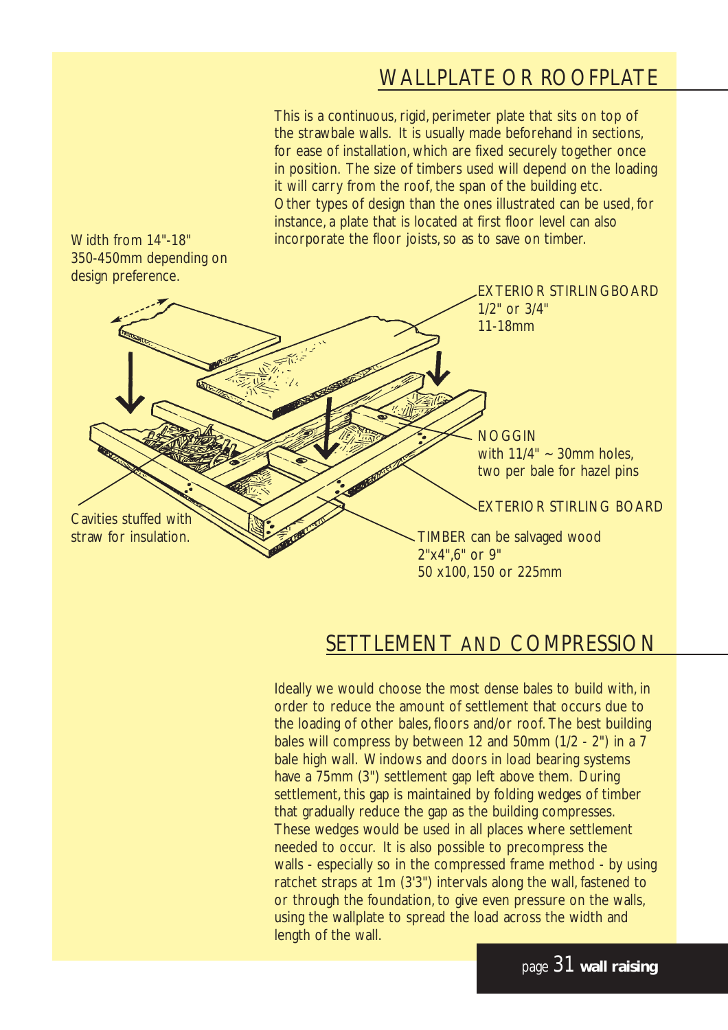## WALLPLATE OR ROOFPLATE

This is a continuous, rigid, perimeter plate that sits on top of the strawbale walls. It is usually made beforehand in sections, for ease of installation, which are fixed securely together once in position. The size of timbers used will depend on the loading it will carry from the roof, the span of the building etc. Other types of design than the ones illustrated can be used, for instance, a plate that is located at first floor level can also incorporate the floor joists, so as to save on timber.

Width from 14"-18" 350-450mm depending on design preference.

EXTERIOR STIRLINGBOARD 1/2" or 3/4" 11-18mm

NOGGIN with 11/4" ~ 30mm holes, two per bale for hazel pins

EXTERIOR STIRLING BOARD

Cavities stuffed with straw for insulation.

TIMBER can be salvaged wood 2"x4",6" or 9" 50 x100, 150 or 225mm

## SETTLEMENT AND COMPRESSION

Ideally we would choose the most dense bales to build with, in order to reduce the amount of settlement that occurs due to the loading of other bales, floors and/or roof. The best building bales will compress by between 12 and 50mm (1/2 - 2") in a 7 bale high wall. Windows and doors in load bearing systems have a 75mm (3") settlement gap left above them. During settlement, this gap is maintained by folding wedges of timber that gradually reduce the gap as the building compresses. These wedges would be used in all places where settlement needed to occur. It is also possible to precompress the walls - especially so in the compressed frame method - by using ratchet straps at 1m (3'3") intervals along the wall, fastened to or through the foundation, to give even pressure on the walls, using the wallplate to spread the load across the width and length of the wall.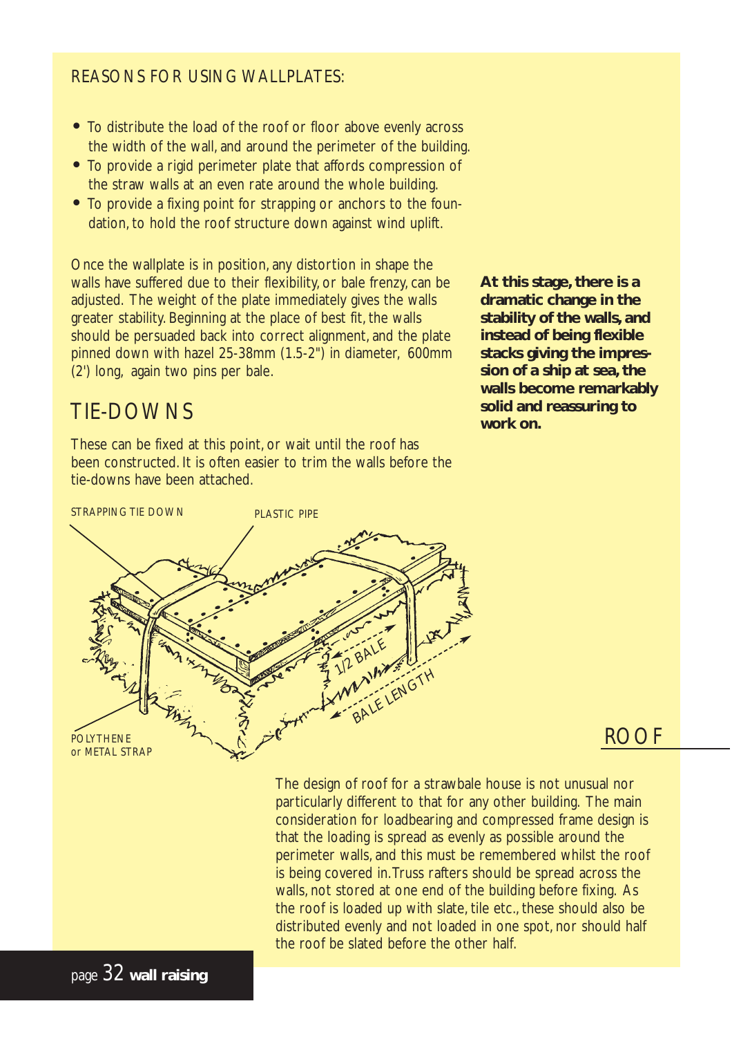## REASONS FOR USING WALLPLATES:

- To distribute the load of the roof or floor above evenly across the width of the wall, and around the perimeter of the building.
- To provide a rigid perimeter plate that affords compression of the straw walls at an even rate around the whole building.
- To provide a fixing point for strapping or anchors to the foundation, to hold the roof structure down against wind uplift.

Once the wallplate is in position, any distortion in shape the walls have suffered due to their flexibility, or bale frenzy, can be adjusted. The weight of the plate immediately gives the walls greater stability. Beginning at the place of best fit, the walls should be persuaded back into correct alignment, and the plate pinned down with hazel 25-38mm (1.5-2") in diameter, 600mm (2') long, again two pins per bale.

**At this stage, there is a dramatic change in the stability of the walls, and instead of being flexible stacks giving the impression of a ship at sea, the walls become remarkably solid and reassuring to work on.**

## TIE-DOWNS

These can be fixed at this point, or wait until the roof has been constructed. It is often easier to trim the walls before the tie-downs have been attached.

STRAPPING TIE DOWN

PLASTIC PIPE

1/2 BALE

BALE LENGTH

POLYTHENE or METAL STRAP

## ROOF

The design of roof for a strawbale house is not unusual nor particularly different to that for any other building. The main consideration for loadbearing and compressed frame design is that the loading is spread as evenly as possible around the perimeter walls, and this must be remembered whilst the roof is being covered in. Truss rafters should be spread across the walls, not stored at one end of the building before fixing. As the roof is loaded up with slate, tile etc., these should also be distributed evenly and not loaded in one spot, nor should half the roof be slated before the other half.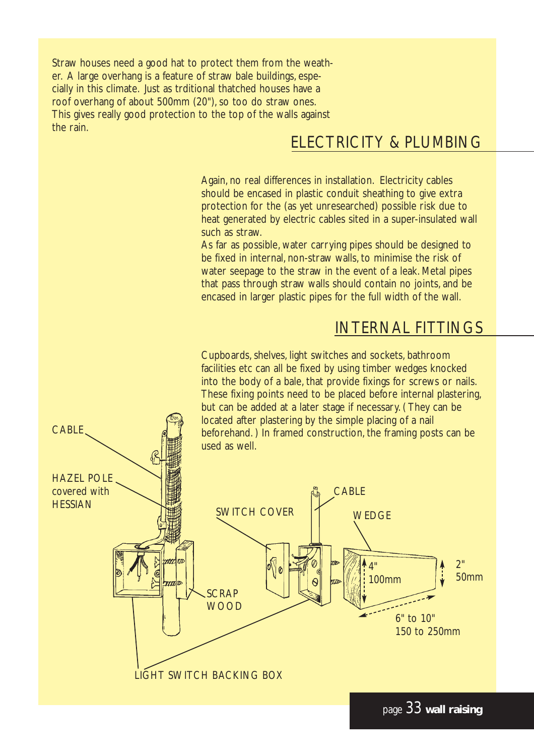Straw houses need a good hat to protect them from the weather. A large overhang is a feature of straw bale buildings, especially in this climate. Just as trditional thatched houses have a roof overhang of about 500mm (20"), so too do straw ones. This gives really good protection to the top of the walls against the rain.

## ELECTRICITY & PLUMBING

Again, no real differences in installation. Electricity cables should be encased in plastic conduit sheathing to give extra protection for the (as yet unresearched) possible risk due to heat generated by electric cables sited in a super-insulated wall such as straw.

As far as possible, water carrying pipes should be designed to be fixed in internal, non-straw walls, to minimise the risk of water seepage to the straw in the event of a leak. Metal pipes that pass through straw walls should contain no joints, and be encased in larger plastic pipes for the full width of the wall.

## INTERNAL FITTINGS

Cupboards, shelves, light switches and sockets, bathroom facilities etc can all be fixed by using timber wedges knocked into the body of a bale, that provide fixings for screws or nails. These fixing points need to be placed before internal plastering, but can be added at a later stage if necessary. (They can be located after plastering by the simple placing of a nail beforehand.) In framed construction, the framing posts can be used as well.

CABLE

HAZEL POLE covered with HESSIAN

SWITCH COVER

CABLE

WEDGE

4" 100mm

2" 50mm

6" to 10" 150 to 250mm

SCRAP WOOD

LIGHT SWITCH BACKING BOX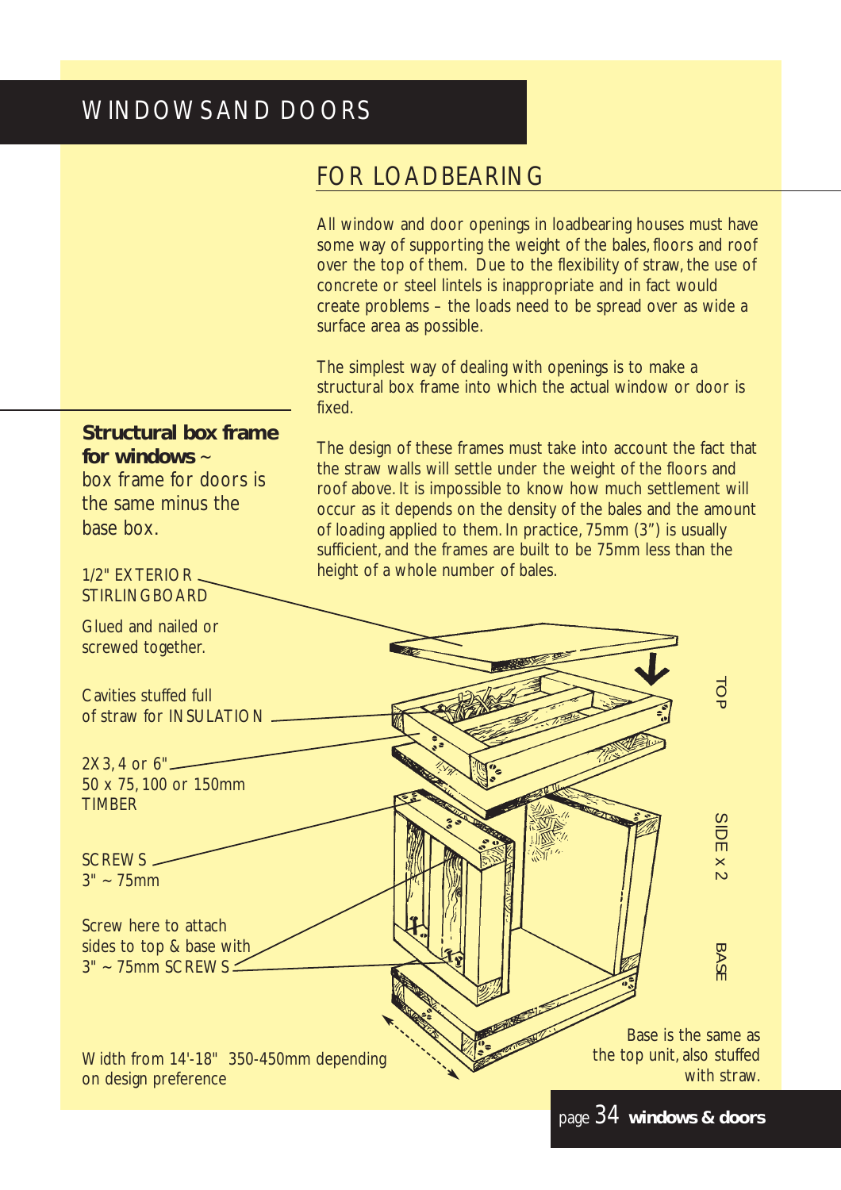# WINDOWS AND DOORS

## FOR LOADBEARING

All window and door openings in loadbearing houses must have some way of supporting the weight of the bales, floors and roof over the top of them. Due to the flexibility of straw, the use of concrete or steel lintels is inappropriate and in fact would create problems – the loads need to be spread over as wide a surface area as possible.

The simplest way of dealing with openings is to make a structural box frame into which the actual window or door is fixed.

The design of these frames must take into account the fact that the straw walls will settle under the weight of the floors and roof above. It is impossible to know how much settlement will occur as it depends on the density of the bales and the amount of loading applied to them. In practice, 75mm (3") is usually sufficient, and the frames are built to be 75mm less than the height of a whole number of bales.

**Structural box frame for windows** ~ box frame for doors is the same minus the base box.

1/2" EXTERIOR STIRLINGBOARD

Glued and nailed or screwed together.

Cavities stuffed full of straw for INSULATION

2X3, 4 or 6"
50 x 75, 100 or 150mm
TIMBER

SCREWS
3" ~ 75mm

Screw here to attach sides to top & base with 3" ~ 75mm SCREWS

Width from 14'-18" 350-450mm depending on design preference

TOP

SIDE x 2

BASE

Base is the same as the top unit, also stuffed with straw.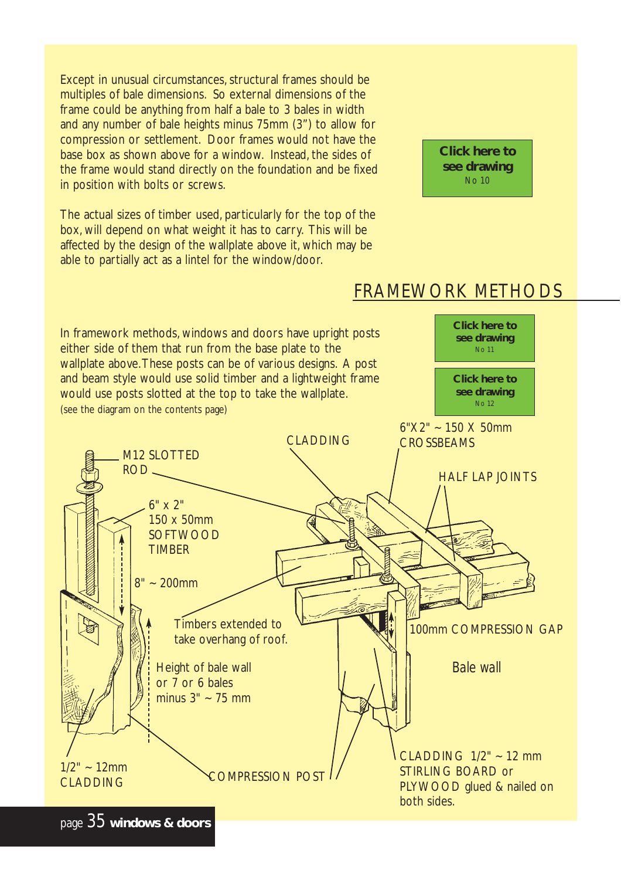Except in unusual circumstances, structural frames should be multiples of bale dimensions. So external dimensions of the frame could be anything from half a bale to 3 bales in width and any number of bale heights minus 75mm (3") to allow for compression or settlement. Door frames would not have the base box as shown above for a window. Instead, the sides of the frame would stand directly on the foundation and be fixed in position with bolts or screws.

**Click here to see drawing**
No 10

The actual sizes of timber used, particularly for the top of the box, will depend on what weight it has to carry. This will be affected by the design of the wallplate above it, which may be able to partially act as a lintel for the window/door.

## FRAMEWORK METHODS

In framework methods, windows and doors have upright posts either side of them that run from the base plate to the wallplate above. These posts can be of various designs. A post and beam style would use solid timber and a lightweight frame would use posts slotted at the top to take the wallplate.
(see the diagram on the contents page)

**Click here to see drawing**
No 11

**Click here to see drawing**
No 12

M12 SLOTTED ROD

6" x 2"
150 x 50mm
SOFTWOOD
TIMBER

8" ~ 200mm

CLADDING

6"X2" ~ 150 X 50mm
CROSSBEAMS

HALF LAP JOINTS

Timbers extended to take overhang of roof.

Height of bale wall or 7 or 6 bales minus 3" ~ 75 mm

100mm COMPRESSION GAP

Bale wall

1/2" ~ 12mm
CLADDING

COMPRESSION POST

CLADDING 1/2" ~ 12 mm
STIRLING BOARD or
PLYWOOD glued & nailed on both sides.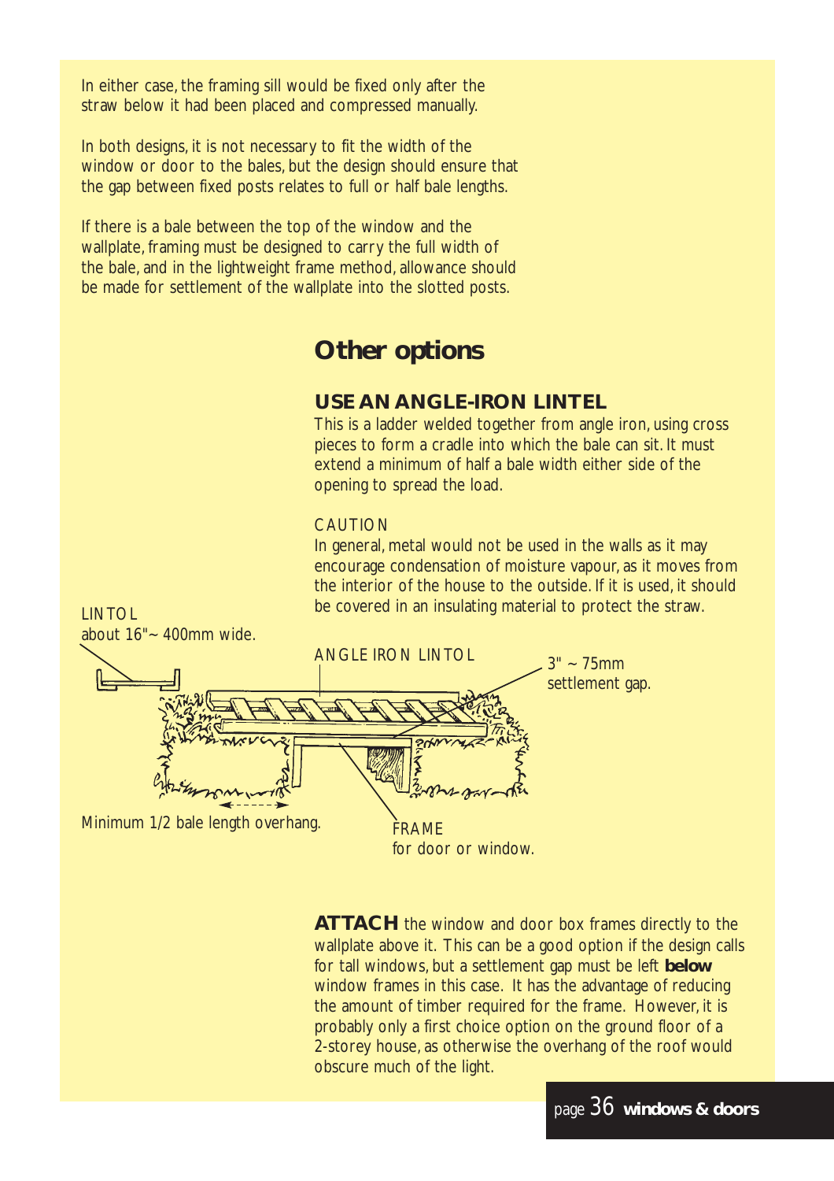In either case, the framing sill would be fixed only after the straw below it had been placed and compressed manually.

In both designs, it is not necessary to fit the width of the window or door to the bales, but the design should ensure that the gap between fixed posts relates to full or half bale lengths.

If there is a bale between the top of the window and the wallplate, framing must be designed to carry the full width of the bale, and in the lightweight frame method, allowance should be made for settlement of the wallplate into the slotted posts.

## Other options

### USE AN ANGLE-IRON LINTEL

This is a ladder welded together from angle iron, using cross pieces to form a cradle into which the bale can sit. It must extend a minimum of half a bale width either side of the opening to spread the load.

CAUTION

In general, metal would not be used in the walls as it may encourage condensation of moisture vapour, as it moves from the interior of the house to the outside. If it is used, it should be covered in an insulating material to protect the straw.

LINTOL
about 16"~ 400mm wide.

ANGLE IRON LINTOL

3" ~ 75mm
settlement gap.

Minimum 1/2 bale length overhang.

FRAME
for door or window.

**ATTACH** the window and door box frames directly to the wallplate above it. This can be a good option if the design calls for tall windows, but a settlement gap must be left **below** window frames in this case. It has the advantage of reducing the amount of timber required for the frame. However, it is probably only a first choice option on the ground floor of a 2-storey house, as otherwise the overhang of the roof would obscure much of the light.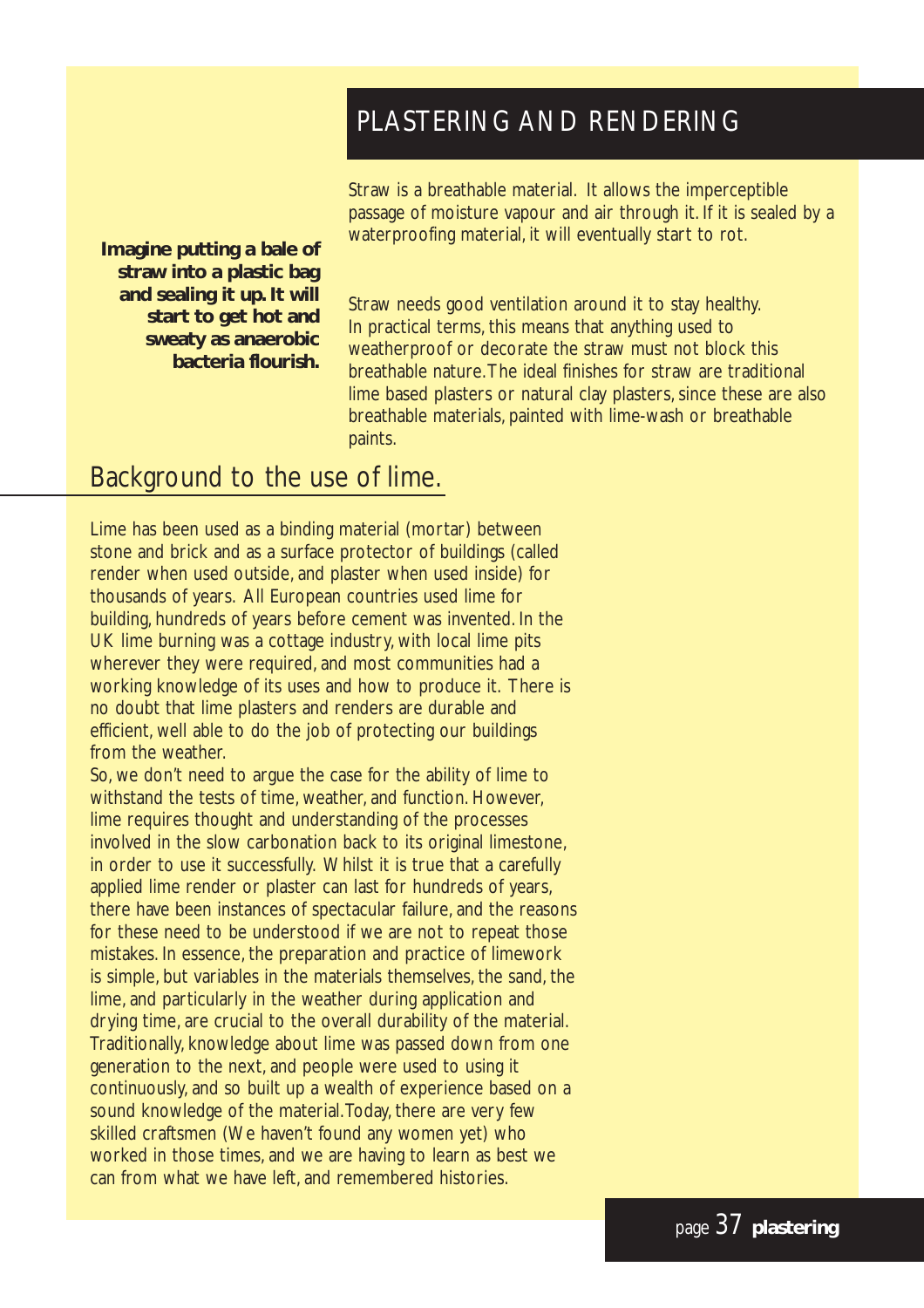## PLASTERING AND RENDERING

**Imagine putting a bale of straw into a plastic bag and sealing it up. It will start to get hot and sweaty as anaerobic bacteria flourish.**

Straw is a breathable material. It allows the imperceptible passage of moisture vapour and air through it. If it is sealed by a waterproofing material, it will eventually start to rot.

Straw needs good ventilation around it to stay healthy. In practical terms, this means that anything used to weatherproof or decorate the straw must not block this breathable nature. The ideal finishes for straw are traditional lime based plasters or natural clay plasters, since these are also breathable materials, painted with lime-wash or breathable paints.

### Background to the use of lime.

Lime has been used as a binding material (mortar) between stone and brick and as a surface protector of buildings (called render when used outside, and plaster when used inside) for thousands of years. All European countries used lime for building, hundreds of years before cement was invented. In the UK lime burning was a cottage industry, with local lime pits wherever they were required, and most communities had a working knowledge of its uses and how to produce it. There is no doubt that lime plasters and renders are durable and efficient, well able to do the job of protecting our buildings from the weather.

So, we don't need to argue the case for the ability of lime to withstand the tests of time, weather, and function. However, lime requires thought and understanding of the processes involved in the slow carbonation back to its original limestone, in order to use it successfully. Whilst it is true that a carefully applied lime render or plaster can last for hundreds of years, there have been instances of spectacular failure, and the reasons for these need to be understood if we are not to repeat those mistakes. In essence, the preparation and practice of limework is simple, but variables in the materials themselves, the sand, the lime, and particularly in the weather during application and drying time, are crucial to the overall durability of the material. Traditionally, knowledge about lime was passed down from one generation to the next, and people were used to using it continuously, and so built up a wealth of experience based on a sound knowledge of the material. Today, there are very few skilled craftsmen (We haven't found any women yet) who worked in those times, and we are having to learn as best we can from what we have left, and remembered histories.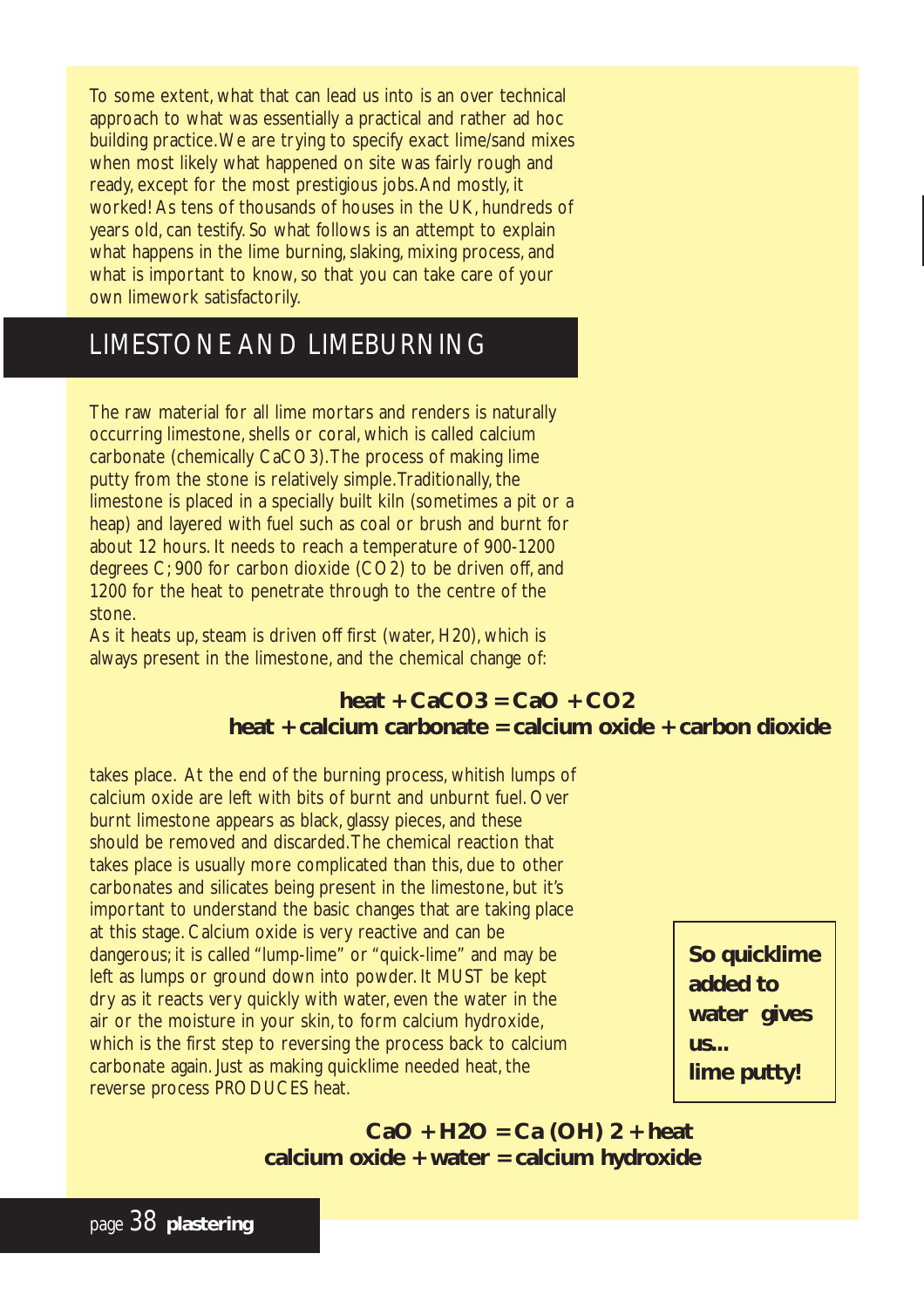To some extent, what that can lead us into is an over technical approach to what was essentially a practical and rather ad hoc building practice. We are trying to specify exact lime/sand mixes when most likely what happened on site was fairly rough and ready, except for the most prestigious jobs. And mostly, it worked! As tens of thousands of houses in the UK, hundreds of years old, can testify. So what follows is an attempt to explain what happens in the lime burning, slaking, mixing process, and what is important to know, so that you can take care of your own limework satisfactorily.

## LIMESTONE AND LIMEBURNING

The raw material for all lime mortars and renders is naturally occurring limestone, shells or coral, which is called calcium carbonate (chemically $CaCO_3$). The process of making lime putty from the stone is relatively simple. Traditionally, the limestone is placed in a specially built kiln (sometimes a pit or a heap) and layered with fuel such as coal or brush and burnt for about 12 hours. It needs to reach a temperature of 900-1200 degrees C; 900 for carbon dioxide ($CO_2$) to be driven off, and 1200 for the heat to penetrate through to the centre of the stone.

As it heats up, steam is driven off first (water, $H_2O$), which is always present in the limestone, and the chemical change of:

$$\text{heat} + CaCO_3 = CaO + CO_2$$

**heat + calcium carbonate = calcium oxide + carbon dioxide**

takes place. At the end of the burning process, whitish lumps of calcium oxide are left with bits of burnt and unburnt fuel. Over burnt limestone appears as black, glassy pieces, and these should be removed and discarded. The chemical reaction that takes place is usually more complicated than this, due to other carbonates and silicates being present in the limestone, but it's important to understand the basic changes that are taking place at this stage. Calcium oxide is very reactive and can be dangerous; it is called "lump-lime" or "quick-lime" and may be left as lumps or ground down into powder. It MUST be kept dry as it reacts very quickly with water, even the water in the air or the moisture in your skin, to form calcium hydroxide, which is the first step to reversing the process back to calcium carbonate again. Just as making quicklime needed heat, the reverse process PRODUCES heat.

**So quicklime added to water gives us... lime putty!**

$$CaO + H_2O = Ca(OH)_2 + \text{heat}$$

**calcium oxide + water = calcium hydroxide**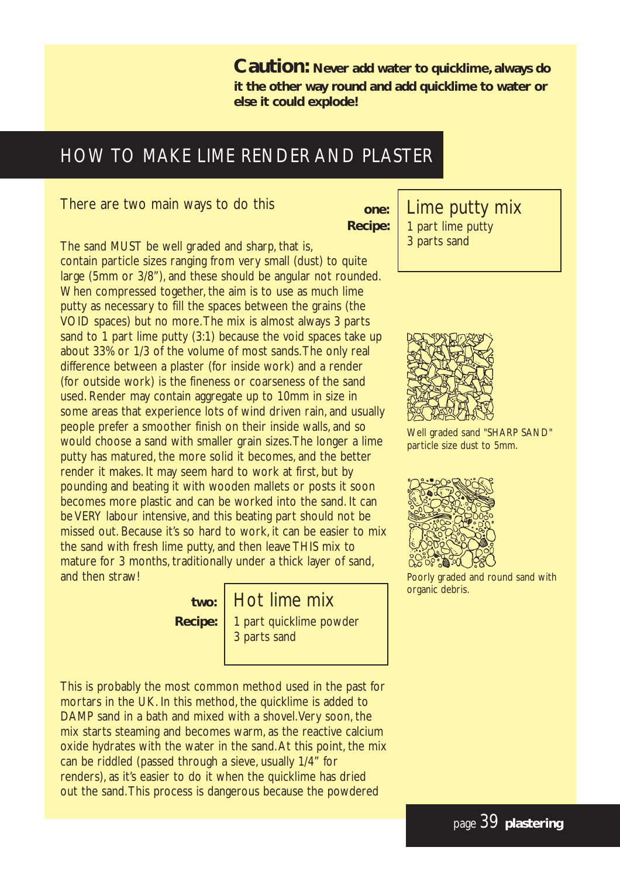**Caution:** **Never add water to quicklime, always do it the other way round and add quicklime to water or else it could explode!**

# HOW TO MAKE LIME RENDER AND PLASTER

There are two main ways to do this

**one: Recipe:**

## Lime putty mix

1 part lime putty
3 parts sand

The sand MUST be well graded and sharp, that is, contain particle sizes ranging from very small (dust) to quite large (5mm or 3/8"), and these should be angular not rounded. When compressed together, the aim is to use as much lime putty as necessary to fill the spaces between the grains (the VOID spaces) but no more. The mix is almost always 3 parts sand to 1 part lime putty (3:1) because the void spaces take up about 33% or 1/3 of the volume of most sands. The only real difference between a plaster (for inside work) and a render (for outside work) is the fineness or coarseness of the sand used. Render may contain aggregate up to 10mm in size in some areas that experience lots of wind driven rain, and usually people prefer a smoother finish on their inside walls, and so would choose a sand with smaller grain sizes. The longer a lime putty has matured, the more solid it becomes, and the better render it makes. It may seem hard to work at first, but by pounding and beating it with wooden mallets or posts it soon becomes more plastic and can be worked into the sand. It can be VERY labour intensive, and this beating part should not be missed out. Because it's so hard to work, it can be easier to mix the sand with fresh lime putty, and then leave THIS mix to mature for 3 months, traditionally under a thick layer of sand, and then straw!

Well graded sand "SHARP SAND" particle size dust to 5mm.

Poorly graded and round sand with organic debris.

**two: Recipe:**

## Hot lime mix

1 part quicklime powder
3 parts sand

This is probably the most common method used in the past for mortars in the UK. In this method, the quicklime is added to DAMP sand in a bath and mixed with a shovel. Very soon, the mix starts steaming and becomes warm, as the reactive calcium oxide hydrates with the water in the sand. At this point, the mix can be riddled (passed through a sieve, usually 1/4" for renders), as it's easier to do it when the quicklime has dried out the sand. This process is dangerous because the powdered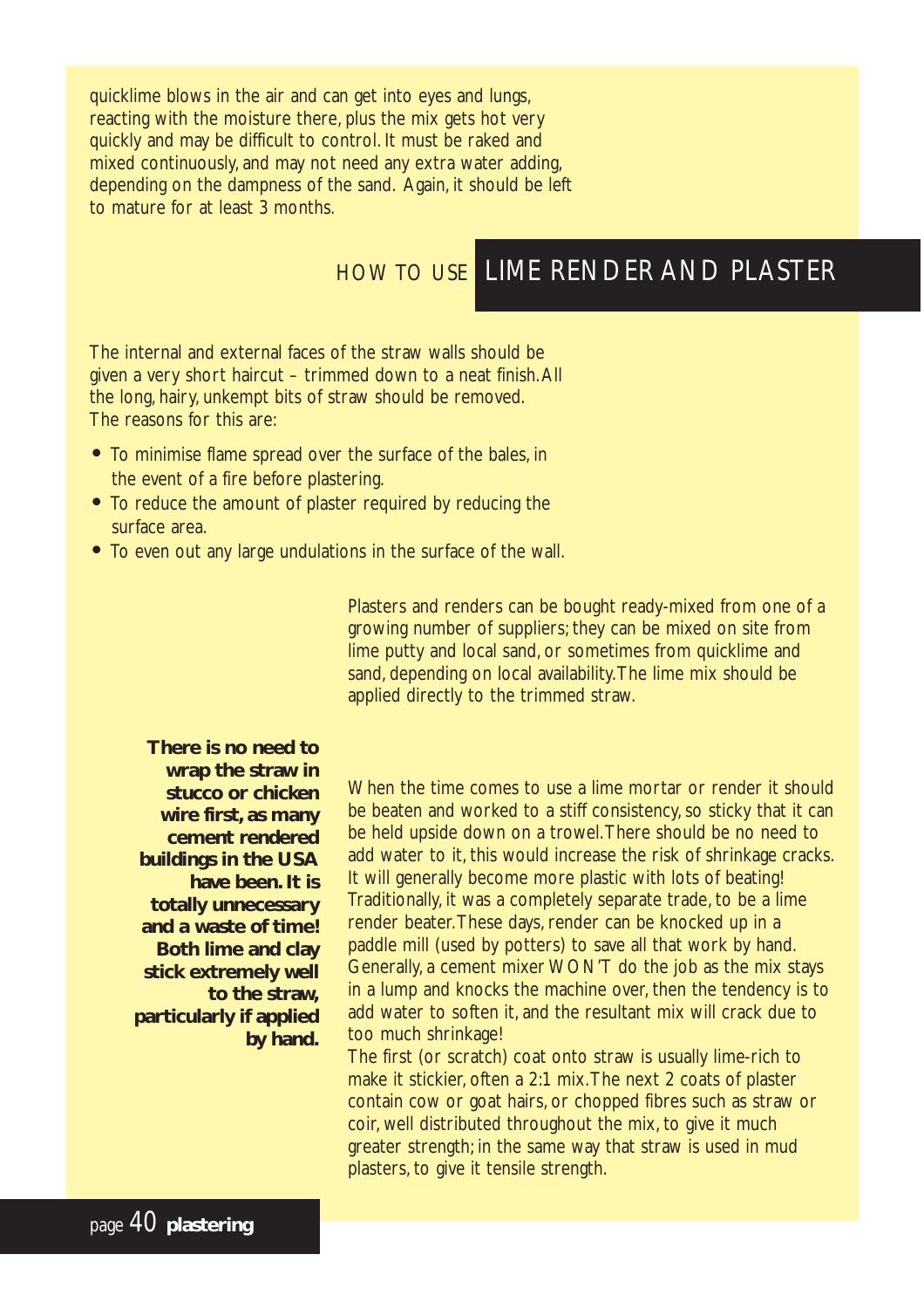quicklime blows in the air and can get into eyes and lungs, reacting with the moisture there, plus the mix gets hot very quickly and may be difficult to control. It must be raked and mixed continuously, and may not need any extra water adding, depending on the dampness of the sand. Again, it should be left to mature for at least 3 months.

## HOW TO USE LIME RENDER AND PLASTER

The internal and external faces of the straw walls should be given a very short haircut – trimmed down to a neat finish. All the long, hairy, unkempt bits of straw should be removed. The reasons for this are:

- To minimise flame spread over the surface of the bales, in the event of a fire before plastering.
- To reduce the amount of plaster required by reducing the surface area.
- To even out any large undulations in the surface of the wall.

Plasters and renders can be bought ready-mixed from one of a growing number of suppliers; they can be mixed on site from lime putty and local sand, or sometimes from quicklime and sand, depending on local availability. The lime mix should be applied directly to the trimmed straw.

**There is no need to wrap the straw in stucco or chicken wire first, as many cement rendered buildings in the USA have been. It is totally unnecessary and a waste of time! Both lime and clay stick extremely well to the straw, particularly if applied by hand.**

When the time comes to use a lime mortar or render it should be beaten and worked to a stiff consistency, so sticky that it can be held upside down on a trowel. There should be no need to add water to it, this would increase the risk of shrinkage cracks. It will generally become more plastic with lots of beating! Traditionally, it was a completely separate trade, to be a lime render beater. These days, render can be knocked up in a paddle mill (used by potters) to save all that work by hand. Generally, a cement mixer WON'T do the job as the mix stays in a lump and knocks the machine over, then the tendency is to add water to soften it, and the resultant mix will crack due to too much shrinkage!

The first (or scratch) coat onto straw is usually lime-rich to make it stickier, often a 2:1 mix. The next 2 coats of plaster contain cow or goat hairs, or chopped fibres such as straw or coir, well distributed throughout the mix, to give it much greater strength; in the same way that straw is used in mud plasters, to give it tensile strength.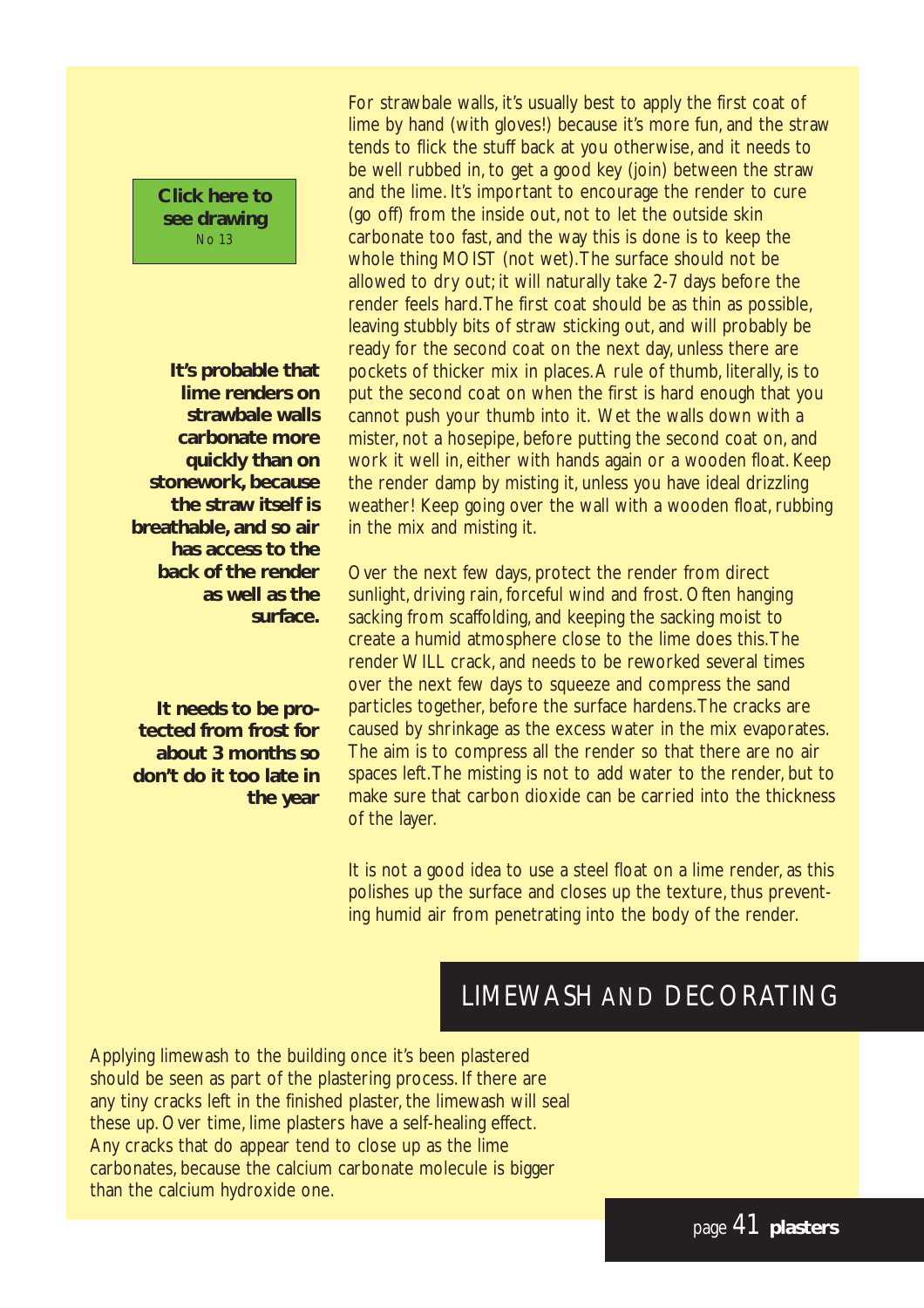**Click here to see drawing**
No 13

**It's probable that lime renders on strawbale walls carbonate more quickly than on stonework, because the straw itself is breathable, and so air has access to the back of the render as well as the surface.**

**It needs to be protected from frost for about 3 months so don't do it too late in the year**

For strawbale walls, it's usually best to apply the first coat of lime by hand (with gloves!) because it's more fun, and the straw tends to flick the stuff back at you otherwise, and it needs to be well rubbed in, to get a good key (join) between the straw and the lime. It's important to encourage the render to cure (go off) from the inside out, not to let the outside skin carbonate too fast, and the way this is done is to keep the whole thing MOIST (not wet). The surface should not be allowed to dry out; it will naturally take 2-7 days before the render feels hard. The first coat should be as thin as possible, leaving stubbly bits of straw sticking out, and will probably be ready for the second coat on the next day, unless there are pockets of thicker mix in places. A rule of thumb, literally, is to put the second coat on when the first is hard enough that you cannot push your thumb into it. Wet the walls down with a mister, not a hosepipe, before putting the second coat on, and work it well in, either with hands again or a wooden float. Keep the render damp by misting it, unless you have ideal drizzling weather! Keep going over the wall with a wooden float, rubbing in the mix and misting it.

Over the next few days, protect the render from direct sunlight, driving rain, forceful wind and frost. Often hanging sacking from scaffolding, and keeping the sacking moist to create a humid atmosphere close to the lime does this. The render WILL crack, and needs to be reworked several times over the next few days to squeeze and compress the sand particles together, before the surface hardens. The cracks are caused by shrinkage as the excess water in the mix evaporates. The aim is to compress all the render so that there are no air spaces left. The misting is not to add water to the render, but to make sure that carbon dioxide can be carried into the thickness of the layer.

It is not a good idea to use a steel float on a lime render, as this polishes up the surface and closes up the texture, thus preventing humid air from penetrating into the body of the render.

## LIMEWASH AND DECORATING

Applying limewash to the building once it's been plastered should be seen as part of the plastering process. If there are any tiny cracks left in the finished plaster, the limewash will seal these up. Over time, lime plasters have a self-healing effect. Any cracks that do appear tend to close up as the lime carbonates, because the calcium carbonate molecule is bigger than the calcium hydroxide one.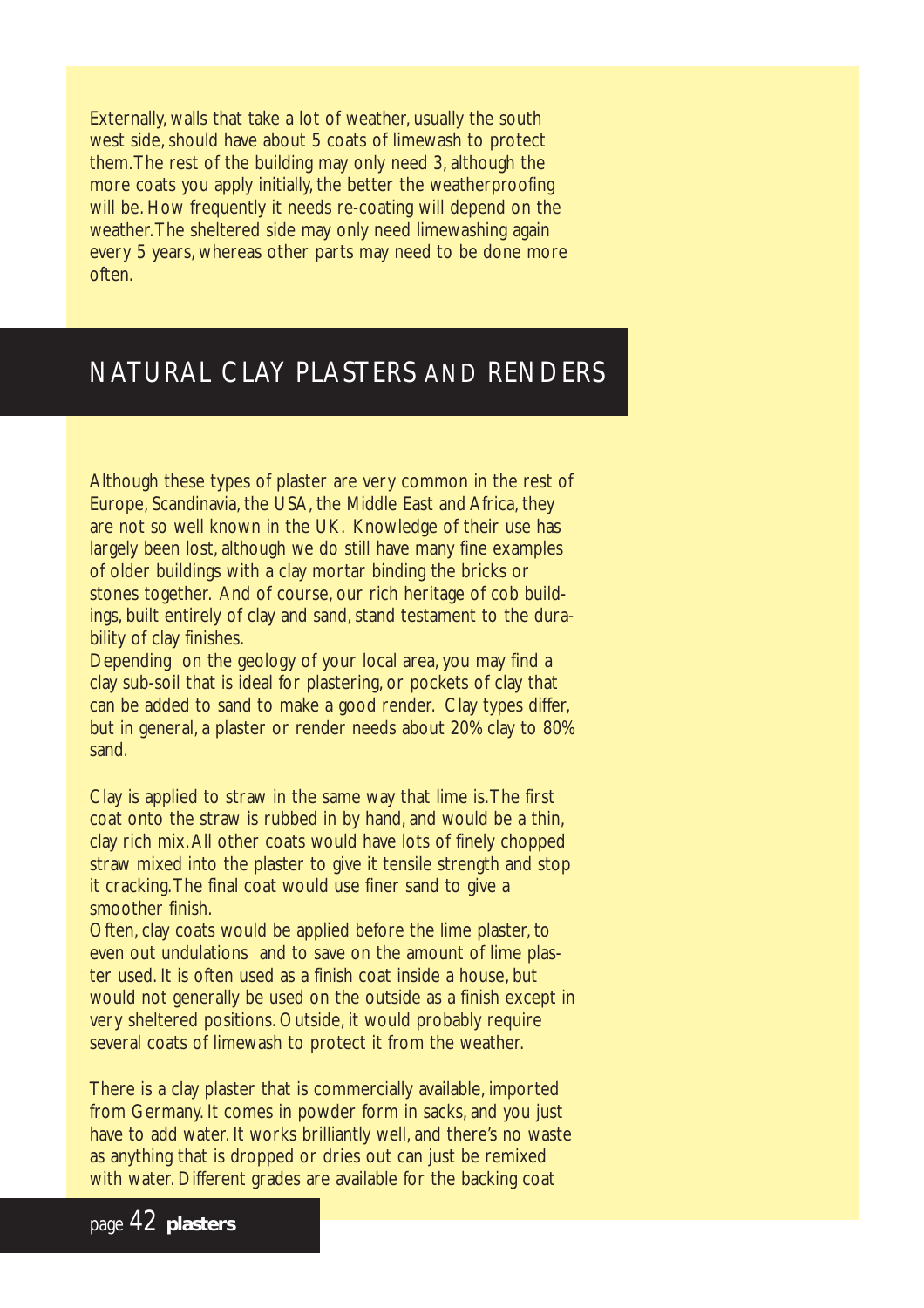Externally, walls that take a lot of weather, usually the south west side, should have about 5 coats of limewash to protect them. The rest of the building may only need 3, although the more coats you apply initially, the better the weatherproofing will be. How frequently it needs re-coating will depend on the weather. The sheltered side may only need limewashing again every 5 years, whereas other parts may need to be done more often.

## NATURAL CLAY PLASTERS AND RENDERS

Although these types of plaster are very common in the rest of Europe, Scandinavia, the USA, the Middle East and Africa, they are not so well known in the UK. Knowledge of their use has largely been lost, although we do still have many fine examples of older buildings with a clay mortar binding the bricks or stones together. And of course, our rich heritage of cob buildings, built entirely of clay and sand, stand testament to the durability of clay finishes.

Depending on the geology of your local area, you may find a clay sub-soil that is ideal for plastering, or pockets of clay that can be added to sand to make a good render. Clay types differ, but in general, a plaster or render needs about 20% clay to 80% sand.

Clay is applied to straw in the same way that lime is. The first coat onto the straw is rubbed in by hand, and would be a thin, clay rich mix. All other coats would have lots of finely chopped straw mixed into the plaster to give it tensile strength and stop it cracking. The final coat would use finer sand to give a smoother finish.

Often, clay coats would be applied before the lime plaster, to even out undulations and to save on the amount of lime plaster used. It is often used as a finish coat inside a house, but would not generally be used on the outside as a finish except in very sheltered positions. Outside, it would probably require several coats of limewash to protect it from the weather.

There is a clay plaster that is commercially available, imported from Germany. It comes in powder form in sacks, and you just have to add water. It works brilliantly well, and there's no waste as anything that is dropped or dries out can just be remixed with water. Different grades are available for the backing coat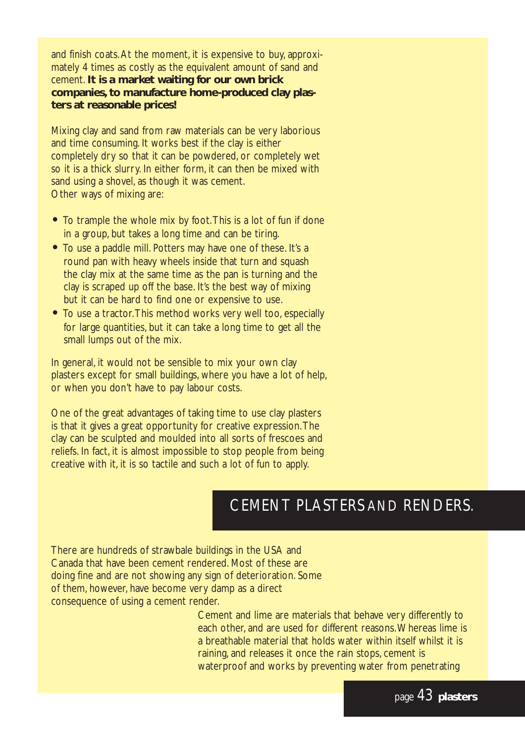and finish coats. At the moment, it is expensive to buy, approximately 4 times as costly as the equivalent amount of sand and cement. **It is a market waiting for our own brick companies, to manufacture home-produced clay plasters at reasonable prices!**

Mixing clay and sand from raw materials can be very laborious and time consuming. It works best if the clay is either completely dry so that it can be powdered, or completely wet so it is a thick slurry. In either form, it can then be mixed with sand using a shovel, as though it was cement.
Other ways of mixing are:

- To trample the whole mix by foot. This is a lot of fun if done in a group, but takes a long time and can be tiring.
- To use a paddle mill. Potters may have one of these. It's a round pan with heavy wheels inside that turn and squash the clay mix at the same time as the pan is turning and the clay is scraped up off the base. It's the best way of mixing but it can be hard to find one or expensive to use.
- To use a tractor. This method works very well too, especially for large quantities, but it can take a long time to get all the small lumps out of the mix.

In general, it would not be sensible to mix your own clay plasters except for small buildings, where you have a lot of help, or when you don't have to pay labour costs.

One of the great advantages of taking time to use clay plasters is that it gives a great opportunity for creative expression. The clay can be sculpted and moulded into all sorts of frescoes and reliefs. In fact, it is almost impossible to stop people from being creative with it, it is so tactile and such a lot of fun to apply.

## CEMENT PLASTERS AND RENDERS.

There are hundreds of strawbale buildings in the USA and Canada that have been cement rendered. Most of these are doing fine and are not showing any sign of deterioration. Some of them, however, have become very damp as a direct consequence of using a cement render.

Cement and lime are materials that behave very differently to each other, and are used for different reasons. Whereas lime is a breathable material that holds water within itself whilst it is raining, and releases it once the rain stops, cement is waterproof and works by preventing water from penetrating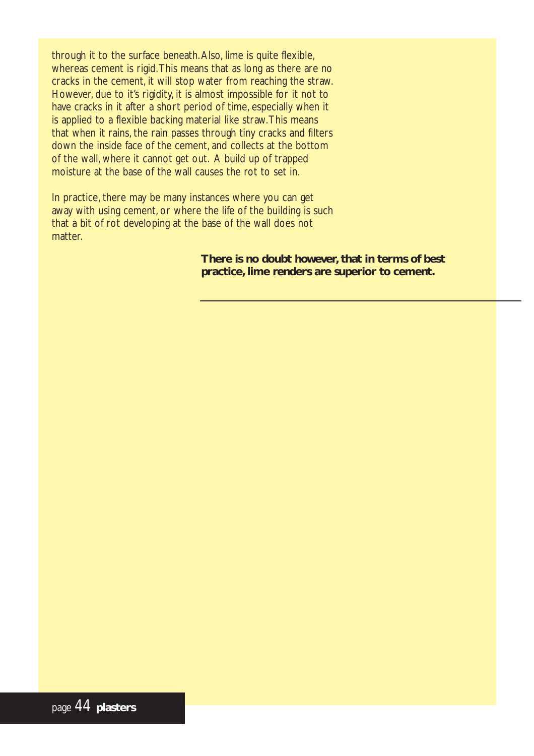through it to the surface beneath. Also, lime is quite flexible, whereas cement is rigid. This means that as long as there are no cracks in the cement, it will stop water from reaching the straw. However, due to it's rigidity, it is almost impossible for it not to have cracks in it after a short period of time, especially when it is applied to a flexible backing material like straw. This means that when it rains, the rain passes through tiny cracks and filters down the inside face of the cement, and collects at the bottom of the wall, where it cannot get out. A build up of trapped moisture at the base of the wall causes the rot to set in.

In practice, there may be many instances where you can get away with using cement, or where the life of the building is such that a bit of rot developing at the base of the wall does not matter.

**There is no doubt however, that in terms of best practice, lime renders are superior to cement.**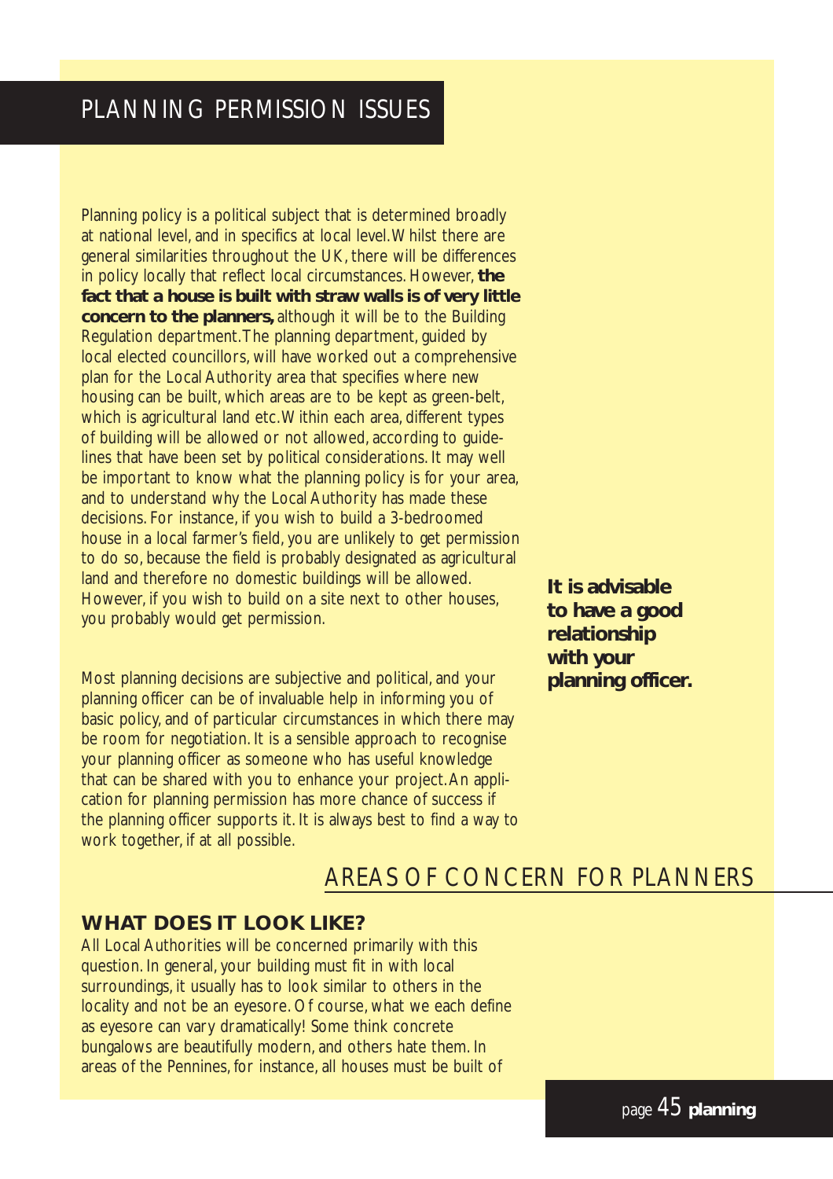## PLANNING PERMISSION ISSUES

Planning policy is a political subject that is determined broadly at national level, and in specifics at local level. Whilst there are general similarities throughout the UK, there will be differences in policy locally that reflect local circumstances. However, **the fact that a house is built with straw walls is of very little concern to the planners,** although it will be to the Building Regulation department. The planning department, guided by local elected councillors, will have worked out a comprehensive plan for the Local Authority area that specifies where new housing can be built, which areas are to be kept as green-belt, which is agricultural land etc. Within each area, different types of building will be allowed or not allowed, according to guidelines that have been set by political considerations. It may well be important to know what the planning policy is for your area, and to understand why the Local Authority has made these decisions. For instance, if you wish to build a 3-bedroomed house in a local farmer's field, you are unlikely to get permission to do so, because the field is probably designated as agricultural land and therefore no domestic buildings will be allowed. However, if you wish to build on a site next to other houses, you probably would get permission.

**It is advisable to have a good relationship with your planning officer.**

Most planning decisions are subjective and political, and your planning officer can be of invaluable help in informing you of basic policy, and of particular circumstances in which there may be room for negotiation. It is a sensible approach to recognise your planning officer as someone who has useful knowledge that can be shared with you to enhance your project. An application for planning permission has more chance of success if the planning officer supports it. It is always best to find a way to work together, if at all possible.

## AREAS OF CONCERN FOR PLANNERS

### WHAT DOES IT LOOK LIKE?

All Local Authorities will be concerned primarily with this question. In general, your building must fit in with local surroundings, it usually has to look similar to others in the locality and not be an eyesore. Of course, what we each define as eyesore can vary dramatically! Some think concrete bungalows are beautifully modern, and others hate them. In areas of the Pennines, for instance, all houses must be built of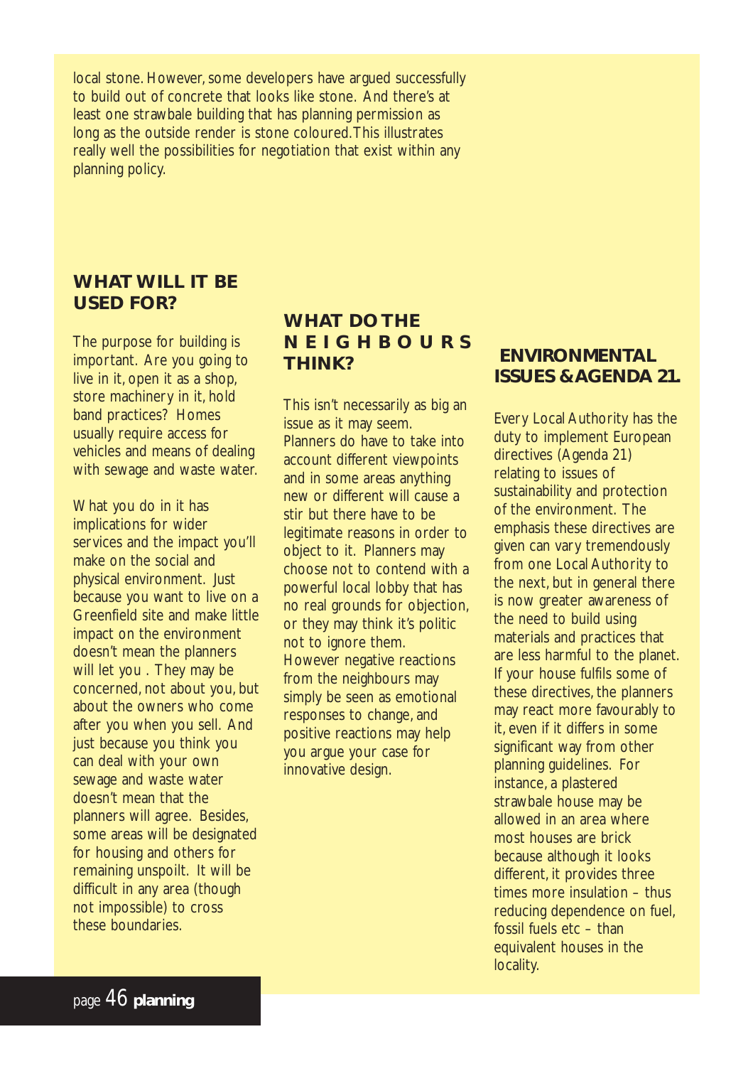local stone. However, some developers have argued successfully to build out of concrete that looks like stone. And there's at least one strawbale building that has planning permission as long as the outside render is stone coloured. This illustrates really well the possibilities for negotiation that exist within any planning policy.

## WHAT WILL IT BE USED FOR?

The purpose for building is important. Are you going to live in it, open it as a shop, store machinery in it, hold band practices? Homes usually require access for vehicles and means of dealing with sewage and waste water.

What you do in it has implications for wider services and the impact you'll make on the social and physical environment. Just because you want to live on a Greenfield site and make little impact on the environment doesn't mean the planners will let you . They may be concerned, not about you, but about the owners who come after you when you sell. And just because you think you can deal with your own sewage and waste water doesn't mean that the planners will agree. Besides, some areas will be designated for housing and others for remaining unspoilt. It will be difficult in any area (though not impossible) to cross these boundaries.

## WHAT DO THE NEIGHBOURS THINK?

This isn't necessarily as big an issue as it may seem. Planners do have to take into account different viewpoints and in some areas anything new or different will cause a stir but there have to be legitimate reasons in order to object to it. Planners may choose not to contend with a powerful local lobby that has no real grounds for objection, or they may think it's politic not to ignore them. However negative reactions from the neighbours may simply be seen as emotional responses to change, and positive reactions may help you argue your case for innovative design.

## ENVIRONMENTAL ISSUES & AGENDA 21.

Every Local Authority has the duty to implement European directives (Agenda 21) relating to issues of sustainability and protection of the environment. The emphasis these directives are given can vary tremendously from one Local Authority to the next, but in general there is now greater awareness of the need to build using materials and practices that are less harmful to the planet. If your house fulfils some of these directives, the planners may react more favourably to it, even if it differs in some significant way from other planning guidelines. For instance, a plastered strawbale house may be allowed in an area where most houses are brick because although it looks different, it provides three times more insulation – thus reducing dependence on fuel, fossil fuels etc – than equivalent houses in the locality.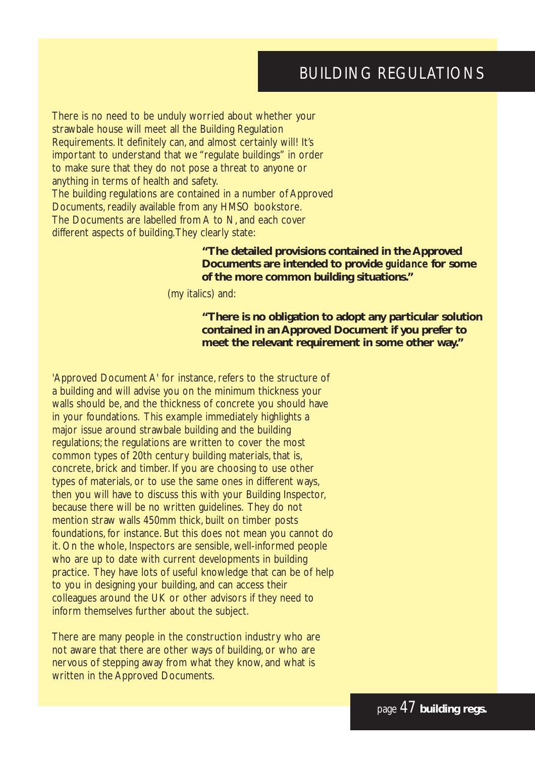# BUILDING REGULATIONS

There is no need to be unduly worried about whether your strawbale house will meet all the Building Regulation Requirements. It definitely can, and almost certainly will! It's important to understand that we "regulate buildings" in order to make sure that they do not pose a threat to anyone or anything in terms of health and safety.

The building regulations are contained in a number of Approved Documents, readily available from any HMSO bookstore. The Documents are labelled from A to N, and each cover different aspects of building. They clearly state:

> **"The detailed provisions contained in the Approved Documents are intended to provide *guidance* for some of the more common building situations."**

(my italics) and:

> **"There is no obligation to adopt any particular solution contained in an Approved Document if you prefer to meet the relevant requirement in some other way."**

'Approved Document A' for instance, refers to the structure of a building and will advise you on the minimum thickness your walls should be, and the thickness of concrete you should have in your foundations. This example immediately highlights a major issue around strawbale building and the building regulations; the regulations are written to cover the most common types of 20th century building materials, that is, concrete, brick and timber. If you are choosing to use other types of materials, or to use the same ones in different ways, then you will have to discuss this with your Building Inspector, because there will be no written guidelines. They do not mention straw walls 450mm thick, built on timber posts foundations, for instance. But this does not mean you cannot do it. On the whole, Inspectors are sensible, well-informed people who are up to date with current developments in building practice. They have lots of useful knowledge that can be of help to you in designing your building, and can access their colleagues around the UK or other advisors if they need to inform themselves further about the subject.

There are many people in the construction industry who are not aware that there are other ways of building, or who are nervous of stepping away from what they know, and what is written in the Approved Documents.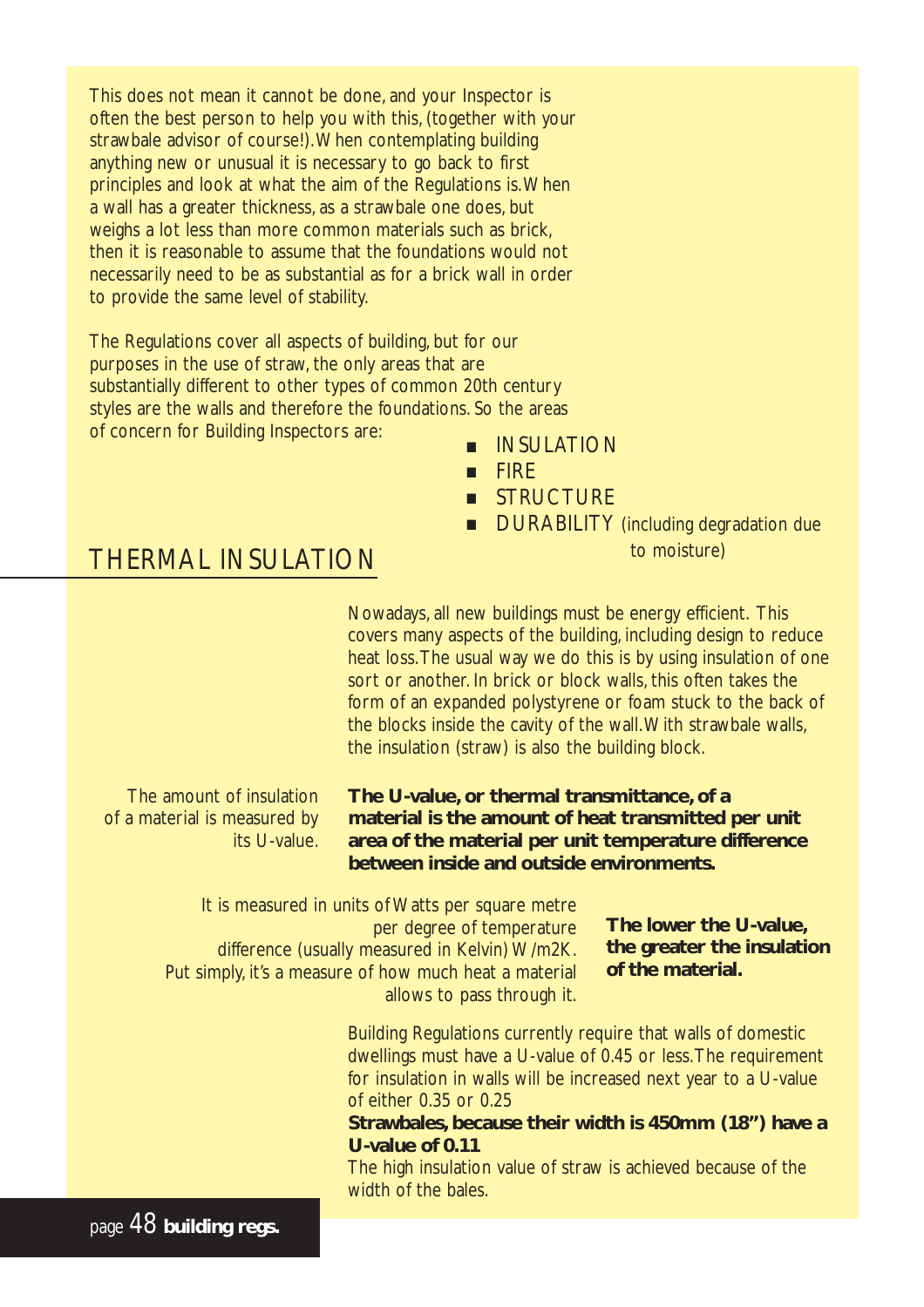This does not mean it cannot be done, and your Inspector is often the best person to help you with this, (together with your strawbale advisor of course!). When contemplating building anything new or unusual it is necessary to go back to first principles and look at what the aim of the Regulations is. When a wall has a greater thickness, as a strawbale one does, but weighs a lot less than more common materials such as brick, then it is reasonable to assume that the foundations would not necessarily need to be as substantial as for a brick wall in order to provide the same level of stability.

The Regulations cover all aspects of building, but for our purposes in the use of straw, the only areas that are substantially different to other types of common 20th century styles are the walls and therefore the foundations. So the areas of concern for Building Inspectors are:

- INSULATION
- FIRE
- STRUCTURE
- DURABILITY (including degradation due to moisture)

## THERMAL INSULATION

Nowadays, all new buildings must be energy efficient. This covers many aspects of the building, including design to reduce heat loss. The usual way we do this is by using insulation of one sort or another. In brick or block walls, this often takes the form of an expanded polystyrene or foam stuck to the back of the blocks inside the cavity of the wall. With strawbale walls, the insulation (straw) is also the building block.

The amount of insulation of a material is measured by its U-value.

**The U-value, or thermal transmittance, of a material is the amount of heat transmitted per unit area of the material per unit temperature difference between inside and outside environments.**

It is measured in units of Watts per square metre per degree of temperature difference (usually measured in Kelvin) W/m2K. Put simply, it's a measure of how much heat a material allows to pass through it.

**The lower the U-value, the greater the insulation of the material.**

Building Regulations currently require that walls of domestic dwellings must have a U-value of 0.45 or less. The requirement for insulation in walls will be increased next year to a U-value of either 0.35 or 0.25

**Strawbales, because their width is 450mm (18") have a U-value of 0.11**

The high insulation value of straw is achieved because of the width of the bales.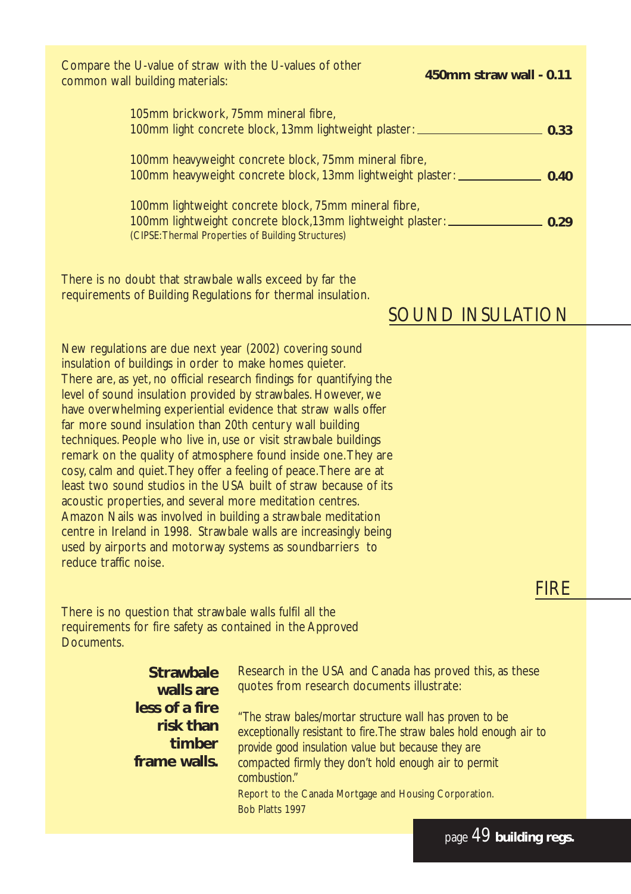Compare the U-value of straw with the U-values of other common wall building materials:

**450mm straw wall - 0.11**

| Wall construction | U-value |
|---|---|
| 105mm brickwork, 75mm mineral fibre, 100mm light concrete block, 13mm lightweight plaster | **0.33** |
| 100mm heavyweight concrete block, 75mm mineral fibre, 100mm heavyweight concrete block, 13mm lightweight plaster | **0.40** |
| 100mm lightweight concrete block, 75mm mineral fibre, 100mm lightweight concrete block,13mm lightweight plaster | **0.29** |

(CIPSE:Thermal Properties of Building Structures)

There is no doubt that strawbale walls exceed by far the requirements of Building Regulations for thermal insulation.

## SOUND INSULATION

New regulations are due next year (2002) covering sound insulation of buildings in order to make homes quieter. There are, as yet, no official research findings for quantifying the level of sound insulation provided by strawbales. However, we have overwhelming experiential evidence that straw walls offer far more sound insulation than 20th century wall building techniques. People who live in, use or visit strawbale buildings remark on the quality of atmosphere found inside one. They are cosy, calm and quiet. They offer a feeling of peace. There are at least two sound studios in the USA built of straw because of its acoustic properties, and several more meditation centres. Amazon Nails was involved in building a strawbale meditation centre in Ireland in 1998. Strawbale walls are increasingly being used by airports and motorway systems as soundbarriers to reduce traffic noise.

## FIRE

There is no question that strawbale walls fulfil all the requirements for fire safety as contained in the Approved Documents.

**Strawbale walls are less of a fire risk than timber frame walls.**

Research in the USA and Canada has proved this, as these quotes from research documents illustrate:

*"The straw bales/mortar structure wall has proven to be exceptionally resistant to fire. The straw bales hold enough air to provide good insulation value but because they are compacted firmly they don't hold enough air to permit combustion."*

Report to the Canada Mortgage and Housing Corporation.
Bob Platts 1997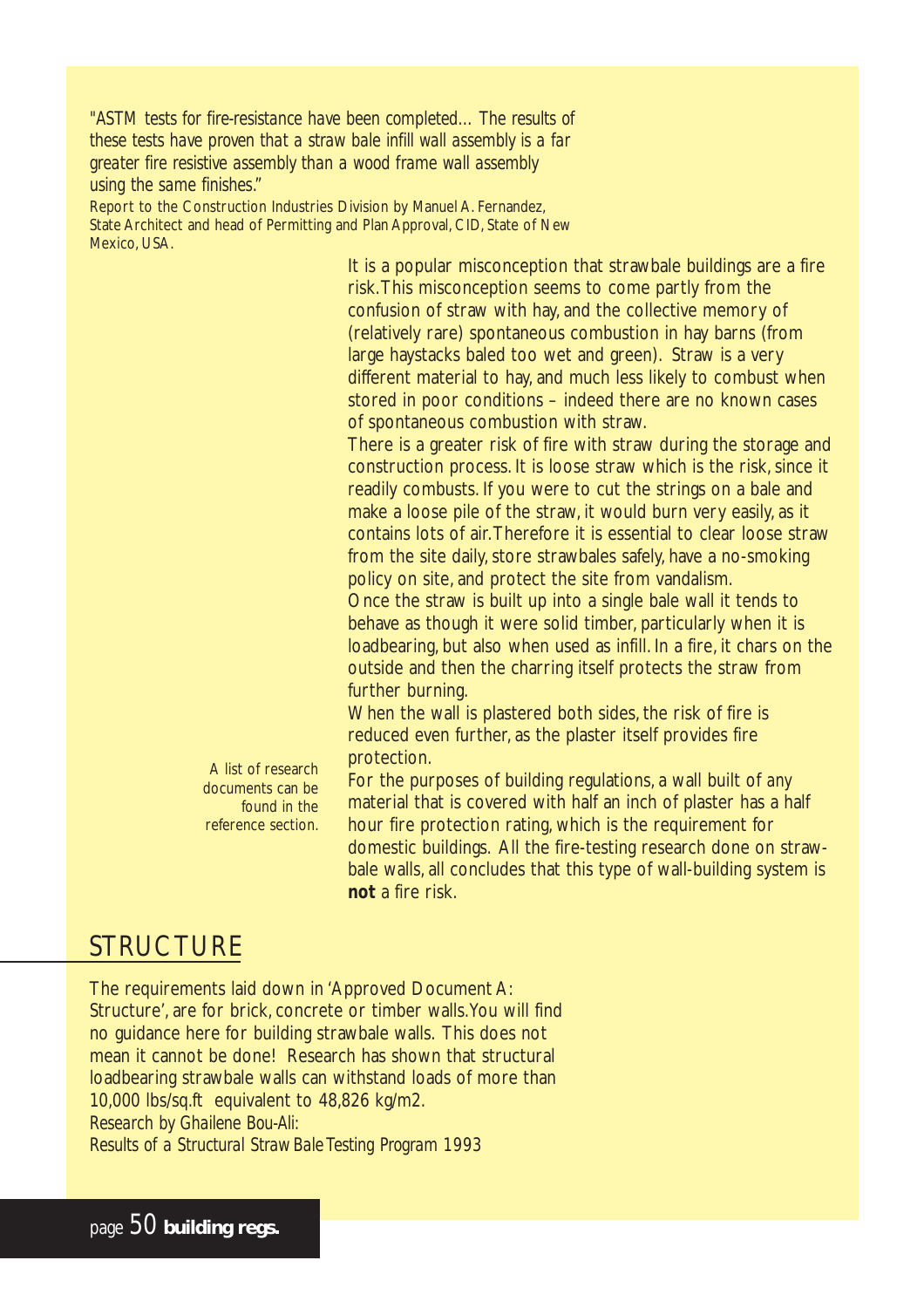*"ASTM tests for fire-resistance have been completed... The results of these tests have proven that a straw bale infill wall assembly is a far greater fire resistive assembly than a wood frame wall assembly using the same finishes."*

Report to the Construction Industries Division by Manuel A. Fernandez, State Architect and head of Permitting and Plan Approval, CID, State of New Mexico, USA.

It is a popular misconception that strawbale buildings are a fire risk. This misconception seems to come partly from the confusion of straw with hay, and the collective memory of (relatively rare) spontaneous combustion in hay barns (from large haystacks baled too wet and green). Straw is a very different material to hay, and much less likely to combust when stored in poor conditions – indeed there are no known cases of spontaneous combustion with straw.

There is a greater risk of fire with straw during the storage and construction process. It is loose straw which is the risk, since it readily combusts. If you were to cut the strings on a bale and make a loose pile of the straw, it would burn very easily, as it contains lots of air. Therefore it is essential to clear loose straw from the site daily, store strawbales safely, have a no-smoking policy on site, and protect the site from vandalism.

Once the straw is built up into a single bale wall it tends to behave as though it were solid timber, particularly when it is loadbearing, but also when used as infill. In a fire, it chars on the outside and then the charring itself protects the straw from further burning.

When the wall is plastered both sides, the risk of fire is reduced even further, as the plaster itself provides fire protection.

A list of research documents can be found in the reference section.

For the purposes of building regulations, a wall built of *any* material that is covered with half an inch of plaster has a half hour fire protection rating, which is the requirement for domestic buildings. All the fire-testing research done on strawbale walls, all concludes that this type of wall-building system is **not** a fire risk.

## STRUCTURE

The requirements laid down in 'Approved Document A: Structure', are for brick, concrete or timber walls. You will find no guidance here for building strawbale walls. This does not mean it cannot be done! Research has shown that structural loadbearing strawbale walls can withstand loads of more than 10,000 lbs/sq.ft equivalent to 48,826 kg/m2.

*Research by Ghailene Bou-Ali: Results of a Structural Straw Bale Testing Program 1993*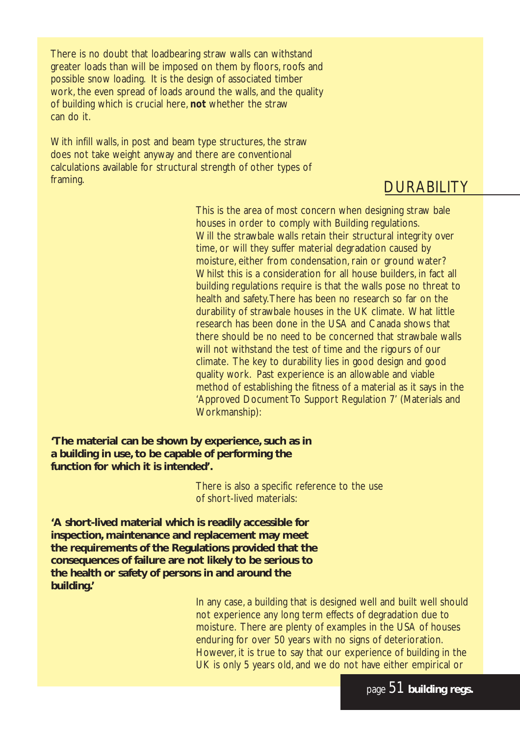There is no doubt that loadbearing straw walls can withstand greater loads than will be imposed on them by floors, roofs and possible snow loading. It is the design of associated timber work, the even spread of loads around the walls, and the quality of building which is crucial here, **not** whether the straw can do it.

With infill walls, in post and beam type structures, the straw does not take weight anyway and there are conventional calculations available for structural strength of other types of framing.

## DURABILITY

This is the area of most concern when designing straw bale houses in order to comply with Building regulations. Will the strawbale walls retain their structural integrity over time, or will they suffer material degradation caused by moisture, either from condensation, rain or ground water? Whilst this is a consideration for all house builders, in fact all building regulations require is that the walls pose no threat to health and safety. There has been no research so far on the durability of strawbale houses in the UK climate. What little research has been done in the USA and Canada shows that there should be no need to be concerned that strawbale walls will not withstand the test of time and the rigours of our climate. The key to durability lies in good design and good quality work. Past experience is an allowable and viable method of establishing the fitness of a material as it says in the 'Approved Document To Support Regulation 7' (Materials and Workmanship):

**'The material can be shown by experience, such as in a building in use, to be capable of performing the function for which it is intended'.**

There is also a specific reference to the use of short-lived materials:

**'A short-lived material which is readily accessible for inspection, maintenance and replacement may meet the requirements of the Regulations provided that the consequences of failure are not likely to be serious to the health or safety of persons in and around the building.'**

In any case, a building that is designed well and built well should not experience any long term effects of degradation due to moisture. There are plenty of examples in the USA of houses enduring for over 50 years with no signs of deterioration. However, it is true to say that our experience of building in the UK is only 5 years old, and we do not have either empirical or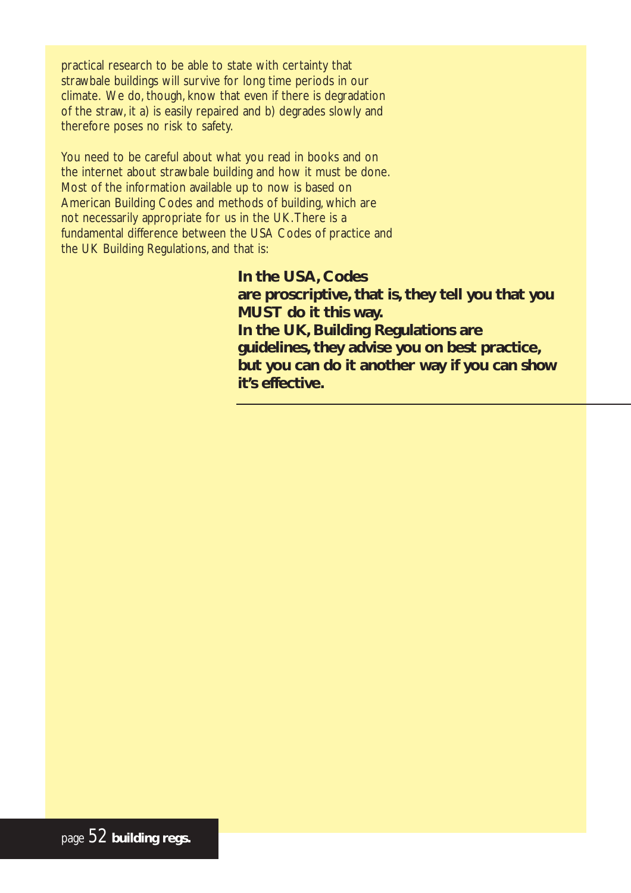practical research to be able to state with certainty that strawbale buildings will survive for long time periods in our climate. We do, though, know that even if there is degradation of the straw, it a) is easily repaired and b) degrades slowly and therefore poses no risk to safety.

You need to be careful about what you read in books and on the internet about strawbale building and how it must be done. Most of the information available up to now is based on American Building Codes and methods of building, which are not necessarily appropriate for us in the UK. There is a fundamental difference between the USA Codes of practice and the UK Building Regulations, and that is:

**In the USA, Codes are proscriptive, that is, they tell you that you MUST do it this way.**
**In the UK, Building Regulations are guidelines, they advise you on best practice, but you can do it another way if you can show it's effective.**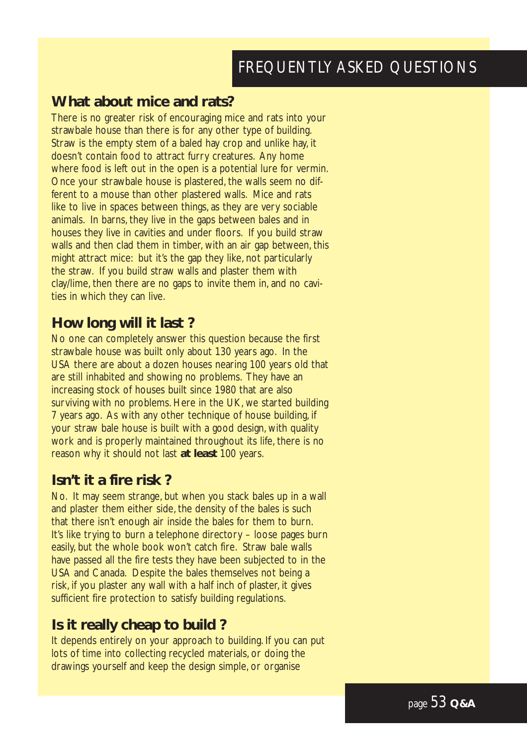# FREQUENTLY ASKED QUESTIONS

## What about mice and rats?

There is no greater risk of encouraging mice and rats into your strawbale house than there is for any other type of building. Straw is the empty stem of a baled hay crop and unlike hay, it doesn't contain food to attract furry creatures. Any home where food is left out in the open is a potential lure for vermin. Once your strawbale house is plastered, the walls seem no different to a mouse than other plastered walls. Mice and rats like to live in spaces between things, as they are very sociable animals. In barns, they live in the gaps between bales and in houses they live in cavities and under floors. If you build straw walls and then clad them in timber, with an air gap between, this might attract mice: but it's the gap they like, not particularly the straw. If you build straw walls and plaster them with clay/lime, then there are no gaps to invite them in, and no cavities in which they can live.

## How long will it last ?

No one can completely answer this question because the first strawbale house was built only about 130 years ago. In the USA there are about a dozen houses nearing 100 years old that are still inhabited and showing no problems. They have an increasing stock of houses built since 1980 that are also surviving with no problems. Here in the UK, we started building 7 years ago. As with any other technique of house building, if your straw bale house is built with a good design, with quality work and is properly maintained throughout its life, there is no reason why it should not last **at least** 100 years.

## Isn't it a fire risk ?

No. It may seem strange, but when you stack bales up in a wall and plaster them either side, the density of the bales is such that there isn't enough air inside the bales for them to burn. It's like trying to burn a telephone directory – loose pages burn easily, but the whole book won't catch fire. Straw bale walls have passed all the fire tests they have been subjected to in the USA and Canada. Despite the bales themselves not being a risk, if you plaster any wall with a half inch of plaster, it gives sufficient fire protection to satisfy building regulations.

## Is it really cheap to build ?

It depends entirely on your approach to building. If you can put lots of time into collecting recycled materials, or doing the drawings yourself and keep the design simple, or organise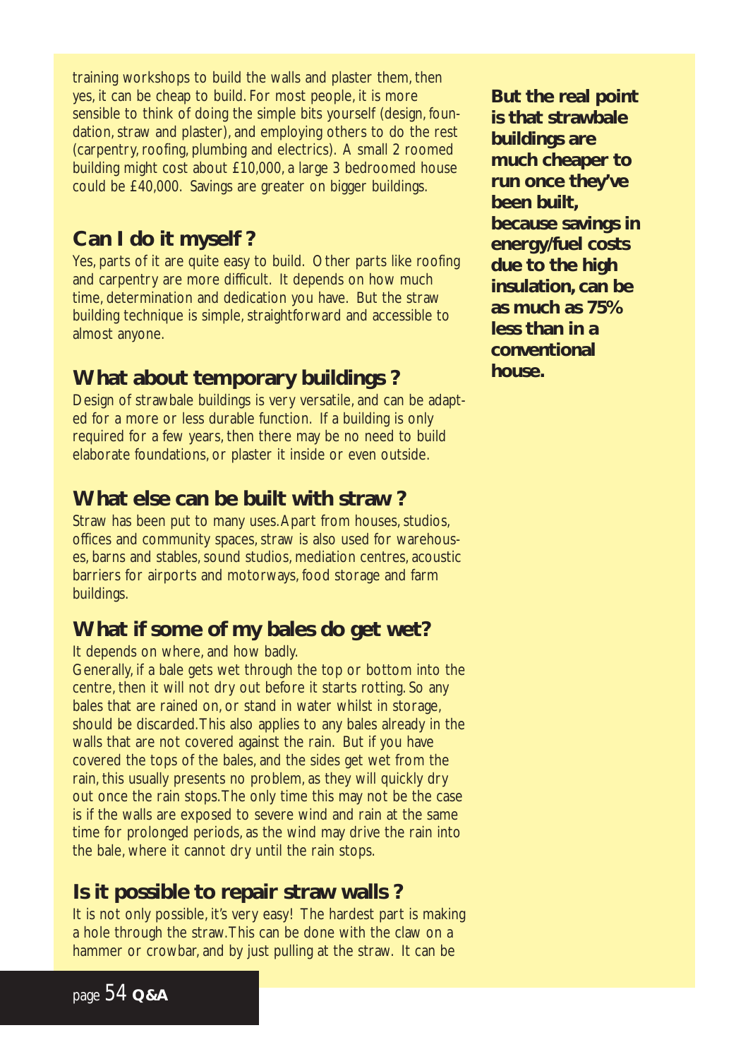training workshops to build the walls and plaster them, then yes, it can be cheap to build. For most people, it is more sensible to think of doing the simple bits yourself (design, foundation, straw and plaster), and employing others to do the rest (carpentry, roofing, plumbing and electrics). A small 2 roomed building might cost about £10,000, a large 3 bedroomed house could be £40,000. Savings are greater on bigger buildings.

**But the real point is that strawbale buildings are much cheaper to run once they've been built, because savings in energy/fuel costs due to the high insulation, can be as much as 75% less than in a conventional house.**

## Can I do it myself ?

Yes, parts of it are quite easy to build. Other parts like roofing and carpentry are more difficult. It depends on how much time, determination and dedication you have. But the straw building technique is simple, straightforward and accessible to almost anyone.

## What about temporary buildings ?

Design of strawbale buildings is very versatile, and can be adapted for a more or less durable function. If a building is only required for a few years, then there may be no need to build elaborate foundations, or plaster it inside or even outside.

## What else can be built with straw ?

Straw has been put to many uses. Apart from houses, studios, offices and community spaces, straw is also used for warehouses, barns and stables, sound studios, mediation centres, acoustic barriers for airports and motorways, food storage and farm buildings.

## What if some of my bales do get wet?

It depends on where, and how badly.

Generally, if a bale gets wet through the top or bottom into the centre, then it will not dry out before it starts rotting. So any bales that are rained on, or stand in water whilst in storage, should be discarded. This also applies to any bales already in the walls that are not covered against the rain. But if you have covered the tops of the bales, and the sides get wet from the rain, this usually presents no problem, as they will quickly dry out once the rain stops. The only time this may not be the case is if the walls are exposed to severe wind and rain at the same time for prolonged periods, as the wind may drive the rain into the bale, where it cannot dry until the rain stops.

## Is it possible to repair straw walls ?

It is not only possible, it's very easy! The hardest part is making a hole through the straw. This can be done with the claw on a hammer or crowbar, and by just pulling at the straw. It can be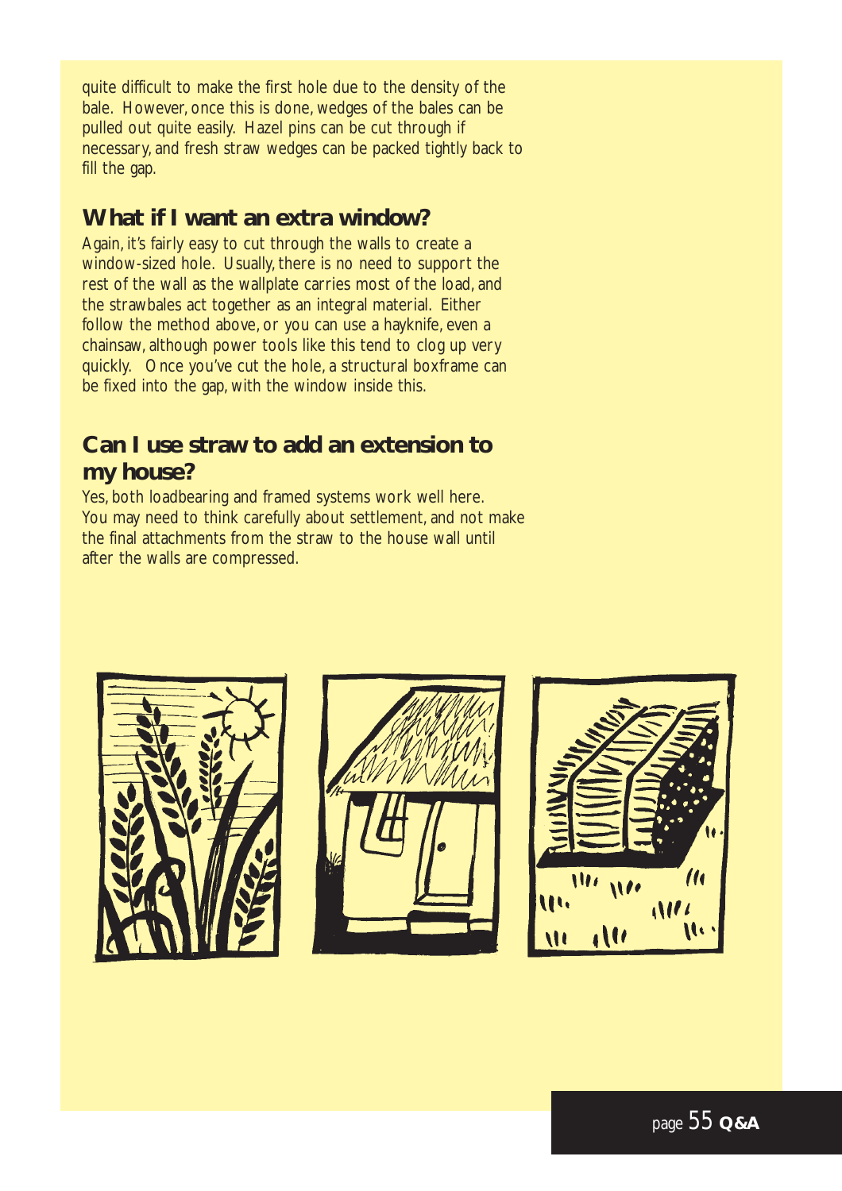quite difficult to make the first hole due to the density of the bale. However, once this is done, wedges of the bales can be pulled out quite easily. Hazel pins can be cut through if necessary, and fresh straw wedges can be packed tightly back to fill the gap.

## What if I want an extra window?

Again, it's fairly easy to cut through the walls to create a window-sized hole. Usually, there is no need to support the rest of the wall as the wallplate carries most of the load, and the strawbales act together as an integral material. Either follow the method above, or you can use a hayknife, even a chainsaw, although power tools like this tend to clog up very quickly. Once you've cut the hole, a structural boxframe can be fixed into the gap, with the window inside this.

## Can I use straw to add an extension to my house?

Yes, both loadbearing and framed systems work well here. You may need to think carefully about settlement, and not make the final attachments from the straw to the house wall until after the walls are compressed.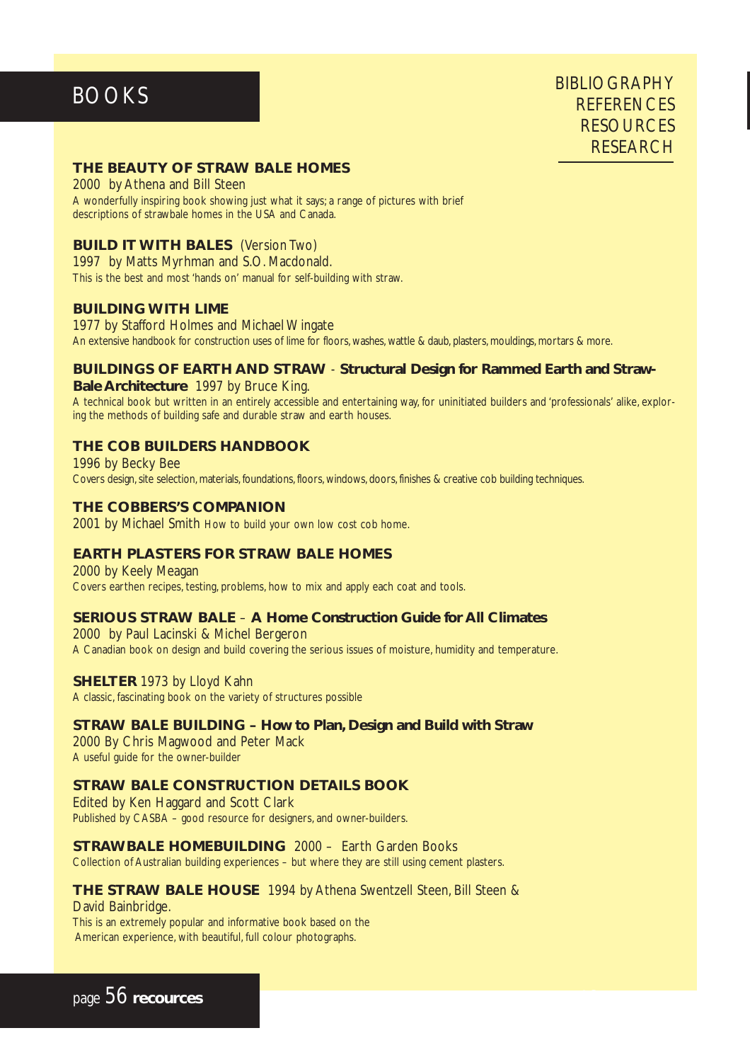# BOOKS

BIBLIOGRAPHY
REFERENCES
RESOURCES
RESEARCH

**THE BEAUTY OF STRAW BALE HOMES**
2000 by Athena and Bill Steen
A wonderfully inspiring book showing just what it says; a range of pictures with brief descriptions of strawbale homes in the USA and Canada.

**BUILD IT WITH BALES** (Version Two)
1997 by Matts Myrhman and S.O. Macdonald.
This is the best and most 'hands on' manual for self-building with straw.

**BUILDING WITH LIME**
1977 by Stafford Holmes and Michael Wingate
An extensive handbook for construction uses of lime for floors, washes, wattle & daub, plasters, mouldings, mortars & more.

**BUILDINGS OF EARTH AND STRAW - Structural Design for Rammed Earth and Straw-Bale Architecture** 1997 by Bruce King.
A technical book but written in an entirely accessible and entertaining way, for uninitiated builders and 'professionals' alike, exploring the methods of building safe and durable straw and earth houses.

**THE COB BUILDERS HANDBOOK**
1996 by Becky Bee
Covers design, site selection, materials, foundations, floors, windows, doors, finishes & creative cob building techniques.

**THE COBBERS'S COMPANION**
2001 by Michael Smith How to build your own low cost cob home.

**EARTH PLASTERS FOR STRAW BALE HOMES**
2000 by Keely Meagan
Covers earthen recipes, testing, problems, how to mix and apply each coat and tools.

**SERIOUS STRAW BALE – A Home Construction Guide for All Climates**
2000 by Paul Lacinski & Michel Bergeron
A Canadian book on design and build covering the serious issues of moisture, humidity and temperature.

**SHELTER** 1973 by Lloyd Kahn
A classic, fascinating book on the variety of structures possible

**STRAW BALE BUILDING – How to Plan, Design and Build with Straw**
2000 By Chris Magwood and Peter Mack
A useful guide for the owner-builder

**STRAW BALE CONSTRUCTION DETAILS BOOK**
Edited by Ken Haggard and Scott Clark
Published by CASBA – good resource for designers, and owner-builders.

**STRAWBALE HOMEBUILDING** 2000 – Earth Garden Books
Collection of Australian building experiences – but where they are still using cement plasters.

**THE STRAW BALE HOUSE** 1994 by Athena Swentzell Steen, Bill Steen & David Bainbridge.
This is an extremely popular and informative book based on the American experience, with beautiful, full colour photographs.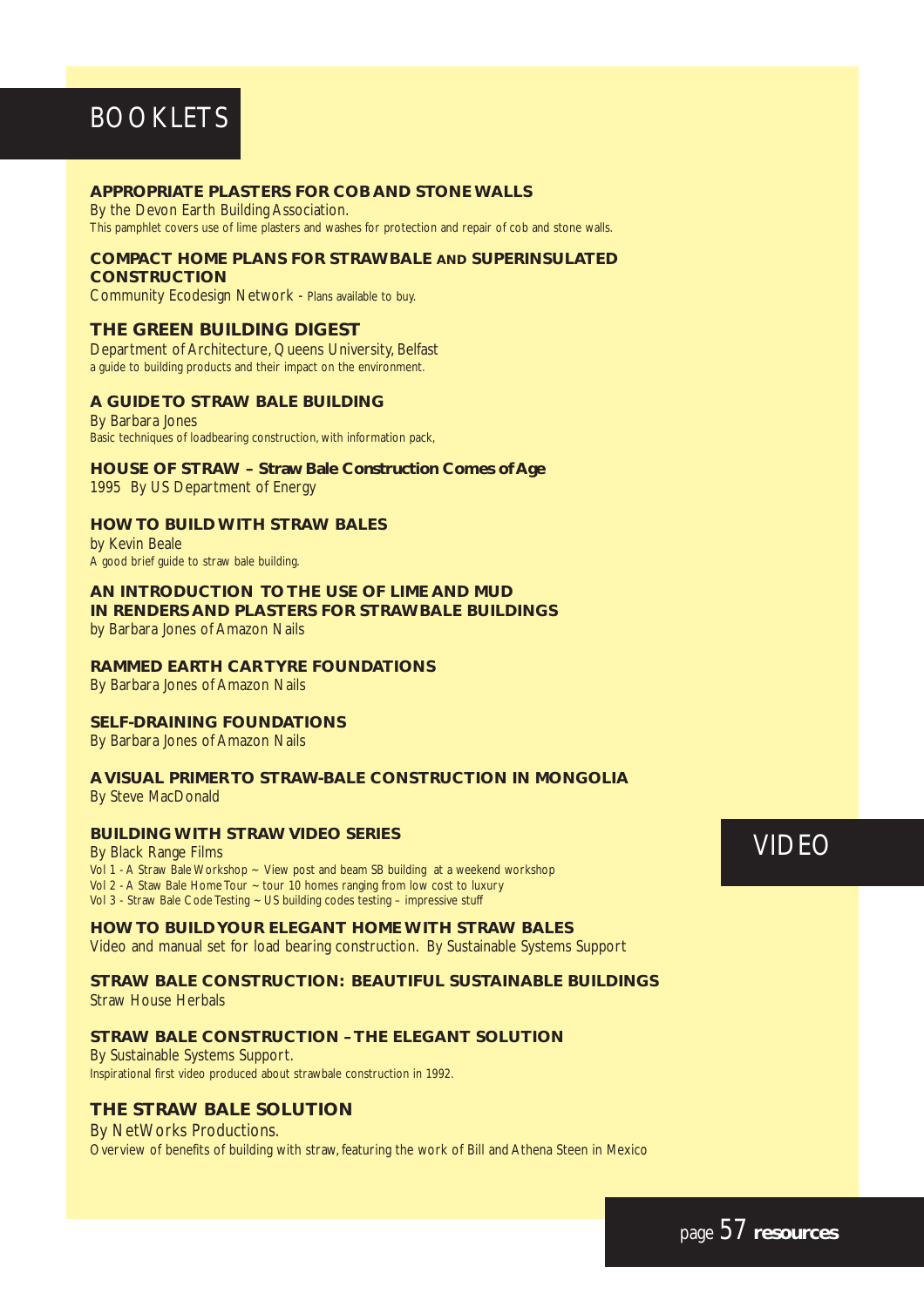# BOOKLETS

**APPROPRIATE PLASTERS FOR COB AND STONE WALLS**
By the Devon Earth Building Association.
This pamphlet covers use of lime plasters and washes for protection and repair of cob and stone walls.

**COMPACT HOME PLANS FOR STRAWBALE AND SUPERINSULATED CONSTRUCTION**
Community Ecodesign Network - Plans available to buy.

**THE GREEN BUILDING DIGEST**
Department of Architecture, Queens University, Belfast
a guide to building products and their impact on the environment.

**A GUIDE TO STRAW BALE BUILDING**
By Barbara Jones
Basic techniques of loadbearing construction, with information pack,

**HOUSE OF STRAW – Straw Bale Construction Comes of Age**
1995 By US Department of Energy

**HOW TO BUILD WITH STRAW BALES**
by Kevin Beale
A good brief guide to straw bale building.

**AN INTRODUCTION TO THE USE OF LIME AND MUD IN RENDERS AND PLASTERS FOR STRAWBALE BUILDINGS**
by Barbara Jones of Amazon Nails

**RAMMED EARTH CAR TYRE FOUNDATIONS**
By Barbara Jones of Amazon Nails

**SELF-DRAINING FOUNDATIONS**
By Barbara Jones of Amazon Nails

**A VISUAL PRIMER TO STRAW-BALE CONSTRUCTION IN MONGOLIA**
By Steve MacDonald

# VIDEO

**BUILDING WITH STRAW VIDEO SERIES**
By Black Range Films
Vol 1 - A Straw Bale Workshop ~ View post and beam SB building at a weekend workshop
Vol 2 - A Staw Bale Home Tour ~ tour 10 homes ranging from low cost to luxury
Vol 3 - Straw Bale Code Testing ~ US building codes testing – impressive stuff

**HOW TO BUILD YOUR ELEGANT HOME WITH STRAW BALES**
Video and manual set for load bearing construction. By Sustainable Systems Support

**STRAW BALE CONSTRUCTION: BEAUTIFUL SUSTAINABLE BUILDINGS**
Straw House Herbals

**STRAW BALE CONSTRUCTION – THE ELEGANT SOLUTION**
By Sustainable Systems Support.
Inspirational first video produced about strawbale construction in 1992.

**THE STRAW BALE SOLUTION**
By NetWorks Productions.
Overview of benefits of building with straw, featuring the work of Bill and Athena Steen in Mexico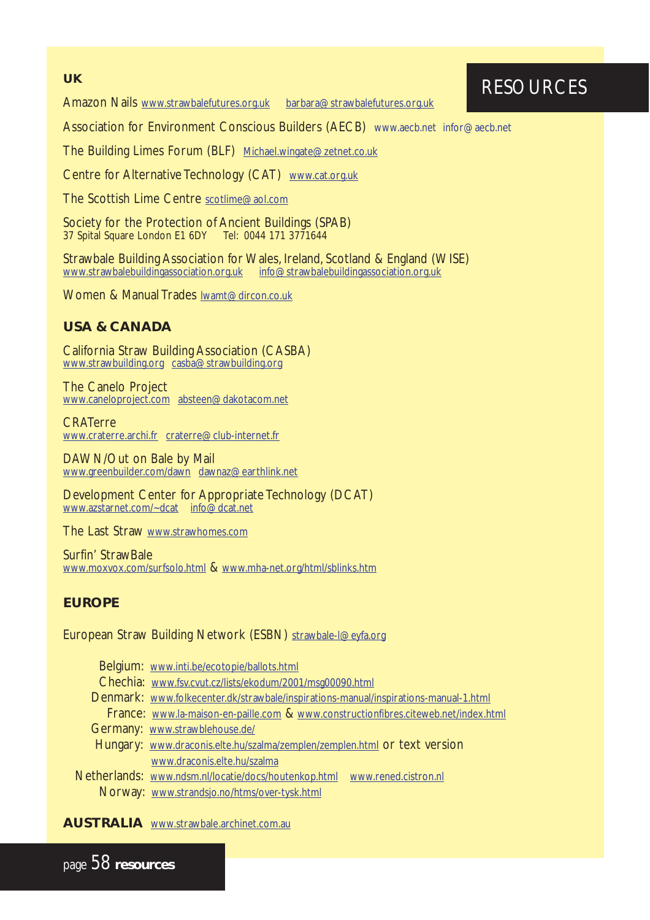# RESOURCES

## UK

Amazon Nails www.strawbalefutures.org.uk barbara@strawbalefutures.org.uk

Association for Environment Conscious Builders (AECB) www.aecb.net infor@aecb.net

The Building Limes Forum (BLF) Michael.wingate@zetnet.co.uk

Centre for Alternative Technology (CAT) www.cat.org.uk

The Scottish Lime Centre scotlime@aol.com

Society for the Protection of Ancient Buildings (SPAB)
37 Spital Square London E1 6DY Tel: 0044 171 3771644

Strawbale Building Association for Wales, Ireland, Scotland & England (WISE)
www.strawbalebuildingassociation.org.uk info@strawbalebuildingassociation.org.uk

Women & Manual Trades lwamt@dircon.co.uk

## USA & CANADA

California Straw Building Association (CASBA)
www.strawbuilding.org casba@strawbuilding.org

The Canelo Project
www.caneloproject.com absteen@dakotacom.net

CRATerre
www.craterre.archi.fr craterre@club-internet.fr

DAWN/Out on Bale by Mail
www.greenbuilder.com/dawn dawnaz@earthlink.net

Development Center for Appropriate Technology (DCAT)
www.azstarnet.com/~dcat info@dcat.net

The Last Straw www.strawhomes.com

Surfin' StrawBale
www.moxvox.com/surfsolo.html & www.mha-net.org/html/sblinks.htm

## EUROPE

European Straw Building Network (ESBN) strawbale-l@eyfa.org

Belgium: www.inti.be/ecotopie/ballots.html
Chechia: www.fsv.cvut.cz/lists/ekodum/2001/msg00090.html
Denmark: www.folkecenter.dk/strawbale/inspirations-manual/inspirations-manual-1.html
France: www.la-maison-en-paille.com & www.constructionfibres.citeweb.net/index.html
Germany: www.strawblehouse.de/
Hungary: www.draconis.elte.hu/szalma/zemplen/zemplen.html or text version www.draconis.elte.hu/szalma
Netherlands: www.ndsm.nl/locatie/docs/houtenkop.html www.rened.cistron.nl
Norway: www.strandsjo.no/htms/over-tysk.html

## AUSTRALIA www.strawbale.archinet.com.au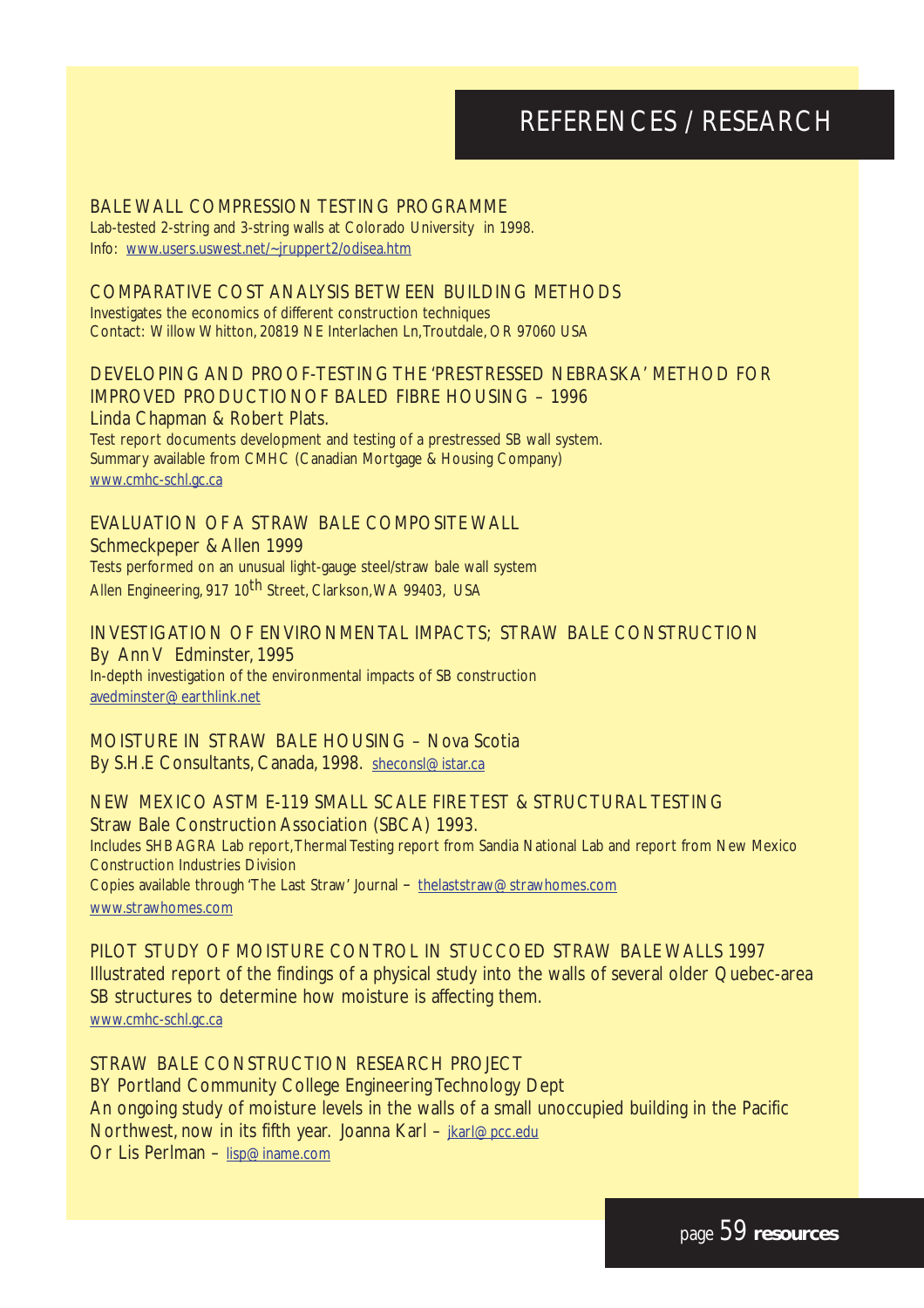# REFERENCES / RESEARCH

## BALE WALL COMPRESSION TESTING PROGRAMME

Lab-tested 2-string and 3-string walls at Colorado University in 1998.
Info: www.users.uswest.net/~jruppert2/odisea.htm

## COMPARATIVE COST ANALYSIS BETWEEN BUILDING METHODS

Investigates the economics of different construction techniques
Contact: Willow Whitton, 20819 NE Interlachen Ln, Troutdale, OR 97060 USA

## DEVELOPING AND PROOF-TESTING THE 'PRESTRESSED NEBRASKA' METHOD FOR IMPROVED PRODUCTION OF BALED FIBRE HOUSING – 1996

Linda Chapman & Robert Plats.
Test report documents development and testing of a prestressed SB wall system.
Summary available from CMHC (Canadian Mortgage & Housing Company)
www.cmhc-schl.gc.ca

## EVALUATION OF A STRAW BALE COMPOSITE WALL

Schmeckpeper & Allen 1999
Tests performed on an unusual light-gauge steel/straw bale wall system
Allen Engineering, 917 10th Street, Clarkson, WA 99403, USA

## INVESTIGATION OF ENVIRONMENTAL IMPACTS; STRAW BALE CONSTRUCTION

By Ann V Edminster, 1995
In-depth investigation of the environmental impacts of SB construction
avedminster@earthlink.net

## MOISTURE IN STRAW BALE HOUSING – Nova Scotia

By S.H.E Consultants, Canada, 1998. sheconsl@istar.ca

## NEW MEXICO ASTM E-119 SMALL SCALE FIRE TEST & STRUCTURAL TESTING

Straw Bale Construction Association (SBCA) 1993.
Includes SHB AGRA Lab report, Thermal Testing report from Sandia National Lab and report from New Mexico Construction Industries Division
Copies available through 'The Last Straw' Journal – thelaststraw@strawhomes.com
www.strawhomes.com

## PILOT STUDY OF MOISTURE CONTROL IN STUCCOED STRAW BALE WALLS 1997

Illustrated report of the findings of a physical study into the walls of several older Quebec-area SB structures to determine how moisture is affecting them.
www.cmhc-schl.gc.ca

## STRAW BALE CONSTRUCTION RESEARCH PROJECT

BY Portland Community College Engineering Technology Dept
An ongoing study of moisture levels in the walls of a small unoccupied building in the Pacific Northwest, now in its fifth year. Joanna Karl – jkarl@pcc.edu
Or Lis Perlman – lisp@iname.com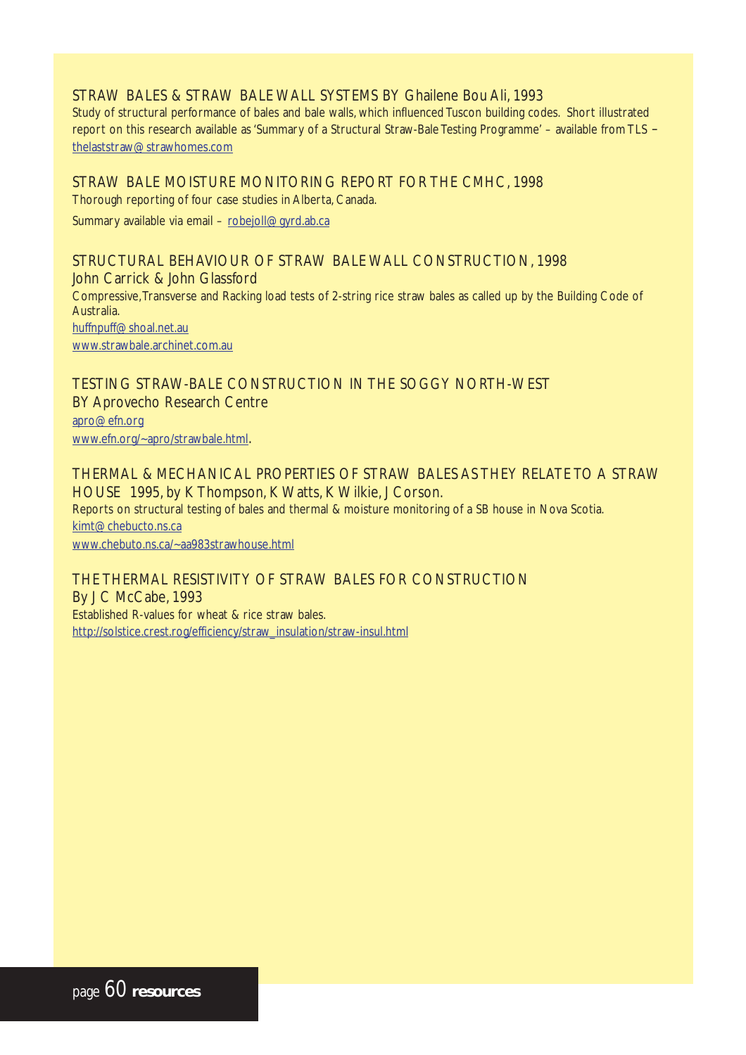### STRAW BALES & STRAW BALE WALL SYSTEMS BY Ghailene Bou Ali, 1993

Study of structural performance of bales and bale walls, which influenced Tuscon building codes. Short illustrated report on this research available as 'Summary of a Structural Straw-Bale Testing Programme' – available from TLS – thelaststraw@strawhomes.com

### STRAW BALE MOISTURE MONITORING REPORT FOR THE CMHC, 1998

Thorough reporting of four case studies in Alberta, Canada.

Summary available via email – robejoll@gyrd.ab.ca

### STRUCTURAL BEHAVIOUR OF STRAW BALE WALL CONSTRUCTION, 1998

John Carrick & John Glassford

Compressive, Transverse and Racking load tests of 2-string rice straw bales as called up by the Building Code of Australia.

huffnpuff@shoal.net.au

www.strawbale.archinet.com.au

### TESTING STRAW-BALE CONSTRUCTION IN THE SOGGY NORTH-WEST

BY Aprovecho Research Centre

apro@efn.org

www.efn.org/~apro/strawbale.html.

### THERMAL & MECHANICAL PROPERTIES OF STRAW BALES AS THEY RELATE TO A STRAW HOUSE 1995, by K Thompson, K Watts, K Wilkie, J Corson.

Reports on structural testing of bales and thermal & moisture monitoring of a SB house in Nova Scotia.

kimt@chebucto.ns.ca

www.chebuto.ns.ca/~aa983strawhouse.html

### THE THERMAL RESISTIVITY OF STRAW BALES FOR CONSTRUCTION

By J C McCabe, 1993

Established R-values for wheat & rice straw bales.

http://solstice.crest.rog/efficiency/straw_insulation/straw-insul.html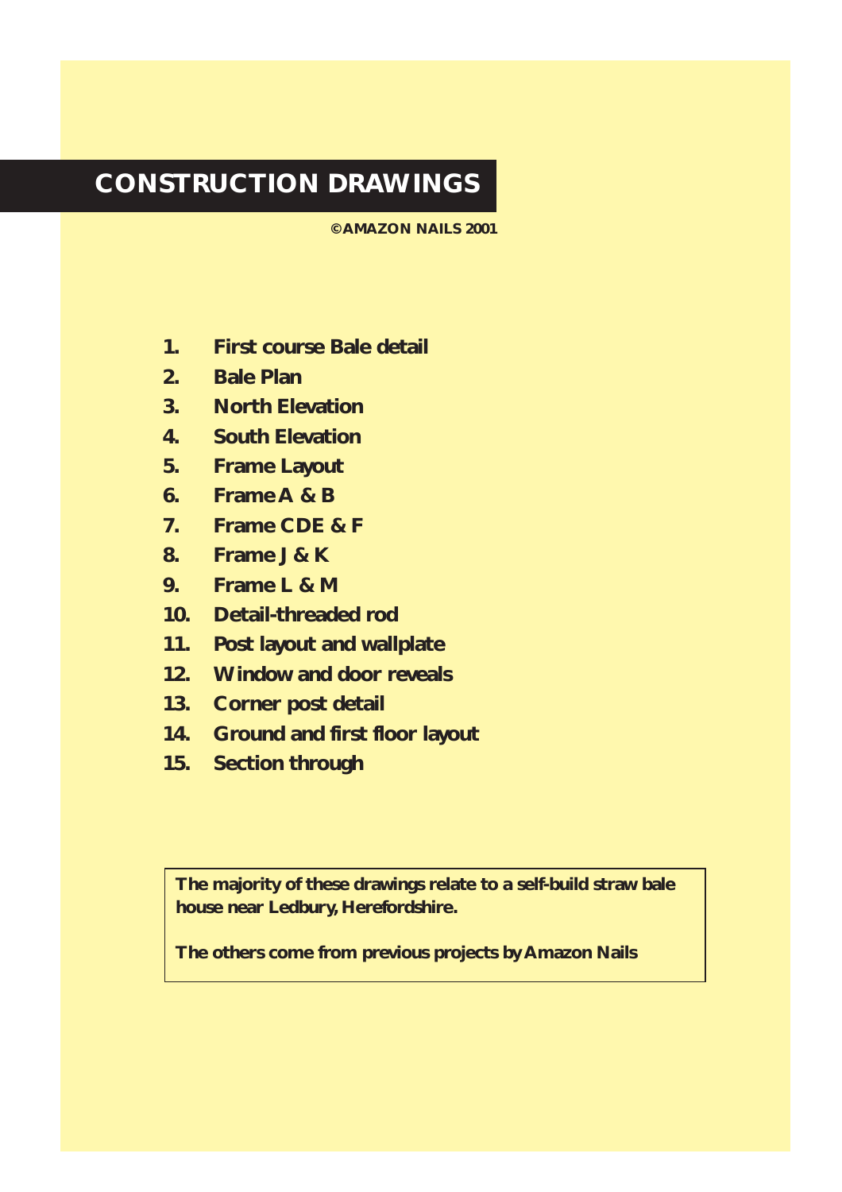# CONSTRUCTION DRAWINGS

**©AMAZON NAILS 2001**

1. **First course Bale detail**
2. **Bale Plan**
3. **North Elevation**
4. **South Elevation**
5. **Frame Layout**
6. **Frame A & B**
7. **Frame CDE & F**
8. **Frame J & K**
9. **Frame L & M**
10. **Detail-threaded rod**
11. **Post layout and wallplate**
12. **Window and door reveals**
13. **Corner post detail**
14. **Ground and first floor layout**
15. **Section through**

**The majority of these drawings relate to a self-build straw bale house near Ledbury, Herefordshire.**

**The others come from previous projects by Amazon Nails**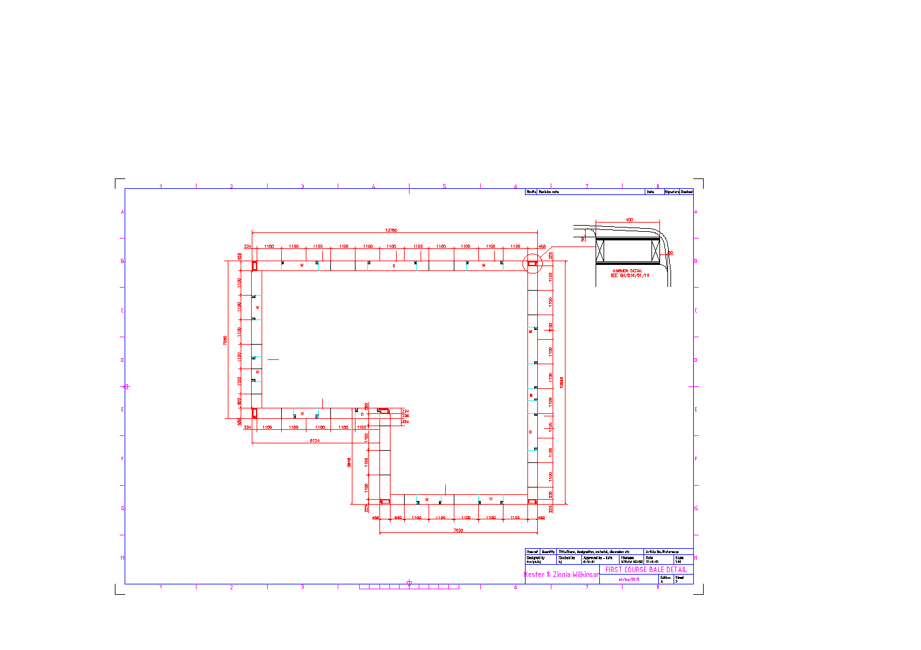| Rev/Ltr | Revision note | Date | Signature | Checked |
|---|---|---|---|---|
| | | | | |

12750

224 1100 1100 1100 1100 1100 1100 1100 1100 1100 1100 450

CORNER DETAIL
SEE GH/018/01/18

400

7000

10888

6724

3648

7050

450 550 1100 1100 1100 1100 1100 450

| Itemref | Quantity | Title/Name, designation, material, dimension etc | | | Article No./Reference | |
|---|---|---|---|---|---|---|
| Designed by | | Checked by | Approved by - date | Filename | Date | Scale |
| kw/gh/bj | | bj | 6-10-01 | STRAW HOUSE | 17-10-01 | 1:50 |
| Kester & Zinnia Wilkinson | | | FIRST COURSE BALE DETAIL | | | |
| | | | gh/fcs/01/5 | | Edition A | Sheet 3 |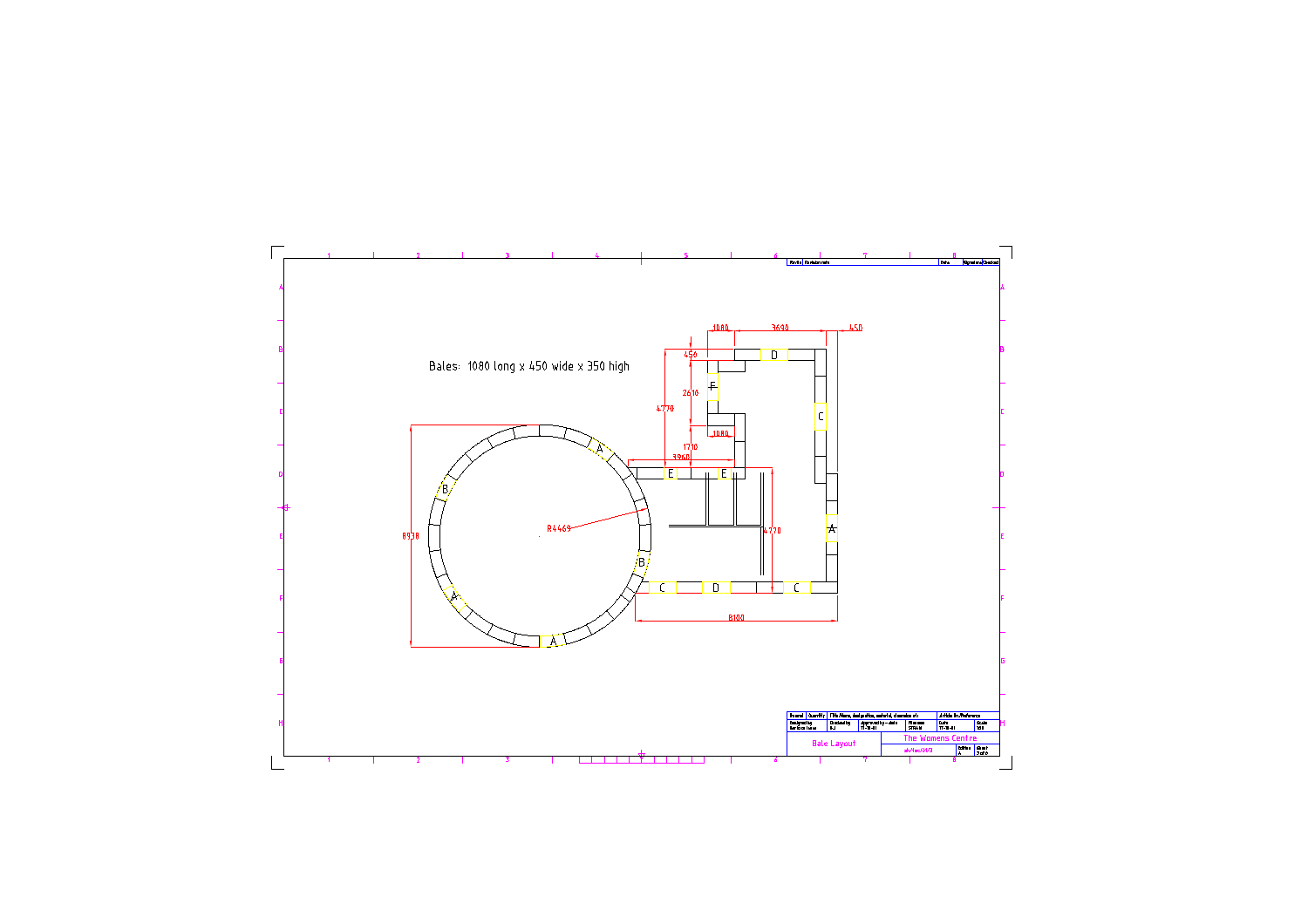Bales: 1080 long x 450 wide x 350 high

Bale Layout

The Womens Centre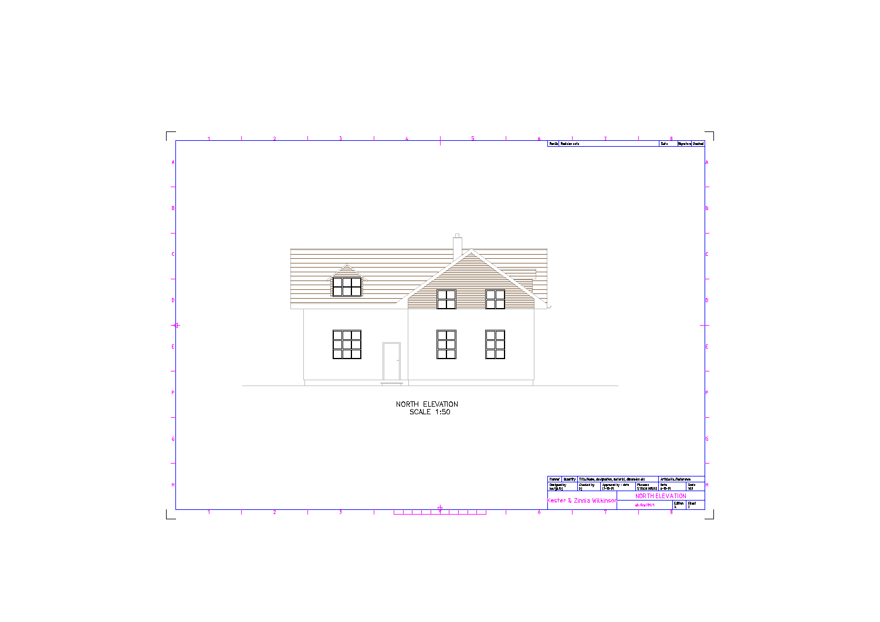NORTH ELEVATION
SCALE 1:50

| Revis | Revision note | Date | Signature | Checked |
|---|---|---|---|---|

| Itemref | Quantity | Title/Name, designation, material, dimension etc | | Article No./Reference | |
|---|---|---|---|---|---|
| Designed by kw/jb/bj | Checked by bj | Approved by - date 13-10-11 | Filename STRAW HOUSE | Date 6-10-11 | Scale 1:50 |
| Kester & Zinnia Wilkinson | | NORTH ELEVATION | | | |
| | | sh/nw/01/1 | | Edition A | Sheet 1 |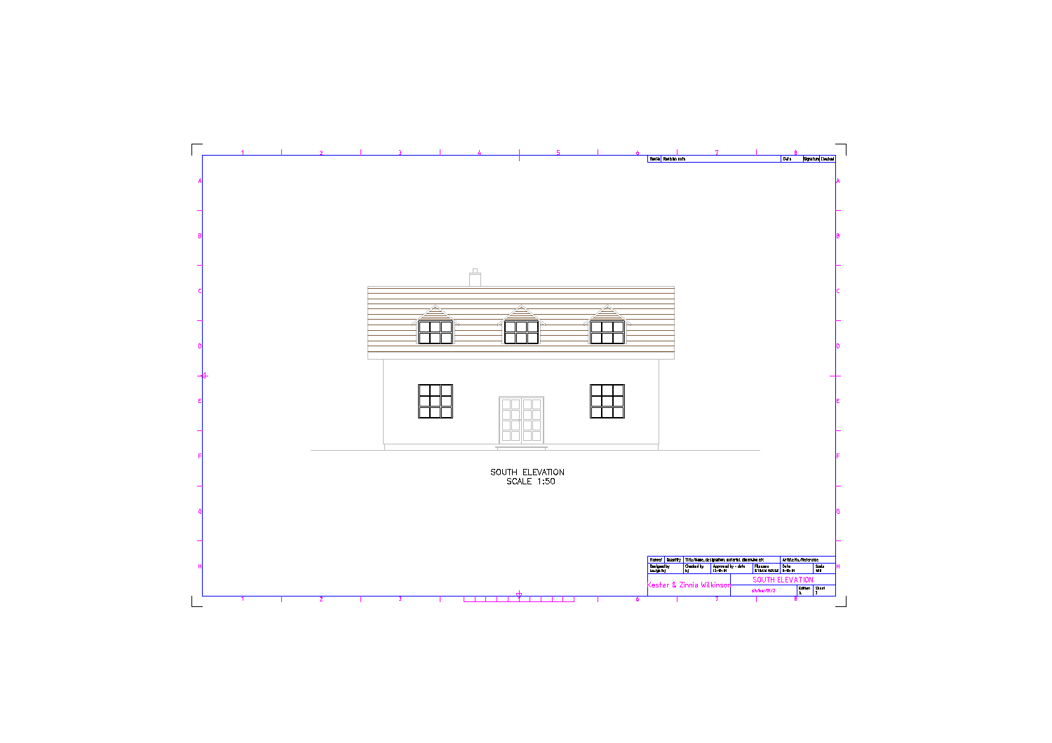SOUTH ELEVATION
SCALE 1:50

| Revisions | Revision note | Date | Signature | Checked |
|---|---|---|---|---|

| Itemref | Quantity | Title/Name, designation, material, dimension etc | | Article No./Reference | |
|---|---|---|---|---|---|
| Designed by<br>kw/gh/bj | Checked by<br>bj | Approved by - date<br>13-10-11 | Filename<br>STRAW HOUSE | Date<br>6-10-11 | Scale<br>1:50 |

Kester & Zinnia Wilkinson

SOUTH ELEVATION

| sh/ke/01/2 | Edition<br>A | Sheet<br>2 |
|---|---|---|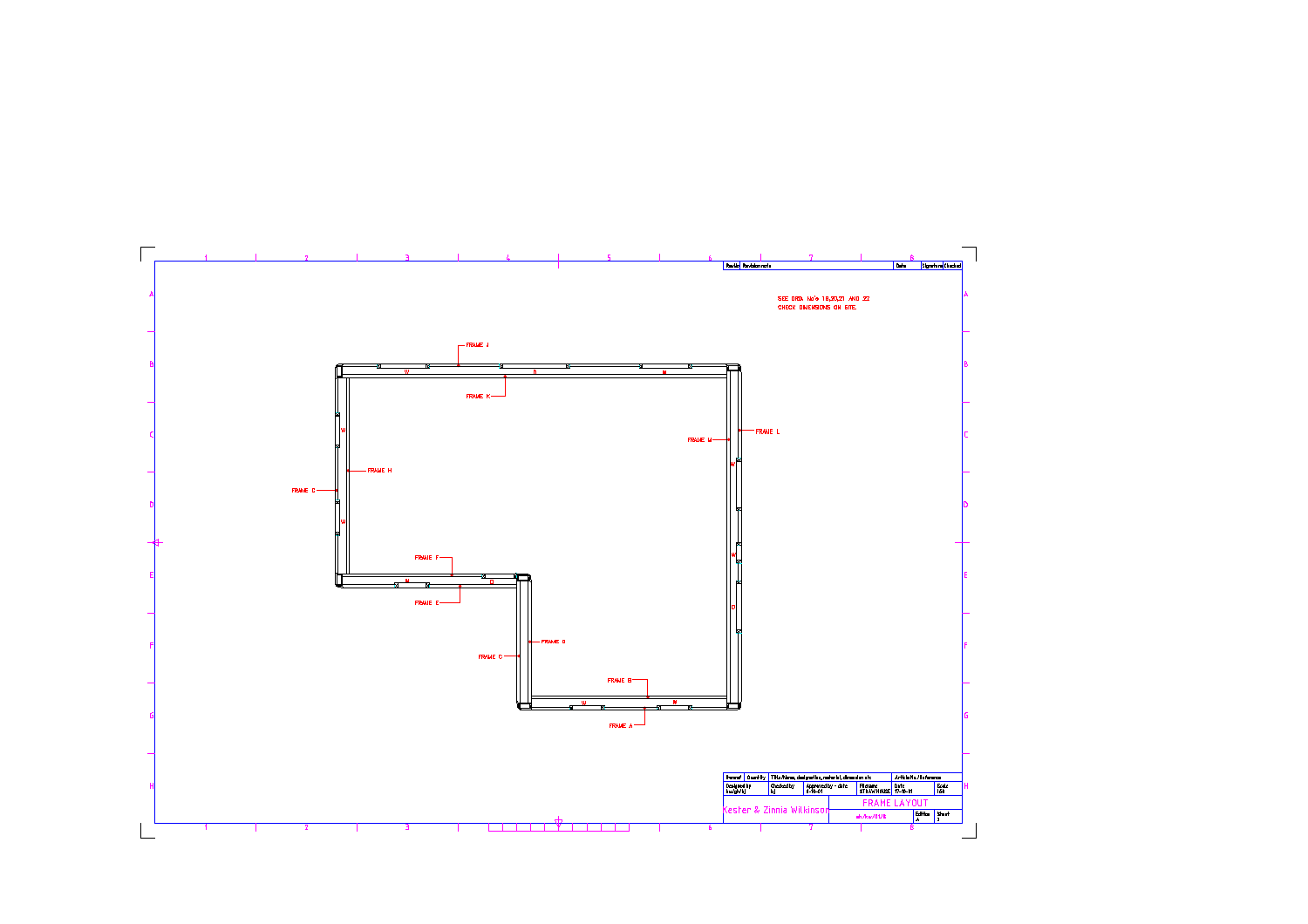SEE DRG. No's 18,20,21 AND 22
CHECK DIMENSIONS ON SITE.

FRAME J

FRAME K

FRAME L

FRAME M

FRAME G

FRAME H

FRAME F

FRAME E

FRAME D

FRAME C

FRAME B

FRAME A

| Rev.No | Revision note | Date | Signature | Checked |
|---|---|---|---|---|

| Item ref | Quantity | Title/Name, designation, material, dimension etc | Article No./Reference | |
|---|---|---|---|---|
| Designed by kw/gh/bj | Checked by bj | Approved by - date 6-10-01 | Filename STRAWHOUSE | Date 17-10-01 | Scale 1:50 |

Kester & Zinnia Wilkinson

FRAME LAYOUT

sh/fss/01/8

| Edition | Sheet |
|---|---|
| A | 1 |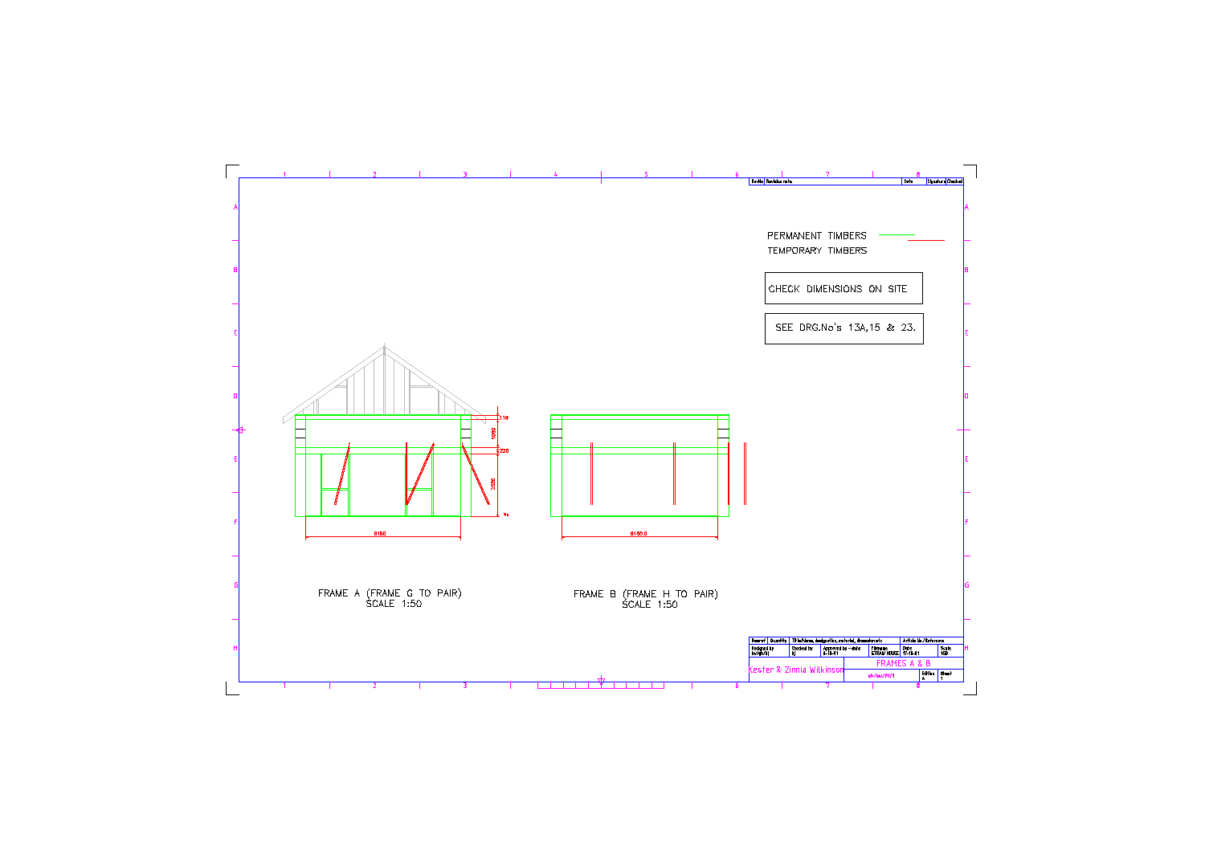PERMANENT TIMBERS

TEMPORARY TIMBERS

CHECK DIMENSIONS ON SITE

SEE DRG.No's 13A,15 & 23.

119

1060

230

2520

6150

FRAME A (FRAME G TO PAIR)
SCALE 1:50

6150.0

FRAME B (FRAME H TO PAIR)
SCALE 1:50

| Rev No | Revision note | Date | Signature | Checked |
|---|---|---|---|---|

| Designed by | Checked by | Approved by - date | Filename | Date | Scale |
|---|---|---|---|---|---|
| kw/gh/lt | bj | 6-15-01 | STRAW HOUSE | 17-15-01 | 1:50 |

Kester & Zinnia Wilkinson

FRAMES A & B

| Edition | Sheet |
|---|---|
| A | 1 |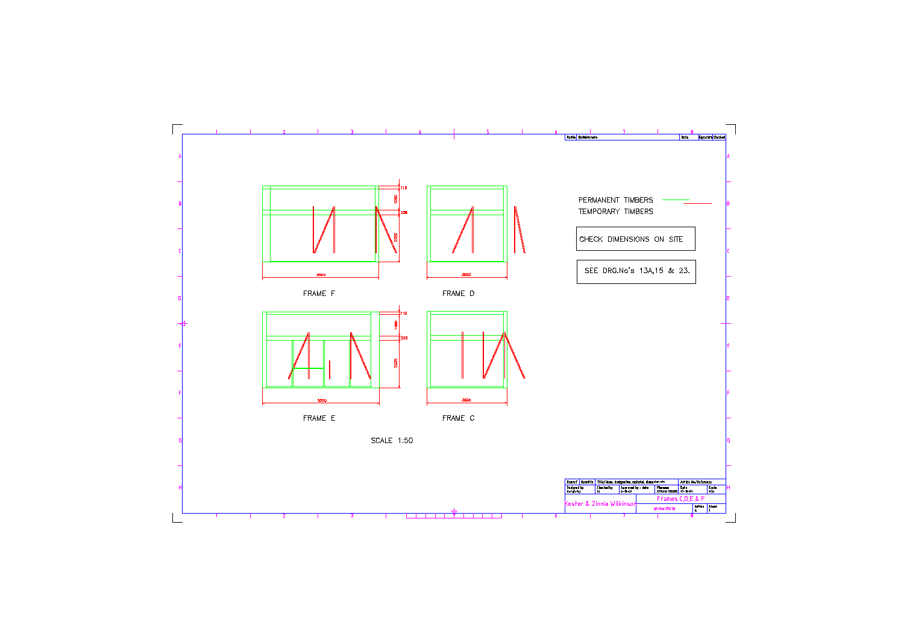| Prefix | Revision note | Date | Signature | Checked |
|---|---|---|---|---|

FRAME F

3500

FRAME D

3650

FRAME E

3500

FRAME C

3650

SCALE 1:50

PERMANENT TIMBERS

TEMPORARY TIMBERS

CHECK DIMENSIONS ON SITE

SEE DRG.No's 13A,15 & 23.

| Designed by | Checked by | Approved by - date | Filename | Date | Scale |
|---|---|---|---|---|---|
| kwilkinson | kl | 6-11-01 | STRAW HOUSE | 17-11-01 | 1:50 |

Kester & Zinnia Wilkinson

Frames C,D,E & F

sh/kw/04/12

| Edition | Sheet |
|---|---|
| A | 1 |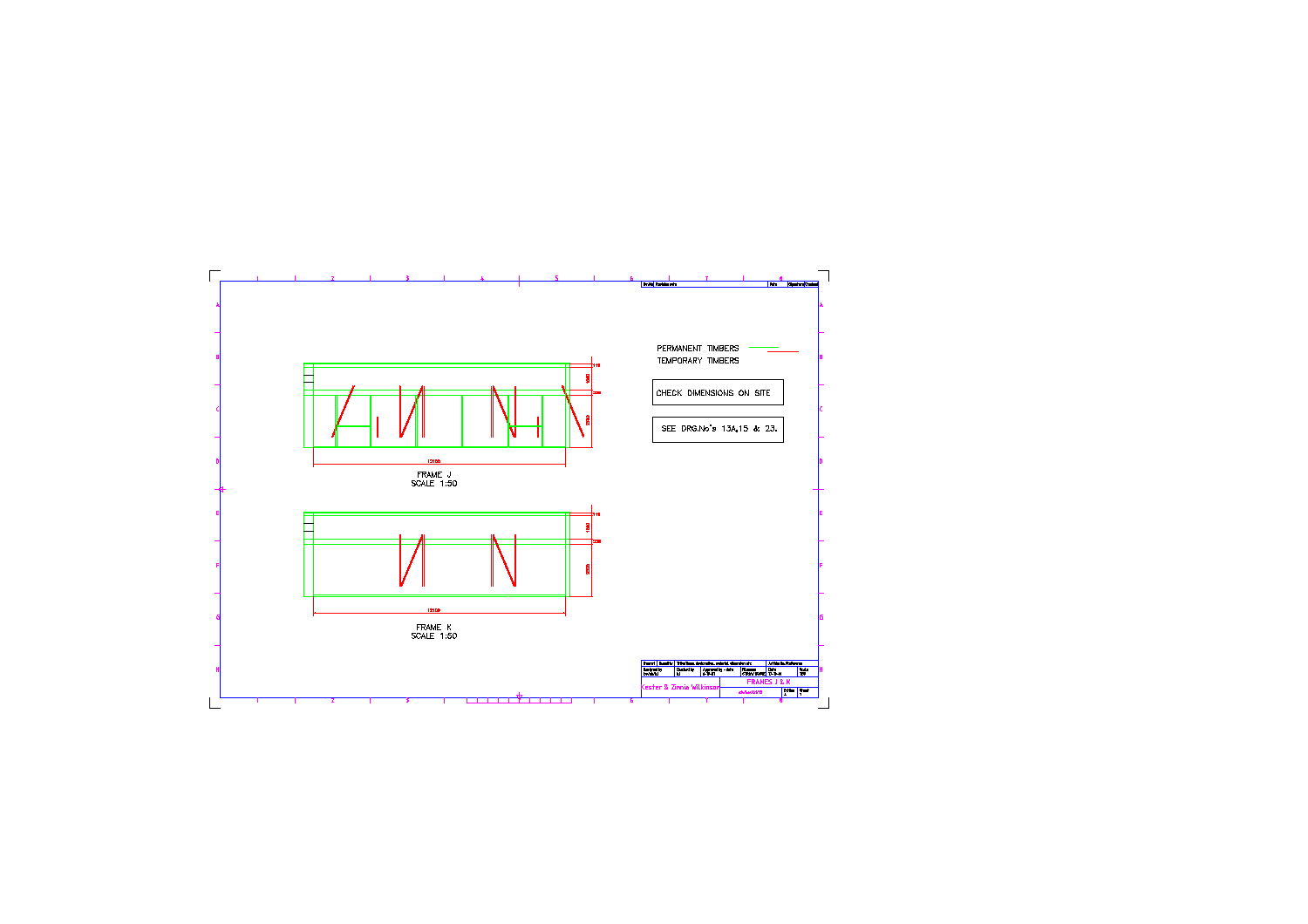PERMANENT TIMBERS

TEMPORARY TIMBERS

CHECK DIMENSIONS ON SITE

SEE DRG.No's 13A,15 & 23.

FRAME J
SCALE 1:50

FRAME K
SCALE 1:50

Kester & Zinnia Wilkinson

FRAMES J & K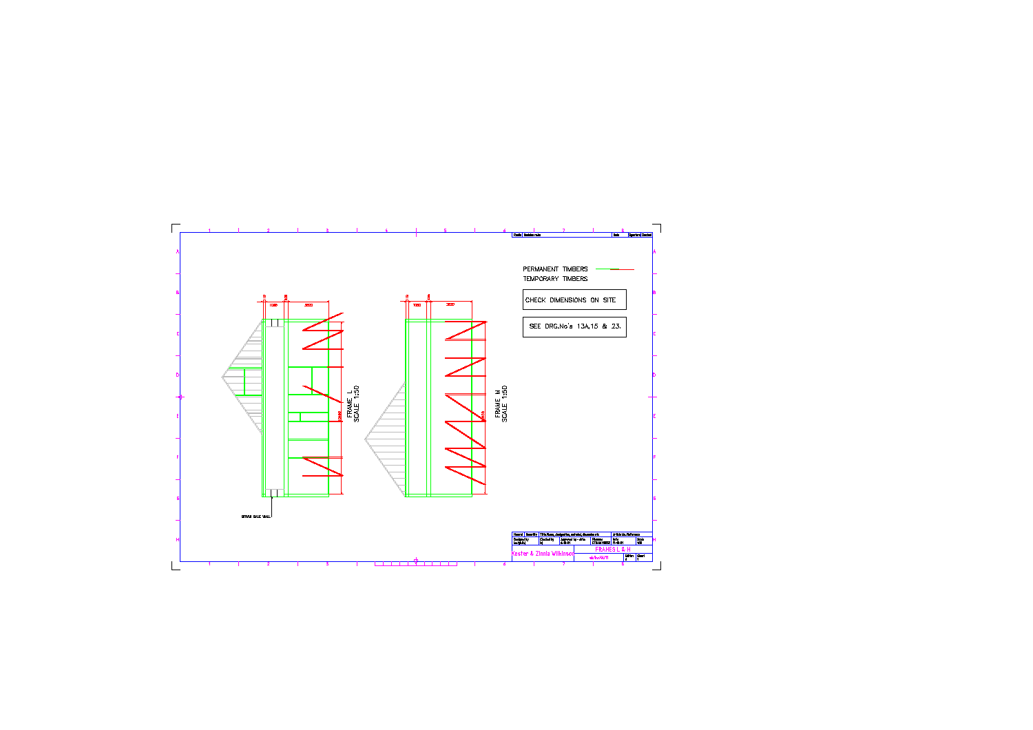PERMANENT TIMBERS

TEMPORARY TIMBERS

CHECK DIMENSIONS ON SITE

SEE DRG.No's 13A,15 & 23.

FRAME L
SCALE 1:50

FRAME M
SCALE 1:50

STRAW BALE WALL

Kester & Zinnia Wilkinson

FRAMES L & M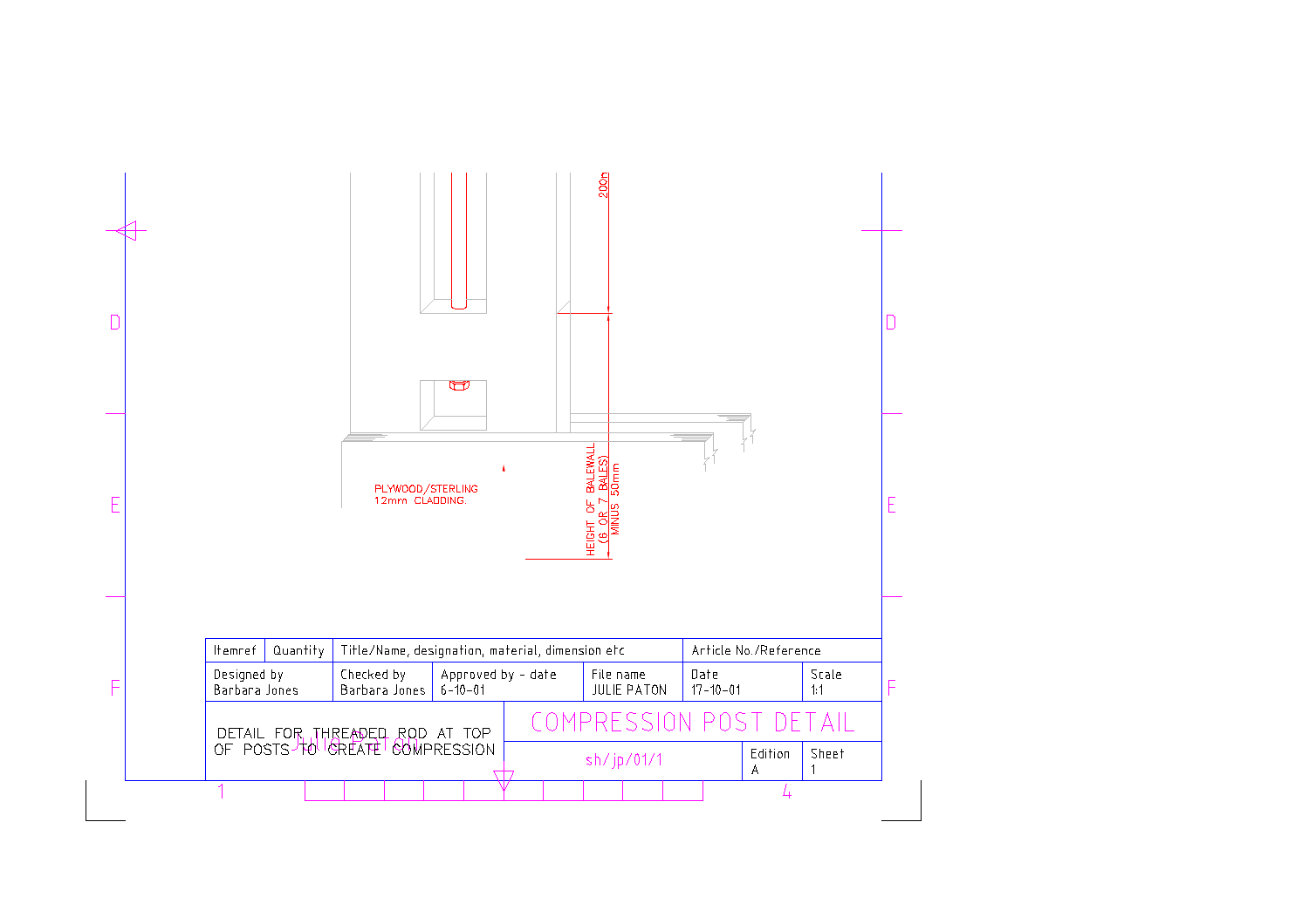200mm

PLYWOOD/STERLING
12mm CLADDING.

HEIGHT OF BALEWALL
(6 OR 7 BALES)
MINUS 50mm

| Itemref | Quantity | Title/Name, designation, material, dimension etc | | Article No./Reference | |
|---|---|---|---|---|---|
| Designed by<br>Barbara Jones | Checked by<br>Barbara Jones | Approved by - date<br>6-10-01 | File name<br>JULIE PATON | Date<br>17-10-01 | Scale<br>1:1 |

| DETAIL FOR THREADED ROD AT TOP OF POSTS TO CREATE COMPRESSION | COMPRESSION POST DETAIL | | |
|---|---|---|---|
| | sh/jp/01/1 | Edition<br>A | Sheet<br>1 |

Julie Paton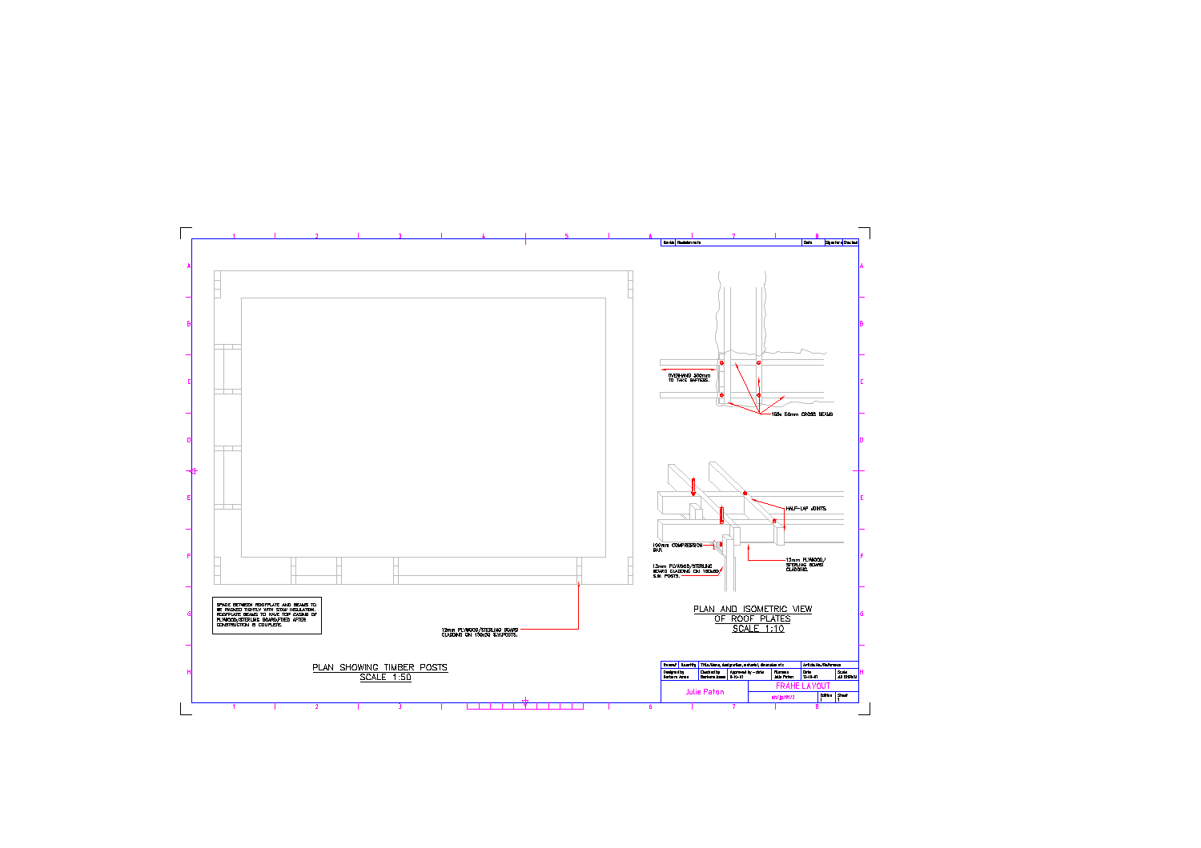SPACE BETWEEN ROOFPLATE AND BEAMS TO BE PACKED TIGHTLY WITH STAW INSULATION. ROOFPLATE BEAMS TO HAVE TOP CASING OF PLYWOOD/STERLING BOARD,FIXED AFTER CONSTRUCTION IS COMPLETE.

19mm PLYWOOD/STERLING BOARD CLADDING ON 150x50 S.W.POSTS.

PLAN SHOWING TIMBER POSTS
SCALE 1:50

OVERHANG 300mm TO TAKE RAFTERS.

150x 50mm CROSS BEAMS

HALF-LAP JOINTS.

100mm COMPRESSION GAP.

12mm PLYWOOD/STERLING BOARD CLADDING ON 150x50 S.W. POSTS.

12mm PLYWOOD/ STERLING BOARD CLADDING.

PLAN AND ISOMETRIC VIEW OF ROOF PLATES
SCALE 1:10

| Revision | Revision note | Date | Signature | Checked |
| --- | --- | --- | --- | --- |

| Itemref | Quantity | Title/Name, designation, material, dimension etc | Article No./Reference |
| --- | --- | --- | --- |

| Designed by | Checked by | Approved by - date | Filename | Date | Scale |
| --- | --- | --- | --- | --- | --- |
| Barbara Amos | Barbara Jones | 6-10-01 | Julie Paton | 13-10-01 | AS SHOWN |

Julie Paton

FRAME LAYOUT

| | Edition | Sheet |
| --- | --- | --- |
| str/jp/01/2 | 1 | 1 |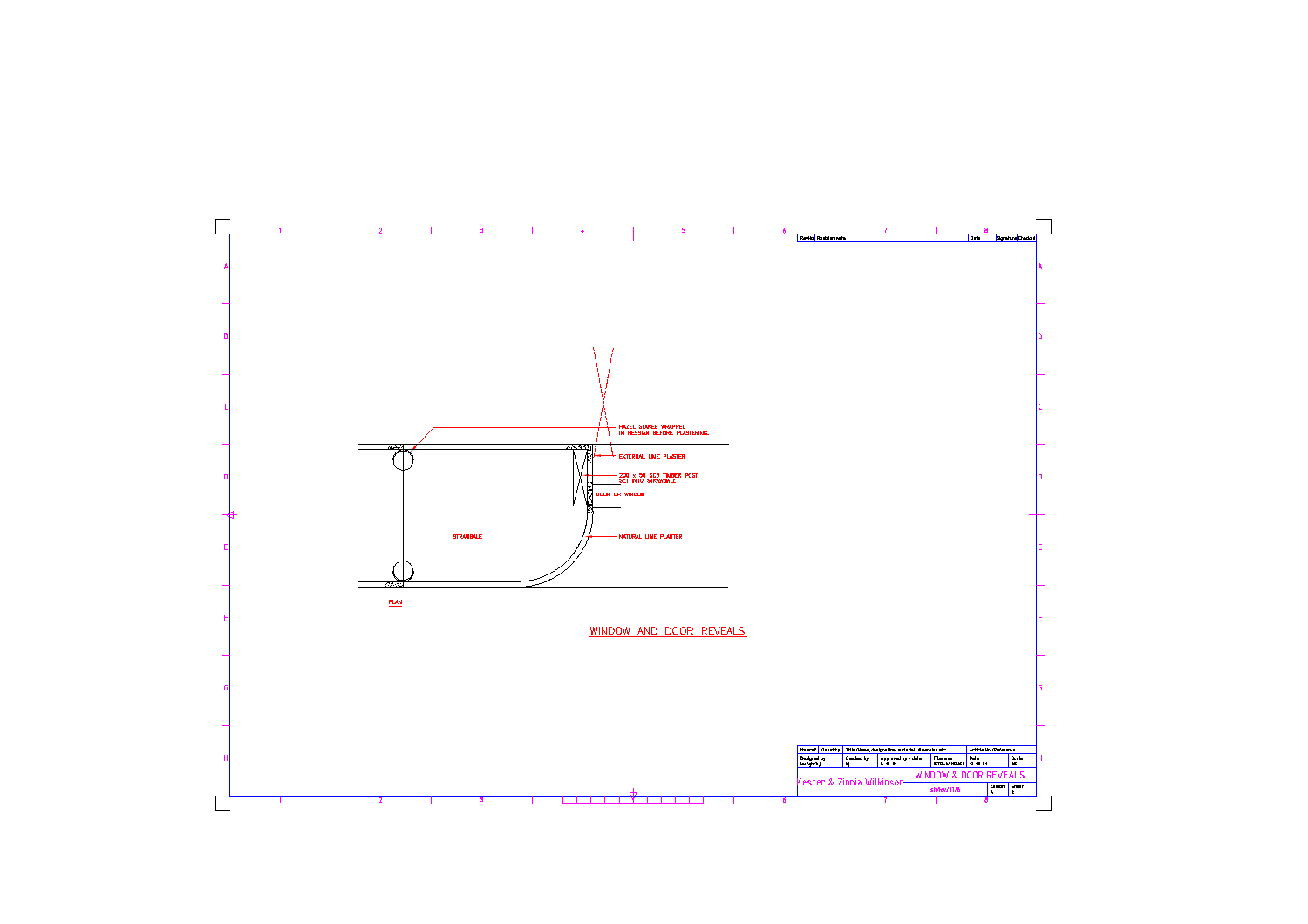HAZEL STAKES WRAPPED IN HESSIAN BEFORE PLASTERING.

EXTERNAL LIME PLASTER

200 x 50 SCJ TIMBER POST SET INTO STRAWBALE

DOOR OR WINDOW

STRAWBALE

NATURAL LIME PLASTER

PLAN

## WINDOW AND DOOR REVEALS

| Rev.No | Revision note | Date | Signature | Checked |
|---|---|---|---|---|

| Item ref | Quantity | Title/Name, designation, material, dimension etc | Article No./Reference | |
|---|---|---|---|---|
| Designed by kw/gh/bj | Checked by bj | Approved by - date 5-10-01 | Filename STRAW HOUSE | Date 12-10-01 | Scale 1:5 |
| Kester & Zinnia Wilkinson | | WINDOW & DOOR REVEALS | | | |
| | | sh/bw/01/5 | | Edition A | Sheet 5 |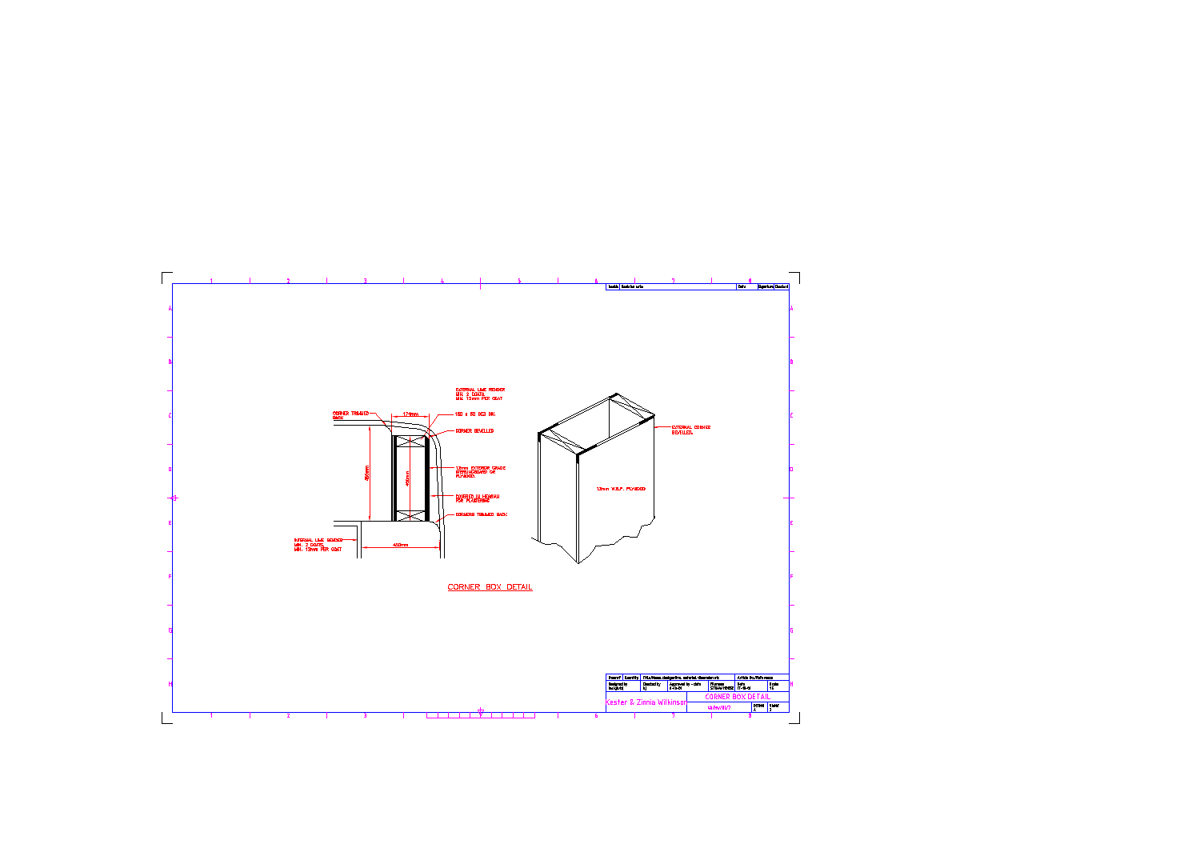EXTERNAL LIME RENDER
MIN. 2 COATS
MIN. 15mm PER COAT

CORNER TRIMMED BACK

174mm

150 x 50 SC3 SW.

CORNER BEVELLED

12mm EXTERIOR GRADE
WEATHERBOARD OR
PLYWOOD

450mm

450mm

COVERED IN HESSIAN
FOR PLASTERING

CORNERS TRIMMED BACK

INTERNAL LIME RENDER
MIN. 2 COATS
MIN. 12mm PER COAT

450mm

EXTERNAL CORNER
BEVELLED

12mm W.B.P. PLYWOOD

## CORNER BOX DETAIL

| Issue | Revision note | Date | Signature | Checked |
|---|---|---|---|---|
| | | | | |

| Itemref | Quantity | Title/Name, designation, material, dimension etc | | Article No./Reference | |
|---|---|---|---|---|---|
| Designed by<br>BeLightful | Checked by<br>KJ | Approved by - date<br>4-10-04 | Filename<br>STRAWHINGE | Date<br>17-10-04 | Scale<br>1:5 |
| Kester & Zinnia Wilkinson | | | CORNER BOX DETAIL | | |
| | | | SB/04/SB/7 | Edition<br>A | Sheet<br>1 |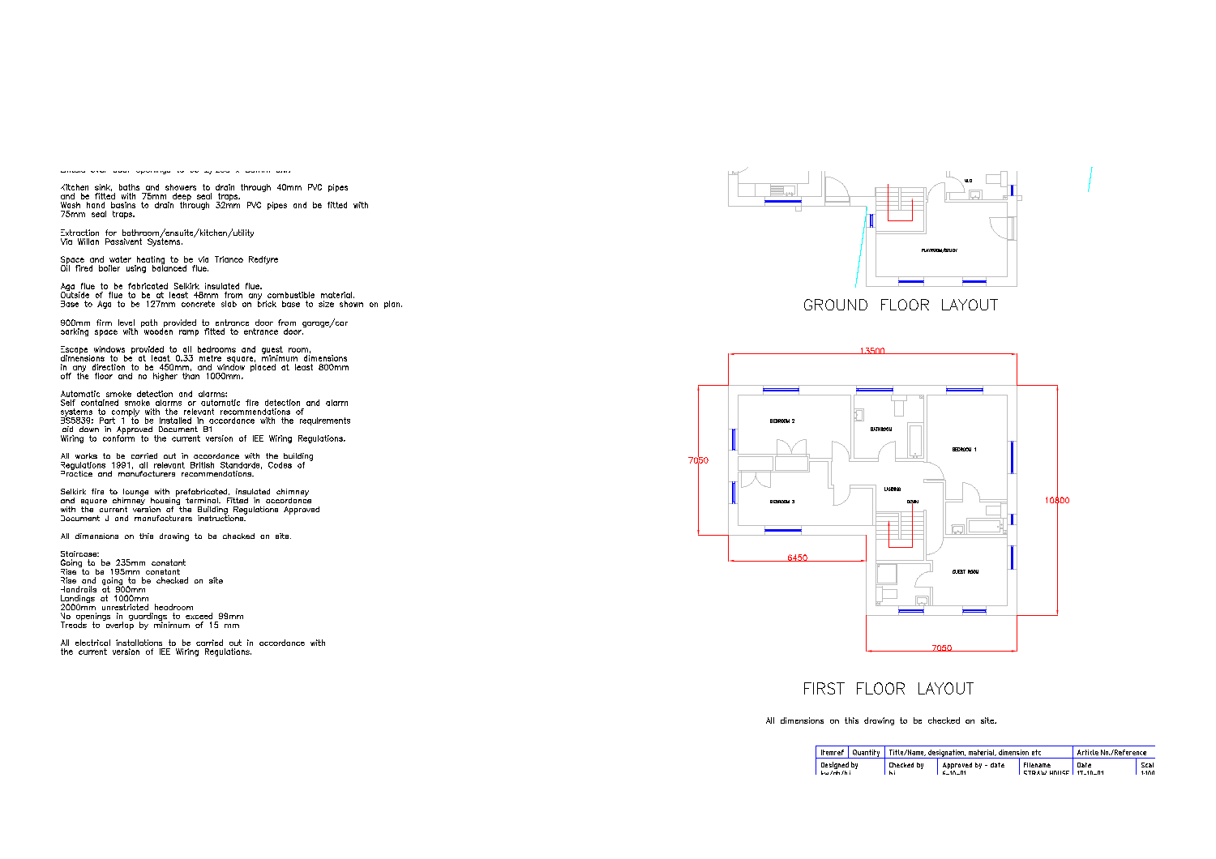Kitchen sink, baths and showers to drain through 40mm PVC pipes and be fitted with 75mm deep seal traps.
Wash hand basins to drain through 32mm PVC pipes and be fitted with 75mm seal traps.

Extraction for bathroom/ensuite/kitchen/utility
Via Willan Passivent Systems.

Space and water heating to be via Trianco Redfyre
Oil fired boiler using balanced flue.

Aga flue to be fabricated Selkirk insulated flue.
Outside of flue to be at least 48mm from any combustible material.
Base to Aga to be 127mm concrete slab on brick base to size shown on plan.

900mm firm level path provided to entrance door from garage/car parking space with wooden ramp fitted to entrance door.

Escape windows provided to all bedrooms and guest room, dimensions to be at least 0.33 metre square, minimum dimensions in any direction to be 450mm, and window placed at least 800mm off the floor and no higher than 1000mm.

Automatic smoke detection and alarms:
Self contained smoke alarms or automatic fire detection and alarm systems to comply with the relevant recommendations of BS5839: Part 1 to be installed in accordance with the requirements laid down in Approved Document B1
Wiring to conform to the current version of IEE Wiring Regulations.

All works to be carried out in accordance with the building Regulations 1991, all relevant British Standards, Codes of Practice and manufacturers recommendations.

Selkirk fire to lounge with prefabricated, insulated chimney and square chimney housing terminal. Fitted in accordance with the current version of the Building Regulations Approved Document J and manufacturers instructions.

All dimensions on this drawing to be checked on site.

Staircase:
Going to be 235mm constant
Rise to be 195mm constant
Rise and going to be checked on site
Handrails at 900mm
Landings at 1000mm
2000mm unrestricted headroom
No openings in guardings to exceed 99mm
Treads to overlap by minimum of 15 mm

All electrical installations to be carried out in accordance with the current version of IEE Wiring Regulations.

WC

PLAYROOM/STUDY

GROUND FLOOR LAYOUT

13500

7050

BEDROOM 2

BATHROOM

BEDROOM 1

LANDING

DOWN

BEDROOM 3

GUEST ROOM

10800

6450

7050

FIRST FLOOR LAYOUT

All dimensions on this drawing to be checked on site.

| Itemref | Quantity | Title/Name, designation, material, dimension etc | | Article No./Reference | |
|---|---|---|---|---|---|
| Designed by kw/pb/bj | | Checked by bj | Approved by - date 6-10-01 | Filename STRAW HOUSE | Date 17-10-01 | Scale 1:100 |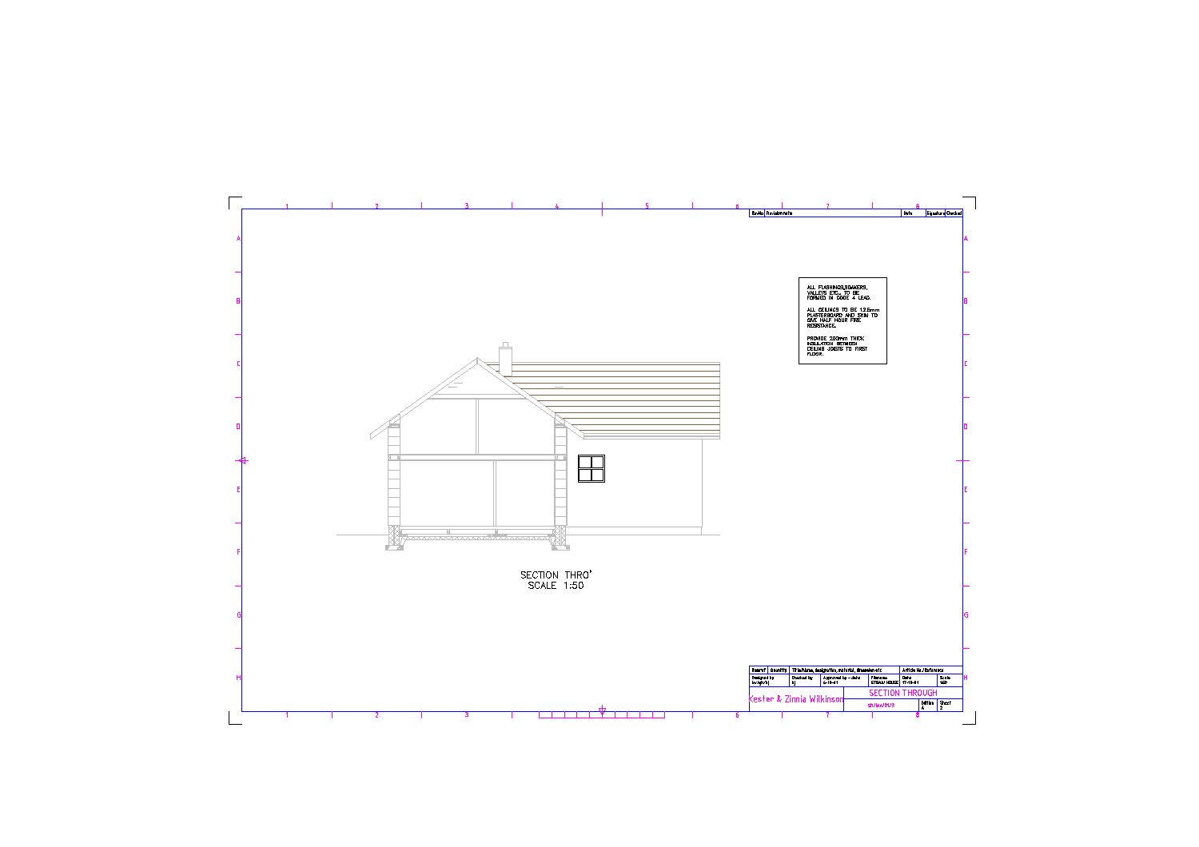ALL FLASHINGS,SOAKERS, VALLEYS ETC., TO BE FORMED IN CODE 4 LEAD.

ALL CEILINGS TO BE 12.5mm PLASTERBOARD AND SKIN TO GIVE HALF HOUR FIRE RESISTANCE.

PROVIDE 200mm THICK INSULATION BETWEEN CEILING JOISTS TO FIRST FLOOR.

SECTION THRO'
SCALE 1:50

| Rev.No | Revision note | Date | Signature | Checked |
| --- | --- | --- | --- | --- |

| Itemref | Quantity | Title/Name, designation, material, dimension etc | Article No./Reference |
| --- | --- | --- | --- |
| Designed by kw/ght/bj | Checked by bj | Approved by - date 6-10-01 | Filename STREAM HOUSE |
| Date 17-10-01 | Scale 1:50 | | |

Kester & Zinnia Wilkinson

SECTION THROUGH

sh/kw/01/3

| Edition | Sheet |
| --- | --- |
| A | 2 |